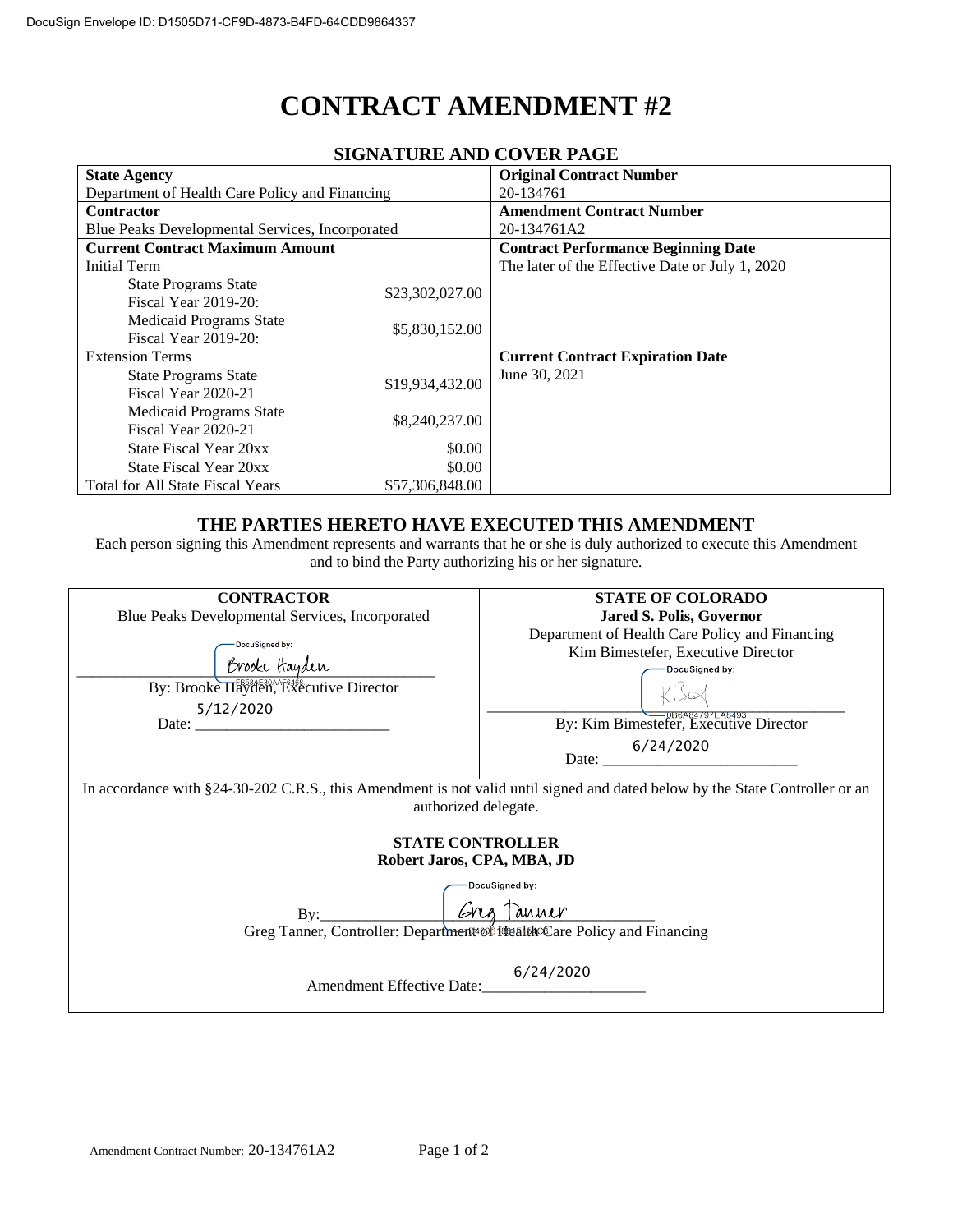DocuSign Envelope ID: D1505D71-CF9D-4873-B4FD-64CDD9864337

# CONTRACT AMENDMENT #2

## SIGNATURE AND COVER PAGE

| **State Agency** | | **Original Contract Number** |
|---|---|---|
| Department of Health Care Policy and Financing | | 20-134761 |
| **Contractor** | | **Amendment Contract Number** |
| Blue Peaks Developmental Services, Incorporated | | 20-134761A2 |
| **Current Contract Maximum Amount** | | **Contract Performance Beginning Date** |
| Initial Term | | The later of the Effective Date or July 1, 2020 |
| State Programs State Fiscal Year 2019-20: | $23,302,027.00 | |
| Medicaid Programs State Fiscal Year 2019-20: | $5,830,152.00 | |
| Extension Terms | | **Current Contract Expiration Date** |
| State Programs State Fiscal Year 2020-21 | $19,934,432.00 | June 30, 2021 |
| Medicaid Programs State Fiscal Year 2020-21 | $8,240,237.00 | |
| State Fiscal Year 20xx | $0.00 | |
| State Fiscal Year 20xx | $0.00 | |
| Total for All State Fiscal Years | $57,306,848.00 | |

### THE PARTIES HERETO HAVE EXECUTED THIS AMENDMENT

Each person signing this Amendment represents and warrants that he or she is duly authorized to execute this Amendment and to bind the Party authorizing his or her signature.

| **CONTRACTOR** | **STATE OF COLORADO** |
|---|---|
| Blue Peaks Developmental Services, Incorporated | **Jared S. Polis, Governor** |
| | Department of Health Care Policy and Financing |
| | Kim Bimestefer, Executive Director |
| DocuSigned by: Brooke Hayden | DocuSigned by: KB |
| By: Brooke Hayden, Executive Director | By: Kim Bimestefer, Executive Director |
| Date: 5/12/2020 | Date: 6/24/2020 |

In accordance with §24-30-202 C.R.S., this Amendment is not valid until signed and dated below by the State Controller or an authorized delegate.

**STATE CONTROLLER**
**Robert Jaros, CPA, MBA, JD**

DocuSigned by: Greg Tanner

By: Greg Tanner, Controller: Department of Health Care Policy and Financing

Amendment Effective Date: 6/24/2020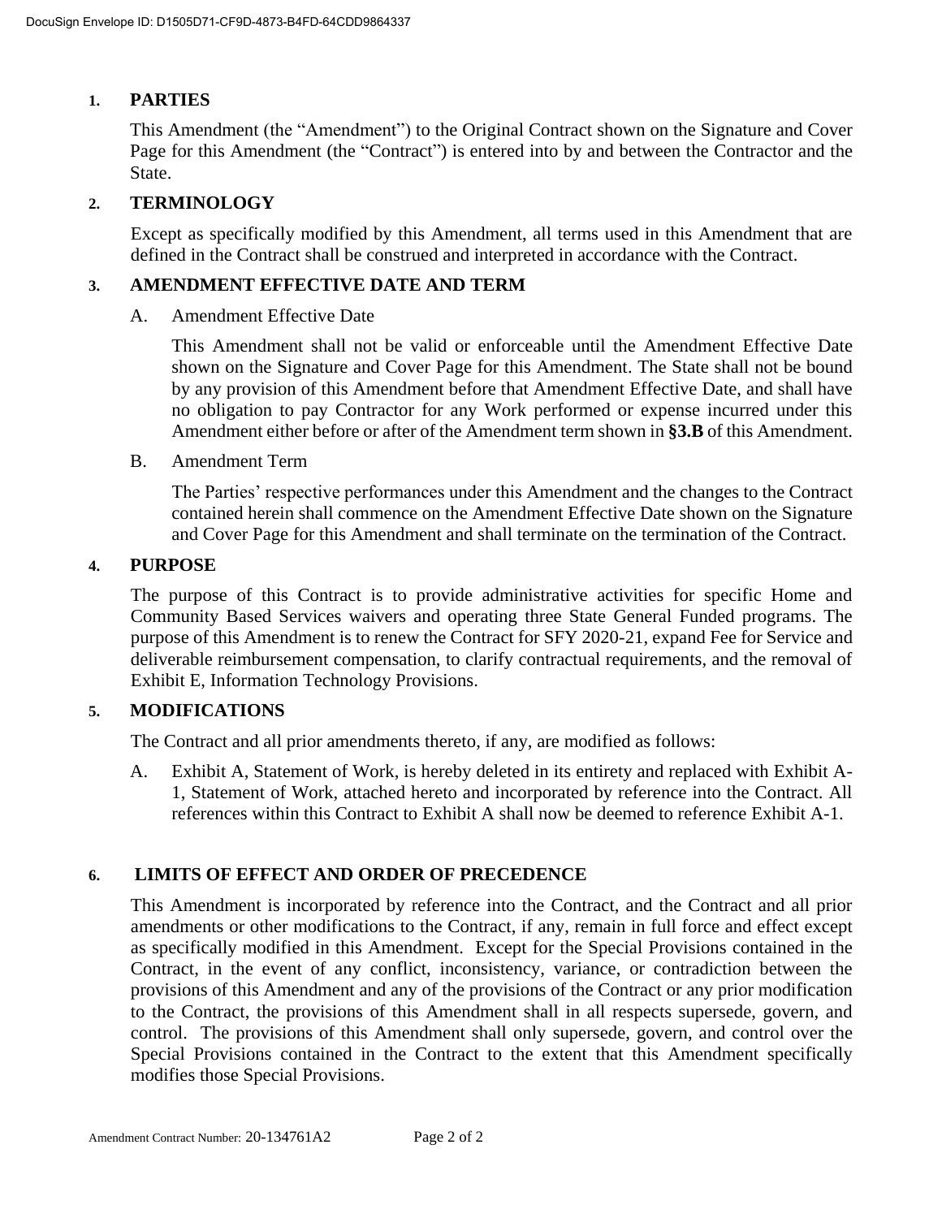## 1. PARTIES

This Amendment (the "Amendment") to the Original Contract shown on the Signature and Cover Page for this Amendment (the "Contract") is entered into by and between the Contractor and the State.

## 2. TERMINOLOGY

Except as specifically modified by this Amendment, all terms used in this Amendment that are defined in the Contract shall be construed and interpreted in accordance with the Contract.

## 3. AMENDMENT EFFECTIVE DATE AND TERM

A. Amendment Effective Date

This Amendment shall not be valid or enforceable until the Amendment Effective Date shown on the Signature and Cover Page for this Amendment. The State shall not be bound by any provision of this Amendment before that Amendment Effective Date, and shall have no obligation to pay Contractor for any Work performed or expense incurred under this Amendment either before or after of the Amendment term shown in **§3.B** of this Amendment.

B. Amendment Term

The Parties' respective performances under this Amendment and the changes to the Contract contained herein shall commence on the Amendment Effective Date shown on the Signature and Cover Page for this Amendment and shall terminate on the termination of the Contract.

## 4. PURPOSE

The purpose of this Contract is to provide administrative activities for specific Home and Community Based Services waivers and operating three State General Funded programs. The purpose of this Amendment is to renew the Contract for SFY 2020-21, expand Fee for Service and deliverable reimbursement compensation, to clarify contractual requirements, and the removal of Exhibit E, Information Technology Provisions.

## 5. MODIFICATIONS

The Contract and all prior amendments thereto, if any, are modified as follows:

A. Exhibit A, Statement of Work, is hereby deleted in its entirety and replaced with Exhibit A-1, Statement of Work, attached hereto and incorporated by reference into the Contract. All references within this Contract to Exhibit A shall now be deemed to reference Exhibit A-1.

## 6. LIMITS OF EFFECT AND ORDER OF PRECEDENCE

This Amendment is incorporated by reference into the Contract, and the Contract and all prior amendments or other modifications to the Contract, if any, remain in full force and effect except as specifically modified in this Amendment. Except for the Special Provisions contained in the Contract, in the event of any conflict, inconsistency, variance, or contradiction between the provisions of this Amendment and any of the provisions of the Contract or any prior modification to the Contract, the provisions of this Amendment shall in all respects supersede, govern, and control. The provisions of this Amendment shall only supersede, govern, and control over the Special Provisions contained in the Contract to the extent that this Amendment specifically modifies those Special Provisions.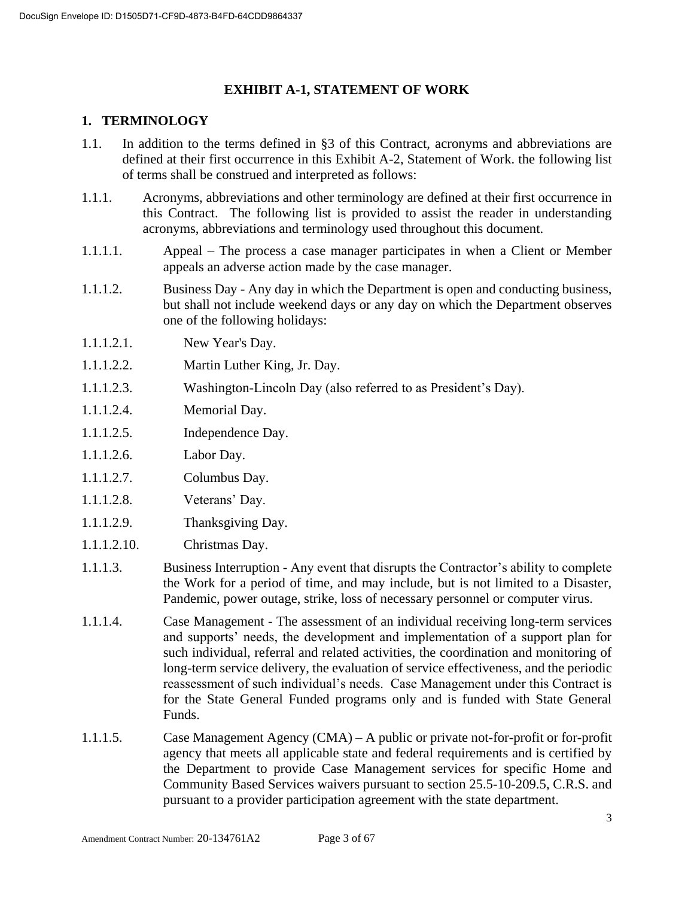## EXHIBIT A-1, STATEMENT OF WORK

### 1. TERMINOLOGY

1.1. In addition to the terms defined in §3 of this Contract, acronyms and abbreviations are defined at their first occurrence in this Exhibit A-2, Statement of Work. the following list of terms shall be construed and interpreted as follows:

1.1.1. Acronyms, abbreviations and other terminology are defined at their first occurrence in this Contract. The following list is provided to assist the reader in understanding acronyms, abbreviations and terminology used throughout this document.

1.1.1.1. Appeal – The process a case manager participates in when a Client or Member appeals an adverse action made by the case manager.

1.1.1.2. Business Day - Any day in which the Department is open and conducting business, but shall not include weekend days or any day on which the Department observes one of the following holidays:

1.1.1.2.1. New Year's Day.

1.1.1.2.2. Martin Luther King, Jr. Day.

1.1.1.2.3. Washington-Lincoln Day (also referred to as President's Day).

1.1.1.2.4. Memorial Day.

1.1.1.2.5. Independence Day.

1.1.1.2.6. Labor Day.

1.1.1.2.7. Columbus Day.

1.1.1.2.8. Veterans' Day.

1.1.1.2.9. Thanksgiving Day.

1.1.1.2.10. Christmas Day.

1.1.1.3. Business Interruption - Any event that disrupts the Contractor's ability to complete the Work for a period of time, and may include, but is not limited to a Disaster, Pandemic, power outage, strike, loss of necessary personnel or computer virus.

1.1.1.4. Case Management - The assessment of an individual receiving long-term services and supports' needs, the development and implementation of a support plan for such individual, referral and related activities, the coordination and monitoring of long-term service delivery, the evaluation of service effectiveness, and the periodic reassessment of such individual's needs. Case Management under this Contract is for the State General Funded programs only and is funded with State General Funds.

1.1.1.5. Case Management Agency (CMA) – A public or private not-for-profit or for-profit agency that meets all applicable state and federal requirements and is certified by the Department to provide Case Management services for specific Home and Community Based Services waivers pursuant to section 25.5-10-209.5, C.R.S. and pursuant to a provider participation agreement with the state department.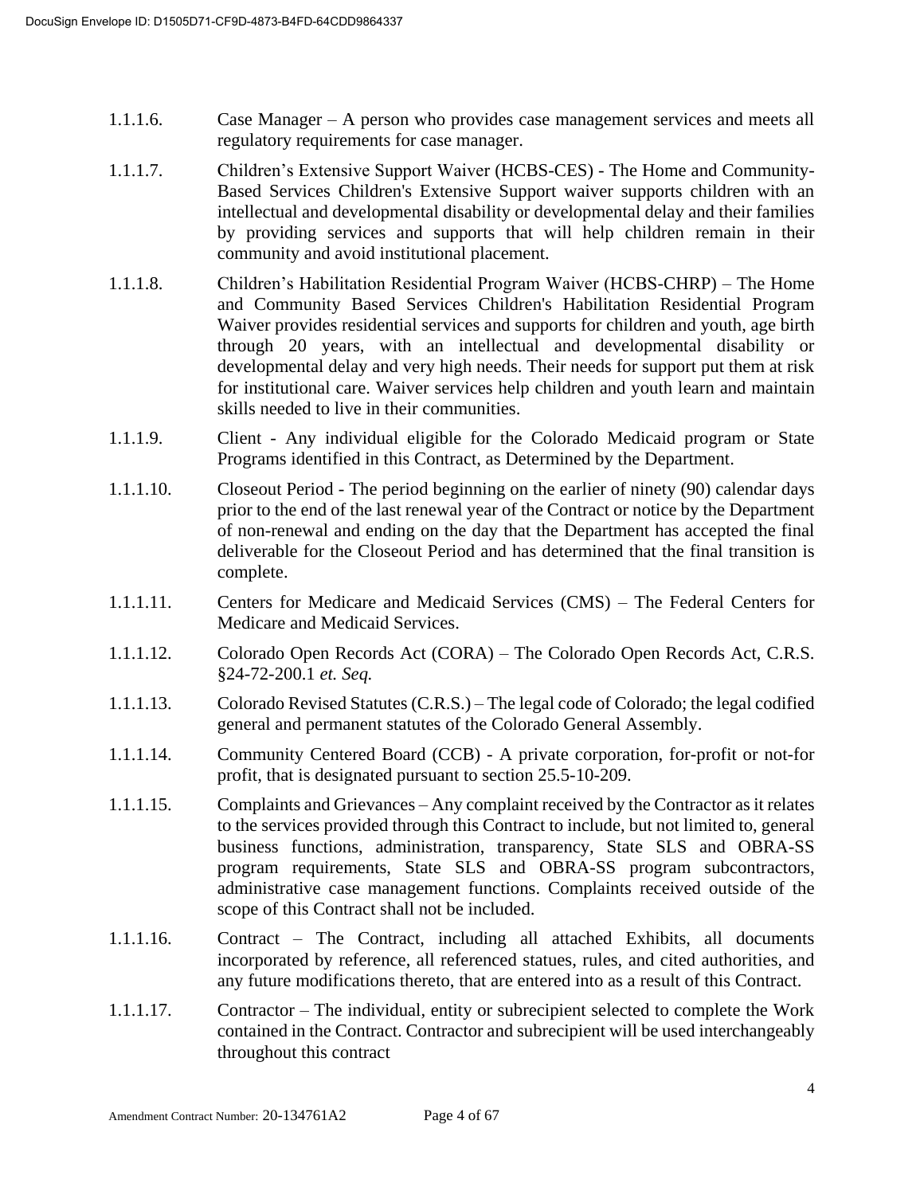1.1.1.6. Case Manager – A person who provides case management services and meets all regulatory requirements for case manager.

1.1.1.7. Children's Extensive Support Waiver (HCBS-CES) - The Home and Community-Based Services Children's Extensive Support waiver supports children with an intellectual and developmental disability or developmental delay and their families by providing services and supports that will help children remain in their community and avoid institutional placement.

1.1.1.8. Children's Habilitation Residential Program Waiver (HCBS-CHRP) – The Home and Community Based Services Children's Habilitation Residential Program Waiver provides residential services and supports for children and youth, age birth through 20 years, with an intellectual and developmental disability or developmental delay and very high needs. Their needs for support put them at risk for institutional care. Waiver services help children and youth learn and maintain skills needed to live in their communities.

1.1.1.9. Client - Any individual eligible for the Colorado Medicaid program or State Programs identified in this Contract, as Determined by the Department.

1.1.1.10. Closeout Period - The period beginning on the earlier of ninety (90) calendar days prior to the end of the last renewal year of the Contract or notice by the Department of non-renewal and ending on the day that the Department has accepted the final deliverable for the Closeout Period and has determined that the final transition is complete.

1.1.1.11. Centers for Medicare and Medicaid Services (CMS) – The Federal Centers for Medicare and Medicaid Services.

1.1.1.12. Colorado Open Records Act (CORA) – The Colorado Open Records Act, C.R.S. §24-72-200.1 *et. Seq.*

1.1.1.13. Colorado Revised Statutes (C.R.S.) – The legal code of Colorado; the legal codified general and permanent statutes of the Colorado General Assembly.

1.1.1.14. Community Centered Board (CCB) - A private corporation, for-profit or not-for profit, that is designated pursuant to section 25.5-10-209.

1.1.1.15. Complaints and Grievances – Any complaint received by the Contractor as it relates to the services provided through this Contract to include, but not limited to, general business functions, administration, transparency, State SLS and OBRA-SS program requirements, State SLS and OBRA-SS program subcontractors, administrative case management functions. Complaints received outside of the scope of this Contract shall not be included.

1.1.1.16. Contract – The Contract, including all attached Exhibits, all documents incorporated by reference, all referenced statues, rules, and cited authorities, and any future modifications thereto, that are entered into as a result of this Contract.

1.1.1.17. Contractor – The individual, entity or subrecipient selected to complete the Work contained in the Contract. Contractor and subrecipient will be used interchangeably throughout this contract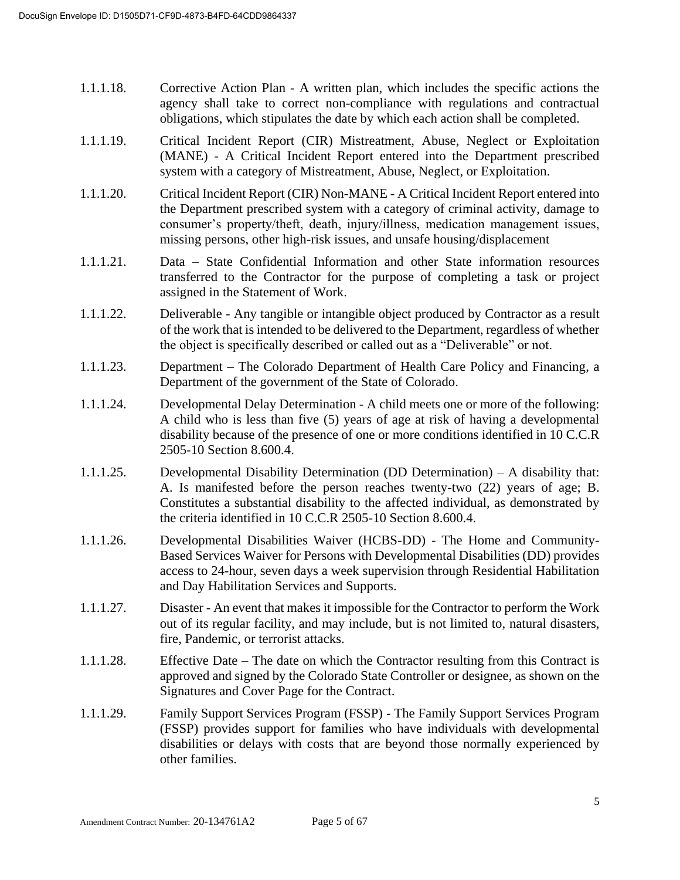1.1.1.18. Corrective Action Plan - A written plan, which includes the specific actions the agency shall take to correct non-compliance with regulations and contractual obligations, which stipulates the date by which each action shall be completed.

1.1.1.19. Critical Incident Report (CIR) Mistreatment, Abuse, Neglect or Exploitation (MANE) - A Critical Incident Report entered into the Department prescribed system with a category of Mistreatment, Abuse, Neglect, or Exploitation.

1.1.1.20. Critical Incident Report (CIR) Non-MANE - A Critical Incident Report entered into the Department prescribed system with a category of criminal activity, damage to consumer's property/theft, death, injury/illness, medication management issues, missing persons, other high-risk issues, and unsafe housing/displacement

1.1.1.21. Data – State Confidential Information and other State information resources transferred to the Contractor for the purpose of completing a task or project assigned in the Statement of Work.

1.1.1.22. Deliverable - Any tangible or intangible object produced by Contractor as a result of the work that is intended to be delivered to the Department, regardless of whether the object is specifically described or called out as a "Deliverable" or not.

1.1.1.23. Department – The Colorado Department of Health Care Policy and Financing, a Department of the government of the State of Colorado.

1.1.1.24. Developmental Delay Determination - A child meets one or more of the following: A child who is less than five (5) years of age at risk of having a developmental disability because of the presence of one or more conditions identified in 10 C.C.R 2505-10 Section 8.600.4.

1.1.1.25. Developmental Disability Determination (DD Determination) – A disability that: A. Is manifested before the person reaches twenty-two (22) years of age; B. Constitutes a substantial disability to the affected individual, as demonstrated by the criteria identified in 10 C.C.R 2505-10 Section 8.600.4.

1.1.1.26. Developmental Disabilities Waiver (HCBS-DD) - The Home and Community-Based Services Waiver for Persons with Developmental Disabilities (DD) provides access to 24-hour, seven days a week supervision through Residential Habilitation and Day Habilitation Services and Supports.

1.1.1.27. Disaster - An event that makes it impossible for the Contractor to perform the Work out of its regular facility, and may include, but is not limited to, natural disasters, fire, Pandemic, or terrorist attacks.

1.1.1.28. Effective Date – The date on which the Contractor resulting from this Contract is approved and signed by the Colorado State Controller or designee, as shown on the Signatures and Cover Page for the Contract.

1.1.1.29. Family Support Services Program (FSSP) - The Family Support Services Program (FSSP) provides support for families who have individuals with developmental disabilities or delays with costs that are beyond those normally experienced by other families.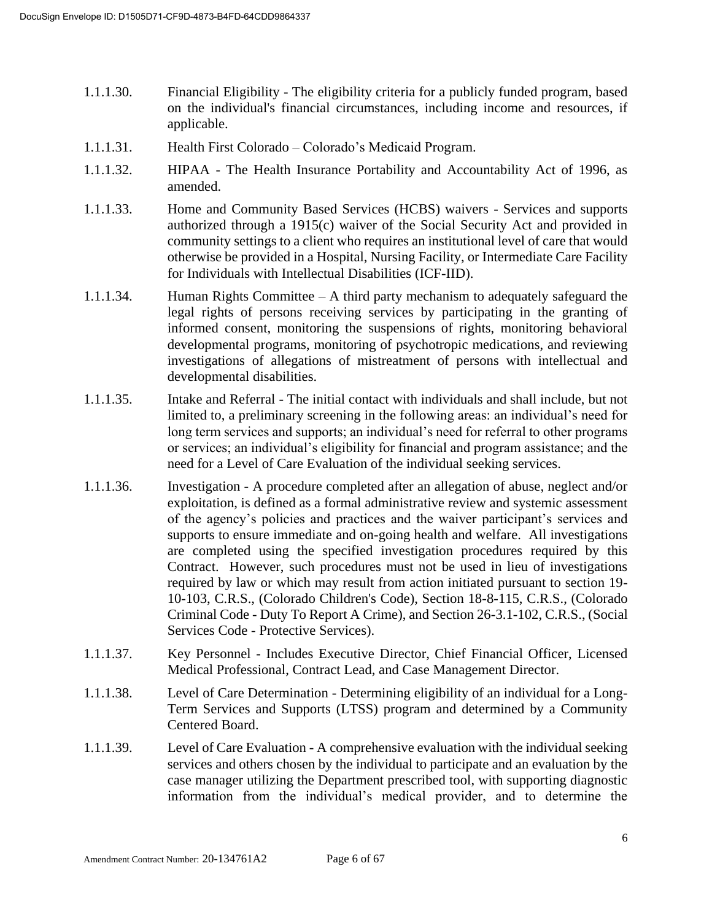1.1.1.30. Financial Eligibility - The eligibility criteria for a publicly funded program, based on the individual's financial circumstances, including income and resources, if applicable.

1.1.1.31. Health First Colorado – Colorado's Medicaid Program.

1.1.1.32. HIPAA - The Health Insurance Portability and Accountability Act of 1996, as amended.

1.1.1.33. Home and Community Based Services (HCBS) waivers - Services and supports authorized through a 1915(c) waiver of the Social Security Act and provided in community settings to a client who requires an institutional level of care that would otherwise be provided in a Hospital, Nursing Facility, or Intermediate Care Facility for Individuals with Intellectual Disabilities (ICF-IID).

1.1.1.34. Human Rights Committee – A third party mechanism to adequately safeguard the legal rights of persons receiving services by participating in the granting of informed consent, monitoring the suspensions of rights, monitoring behavioral developmental programs, monitoring of psychotropic medications, and reviewing investigations of allegations of mistreatment of persons with intellectual and developmental disabilities.

1.1.1.35. Intake and Referral - The initial contact with individuals and shall include, but not limited to, a preliminary screening in the following areas: an individual's need for long term services and supports; an individual's need for referral to other programs or services; an individual's eligibility for financial and program assistance; and the need for a Level of Care Evaluation of the individual seeking services.

1.1.1.36. Investigation - A procedure completed after an allegation of abuse, neglect and/or exploitation, is defined as a formal administrative review and systemic assessment of the agency's policies and practices and the waiver participant's services and supports to ensure immediate and on-going health and welfare. All investigations are completed using the specified investigation procedures required by this Contract. However, such procedures must not be used in lieu of investigations required by law or which may result from action initiated pursuant to section 19-10-103, C.R.S., (Colorado Children's Code), Section 18-8-115, C.R.S., (Colorado Criminal Code - Duty To Report A Crime), and Section 26-3.1-102, C.R.S., (Social Services Code - Protective Services).

1.1.1.37. Key Personnel - Includes Executive Director, Chief Financial Officer, Licensed Medical Professional, Contract Lead, and Case Management Director.

1.1.1.38. Level of Care Determination - Determining eligibility of an individual for a Long-Term Services and Supports (LTSS) program and determined by a Community Centered Board.

1.1.1.39. Level of Care Evaluation - A comprehensive evaluation with the individual seeking services and others chosen by the individual to participate and an evaluation by the case manager utilizing the Department prescribed tool, with supporting diagnostic information from the individual's medical provider, and to determine the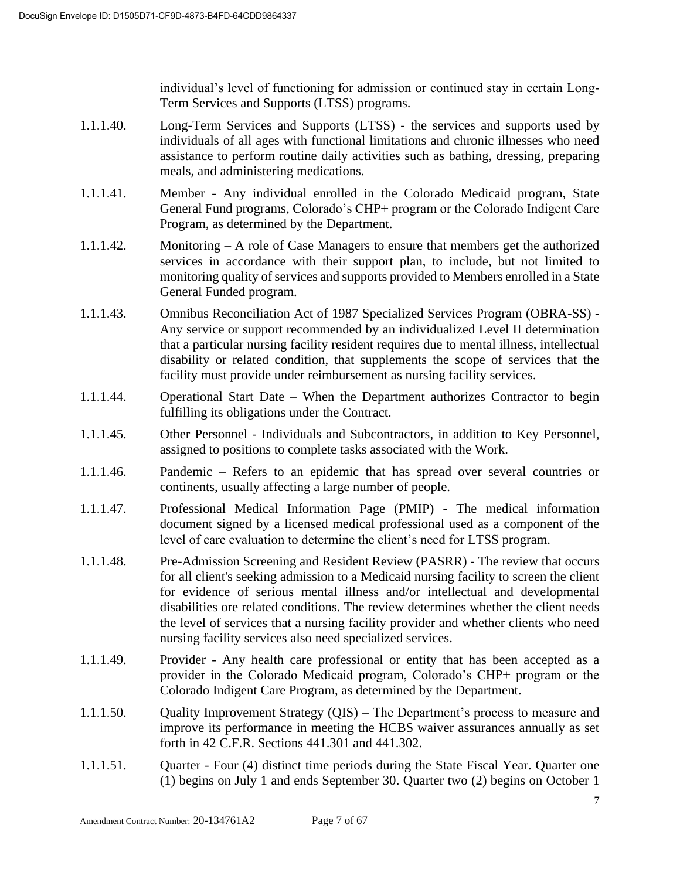individual's level of functioning for admission or continued stay in certain Long-Term Services and Supports (LTSS) programs.

1.1.1.40. Long-Term Services and Supports (LTSS) - the services and supports used by individuals of all ages with functional limitations and chronic illnesses who need assistance to perform routine daily activities such as bathing, dressing, preparing meals, and administering medications.

1.1.1.41. Member - Any individual enrolled in the Colorado Medicaid program, State General Fund programs, Colorado's CHP+ program or the Colorado Indigent Care Program, as determined by the Department.

1.1.1.42. Monitoring – A role of Case Managers to ensure that members get the authorized services in accordance with their support plan, to include, but not limited to monitoring quality of services and supports provided to Members enrolled in a State General Funded program.

1.1.1.43. Omnibus Reconciliation Act of 1987 Specialized Services Program (OBRA-SS) - Any service or support recommended by an individualized Level II determination that a particular nursing facility resident requires due to mental illness, intellectual disability or related condition, that supplements the scope of services that the facility must provide under reimbursement as nursing facility services.

1.1.1.44. Operational Start Date – When the Department authorizes Contractor to begin fulfilling its obligations under the Contract.

1.1.1.45. Other Personnel - Individuals and Subcontractors, in addition to Key Personnel, assigned to positions to complete tasks associated with the Work.

1.1.1.46. Pandemic – Refers to an epidemic that has spread over several countries or continents, usually affecting a large number of people.

1.1.1.47. Professional Medical Information Page (PMIP) - The medical information document signed by a licensed medical professional used as a component of the level of care evaluation to determine the client's need for LTSS program.

1.1.1.48. Pre-Admission Screening and Resident Review (PASRR) - The review that occurs for all client's seeking admission to a Medicaid nursing facility to screen the client for evidence of serious mental illness and/or intellectual and developmental disabilities ore related conditions. The review determines whether the client needs the level of services that a nursing facility provider and whether clients who need nursing facility services also need specialized services.

1.1.1.49. Provider - Any health care professional or entity that has been accepted as a provider in the Colorado Medicaid program, Colorado's CHP+ program or the Colorado Indigent Care Program, as determined by the Department.

1.1.1.50. Quality Improvement Strategy (QIS) – The Department's process to measure and improve its performance in meeting the HCBS waiver assurances annually as set forth in 42 C.F.R. Sections 441.301 and 441.302.

1.1.1.51. Quarter - Four (4) distinct time periods during the State Fiscal Year. Quarter one (1) begins on July 1 and ends September 30. Quarter two (2) begins on October 1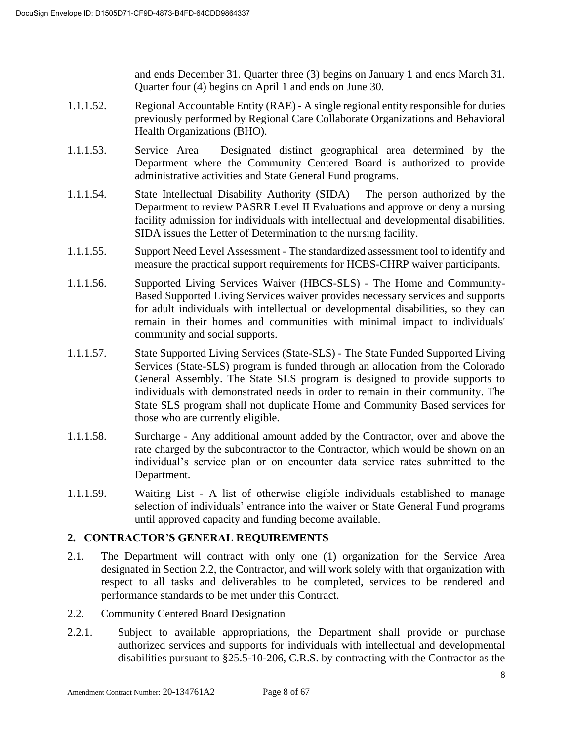and ends December 31. Quarter three (3) begins on January 1 and ends March 31. Quarter four (4) begins on April 1 and ends on June 30.

1.1.1.52. Regional Accountable Entity (RAE) - A single regional entity responsible for duties previously performed by Regional Care Collaborate Organizations and Behavioral Health Organizations (BHO).

1.1.1.53. Service Area – Designated distinct geographical area determined by the Department where the Community Centered Board is authorized to provide administrative activities and State General Fund programs.

1.1.1.54. State Intellectual Disability Authority (SIDA) – The person authorized by the Department to review PASRR Level II Evaluations and approve or deny a nursing facility admission for individuals with intellectual and developmental disabilities. SIDA issues the Letter of Determination to the nursing facility.

1.1.1.55. Support Need Level Assessment - The standardized assessment tool to identify and measure the practical support requirements for HCBS-CHRP waiver participants.

1.1.1.56. Supported Living Services Waiver (HBCS-SLS) - The Home and Community-Based Supported Living Services waiver provides necessary services and supports for adult individuals with intellectual or developmental disabilities, so they can remain in their homes and communities with minimal impact to individuals' community and social supports.

1.1.1.57. State Supported Living Services (State-SLS) - The State Funded Supported Living Services (State-SLS) program is funded through an allocation from the Colorado General Assembly. The State SLS program is designed to provide supports to individuals with demonstrated needs in order to remain in their community. The State SLS program shall not duplicate Home and Community Based services for those who are currently eligible.

1.1.1.58. Surcharge - Any additional amount added by the Contractor, over and above the rate charged by the subcontractor to the Contractor, which would be shown on an individual's service plan or on encounter data service rates submitted to the Department.

1.1.1.59. Waiting List - A list of otherwise eligible individuals established to manage selection of individuals' entrance into the waiver or State General Fund programs until approved capacity and funding become available.

## 2. CONTRACTOR'S GENERAL REQUIREMENTS

2.1. The Department will contract with only one (1) organization for the Service Area designated in Section 2.2, the Contractor, and will work solely with that organization with respect to all tasks and deliverables to be completed, services to be rendered and performance standards to be met under this Contract.

2.2. Community Centered Board Designation

2.2.1. Subject to available appropriations, the Department shall provide or purchase authorized services and supports for individuals with intellectual and developmental disabilities pursuant to §25.5-10-206, C.R.S. by contracting with the Contractor as the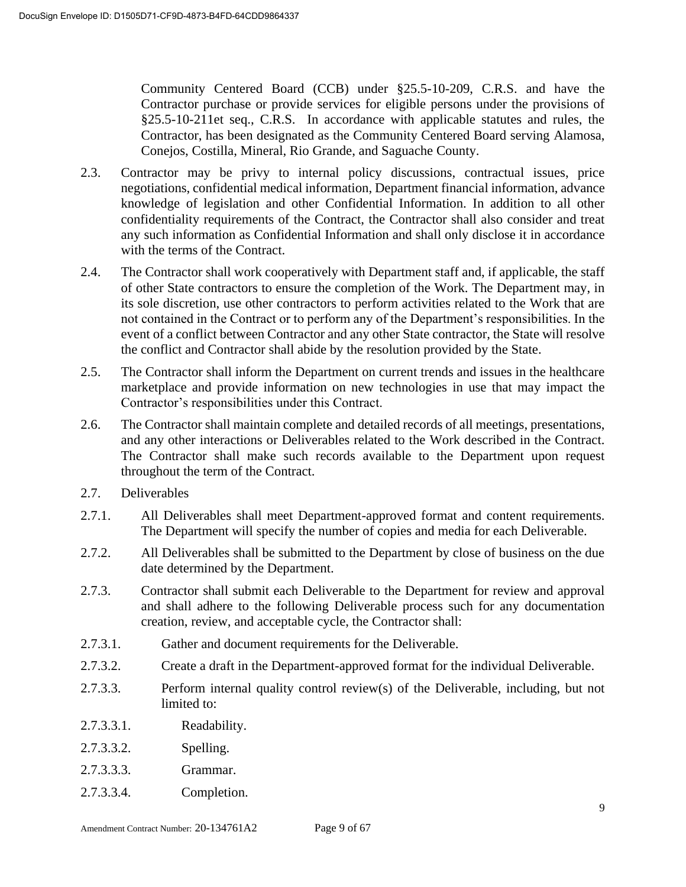Community Centered Board (CCB) under §25.5-10-209, C.R.S. and have the Contractor purchase or provide services for eligible persons under the provisions of §25.5-10-211et seq., C.R.S. In accordance with applicable statutes and rules, the Contractor, has been designated as the Community Centered Board serving Alamosa, Conejos, Costilla, Mineral, Rio Grande, and Saguache County.

2.3. Contractor may be privy to internal policy discussions, contractual issues, price negotiations, confidential medical information, Department financial information, advance knowledge of legislation and other Confidential Information. In addition to all other confidentiality requirements of the Contract, the Contractor shall also consider and treat any such information as Confidential Information and shall only disclose it in accordance with the terms of the Contract.

2.4. The Contractor shall work cooperatively with Department staff and, if applicable, the staff of other State contractors to ensure the completion of the Work. The Department may, in its sole discretion, use other contractors to perform activities related to the Work that are not contained in the Contract or to perform any of the Department's responsibilities. In the event of a conflict between Contractor and any other State contractor, the State will resolve the conflict and Contractor shall abide by the resolution provided by the State.

2.5. The Contractor shall inform the Department on current trends and issues in the healthcare marketplace and provide information on new technologies in use that may impact the Contractor's responsibilities under this Contract.

2.6. The Contractor shall maintain complete and detailed records of all meetings, presentations, and any other interactions or Deliverables related to the Work described in the Contract. The Contractor shall make such records available to the Department upon request throughout the term of the Contract.

2.7. Deliverables

2.7.1. All Deliverables shall meet Department-approved format and content requirements. The Department will specify the number of copies and media for each Deliverable.

2.7.2. All Deliverables shall be submitted to the Department by close of business on the due date determined by the Department.

2.7.3. Contractor shall submit each Deliverable to the Department for review and approval and shall adhere to the following Deliverable process such for any documentation creation, review, and acceptable cycle, the Contractor shall:

2.7.3.1. Gather and document requirements for the Deliverable.

2.7.3.2. Create a draft in the Department-approved format for the individual Deliverable.

2.7.3.3. Perform internal quality control review(s) of the Deliverable, including, but not limited to:

2.7.3.3.1. Readability.

2.7.3.3.2. Spelling.

2.7.3.3.3. Grammar.

2.7.3.3.4. Completion.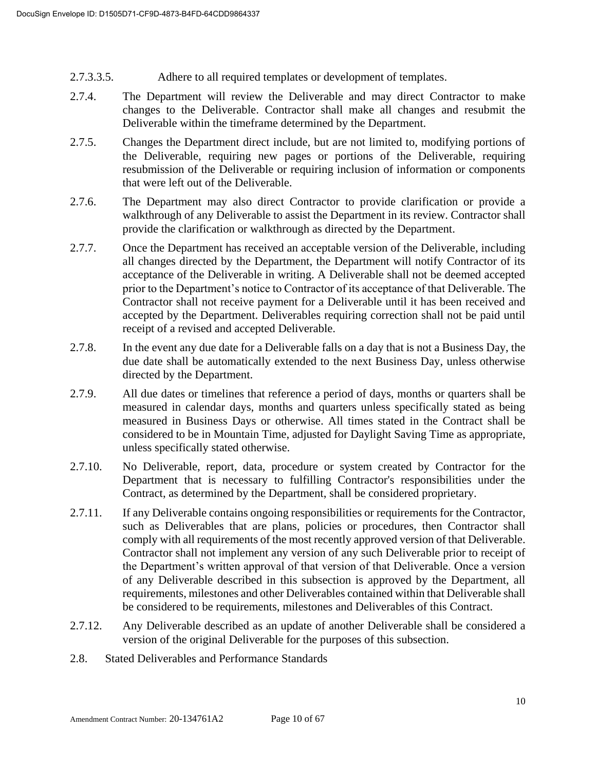2.7.3.3.5. Adhere to all required templates or development of templates.

2.7.4. The Department will review the Deliverable and may direct Contractor to make changes to the Deliverable. Contractor shall make all changes and resubmit the Deliverable within the timeframe determined by the Department.

2.7.5. Changes the Department direct include, but are not limited to, modifying portions of the Deliverable, requiring new pages or portions of the Deliverable, requiring resubmission of the Deliverable or requiring inclusion of information or components that were left out of the Deliverable.

2.7.6. The Department may also direct Contractor to provide clarification or provide a walkthrough of any Deliverable to assist the Department in its review. Contractor shall provide the clarification or walkthrough as directed by the Department.

2.7.7. Once the Department has received an acceptable version of the Deliverable, including all changes directed by the Department, the Department will notify Contractor of its acceptance of the Deliverable in writing. A Deliverable shall not be deemed accepted prior to the Department's notice to Contractor of its acceptance of that Deliverable. The Contractor shall not receive payment for a Deliverable until it has been received and accepted by the Department. Deliverables requiring correction shall not be paid until receipt of a revised and accepted Deliverable.

2.7.8. In the event any due date for a Deliverable falls on a day that is not a Business Day, the due date shall be automatically extended to the next Business Day, unless otherwise directed by the Department.

2.7.9. All due dates or timelines that reference a period of days, months or quarters shall be measured in calendar days, months and quarters unless specifically stated as being measured in Business Days or otherwise. All times stated in the Contract shall be considered to be in Mountain Time, adjusted for Daylight Saving Time as appropriate, unless specifically stated otherwise.

2.7.10. No Deliverable, report, data, procedure or system created by Contractor for the Department that is necessary to fulfilling Contractor's responsibilities under the Contract, as determined by the Department, shall be considered proprietary.

2.7.11. If any Deliverable contains ongoing responsibilities or requirements for the Contractor, such as Deliverables that are plans, policies or procedures, then Contractor shall comply with all requirements of the most recently approved version of that Deliverable. Contractor shall not implement any version of any such Deliverable prior to receipt of the Department's written approval of that version of that Deliverable. Once a version of any Deliverable described in this subsection is approved by the Department, all requirements, milestones and other Deliverables contained within that Deliverable shall be considered to be requirements, milestones and Deliverables of this Contract.

2.7.12. Any Deliverable described as an update of another Deliverable shall be considered a version of the original Deliverable for the purposes of this subsection.

2.8. Stated Deliverables and Performance Standards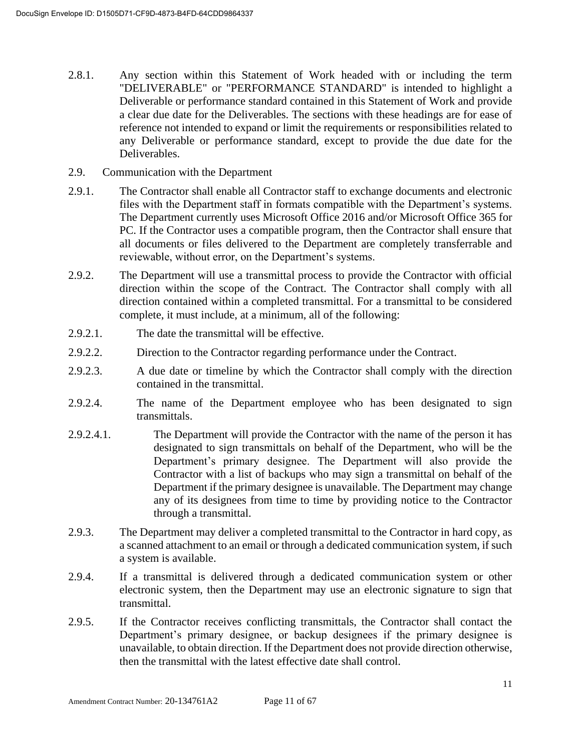2.8.1. Any section within this Statement of Work headed with or including the term "DELIVERABLE" or "PERFORMANCE STANDARD" is intended to highlight a Deliverable or performance standard contained in this Statement of Work and provide a clear due date for the Deliverables. The sections with these headings are for ease of reference not intended to expand or limit the requirements or responsibilities related to any Deliverable or performance standard, except to provide the due date for the Deliverables.

2.9. Communication with the Department

2.9.1. The Contractor shall enable all Contractor staff to exchange documents and electronic files with the Department staff in formats compatible with the Department's systems. The Department currently uses Microsoft Office 2016 and/or Microsoft Office 365 for PC. If the Contractor uses a compatible program, then the Contractor shall ensure that all documents or files delivered to the Department are completely transferrable and reviewable, without error, on the Department's systems.

2.9.2. The Department will use a transmittal process to provide the Contractor with official direction within the scope of the Contract. The Contractor shall comply with all direction contained within a completed transmittal. For a transmittal to be considered complete, it must include, at a minimum, all of the following:

2.9.2.1. The date the transmittal will be effective.

2.9.2.2. Direction to the Contractor regarding performance under the Contract.

2.9.2.3. A due date or timeline by which the Contractor shall comply with the direction contained in the transmittal.

2.9.2.4. The name of the Department employee who has been designated to sign transmittals.

2.9.2.4.1. The Department will provide the Contractor with the name of the person it has designated to sign transmittals on behalf of the Department, who will be the Department's primary designee. The Department will also provide the Contractor with a list of backups who may sign a transmittal on behalf of the Department if the primary designee is unavailable. The Department may change any of its designees from time to time by providing notice to the Contractor through a transmittal.

2.9.3. The Department may deliver a completed transmittal to the Contractor in hard copy, as a scanned attachment to an email or through a dedicated communication system, if such a system is available.

2.9.4. If a transmittal is delivered through a dedicated communication system or other electronic system, then the Department may use an electronic signature to sign that transmittal.

2.9.5. If the Contractor receives conflicting transmittals, the Contractor shall contact the Department's primary designee, or backup designees if the primary designee is unavailable, to obtain direction. If the Department does not provide direction otherwise, then the transmittal with the latest effective date shall control.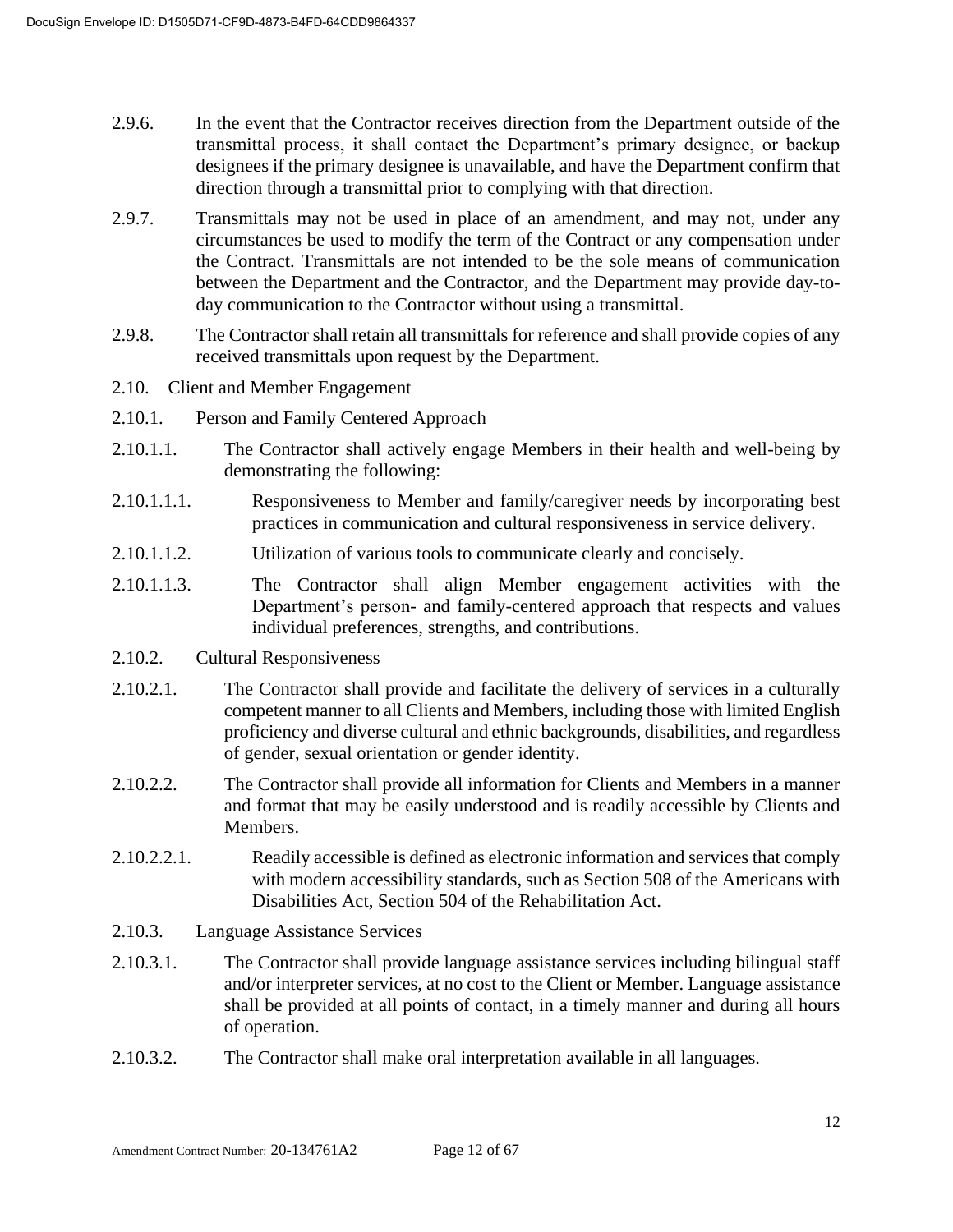2.9.6. In the event that the Contractor receives direction from the Department outside of the transmittal process, it shall contact the Department's primary designee, or backup designees if the primary designee is unavailable, and have the Department confirm that direction through a transmittal prior to complying with that direction.

2.9.7. Transmittals may not be used in place of an amendment, and may not, under any circumstances be used to modify the term of the Contract or any compensation under the Contract. Transmittals are not intended to be the sole means of communication between the Department and the Contractor, and the Department may provide day-to-day communication to the Contractor without using a transmittal.

2.9.8. The Contractor shall retain all transmittals for reference and shall provide copies of any received transmittals upon request by the Department.

2.10. Client and Member Engagement

2.10.1. Person and Family Centered Approach

2.10.1.1. The Contractor shall actively engage Members in their health and well-being by demonstrating the following:

2.10.1.1.1. Responsiveness to Member and family/caregiver needs by incorporating best practices in communication and cultural responsiveness in service delivery.

2.10.1.1.2. Utilization of various tools to communicate clearly and concisely.

2.10.1.1.3. The Contractor shall align Member engagement activities with the Department's person- and family-centered approach that respects and values individual preferences, strengths, and contributions.

2.10.2. Cultural Responsiveness

2.10.2.1. The Contractor shall provide and facilitate the delivery of services in a culturally competent manner to all Clients and Members, including those with limited English proficiency and diverse cultural and ethnic backgrounds, disabilities, and regardless of gender, sexual orientation or gender identity.

2.10.2.2. The Contractor shall provide all information for Clients and Members in a manner and format that may be easily understood and is readily accessible by Clients and Members.

2.10.2.2.1. Readily accessible is defined as electronic information and services that comply with modern accessibility standards, such as Section 508 of the Americans with Disabilities Act, Section 504 of the Rehabilitation Act.

2.10.3. Language Assistance Services

2.10.3.1. The Contractor shall provide language assistance services including bilingual staff and/or interpreter services, at no cost to the Client or Member. Language assistance shall be provided at all points of contact, in a timely manner and during all hours of operation.

2.10.3.2. The Contractor shall make oral interpretation available in all languages.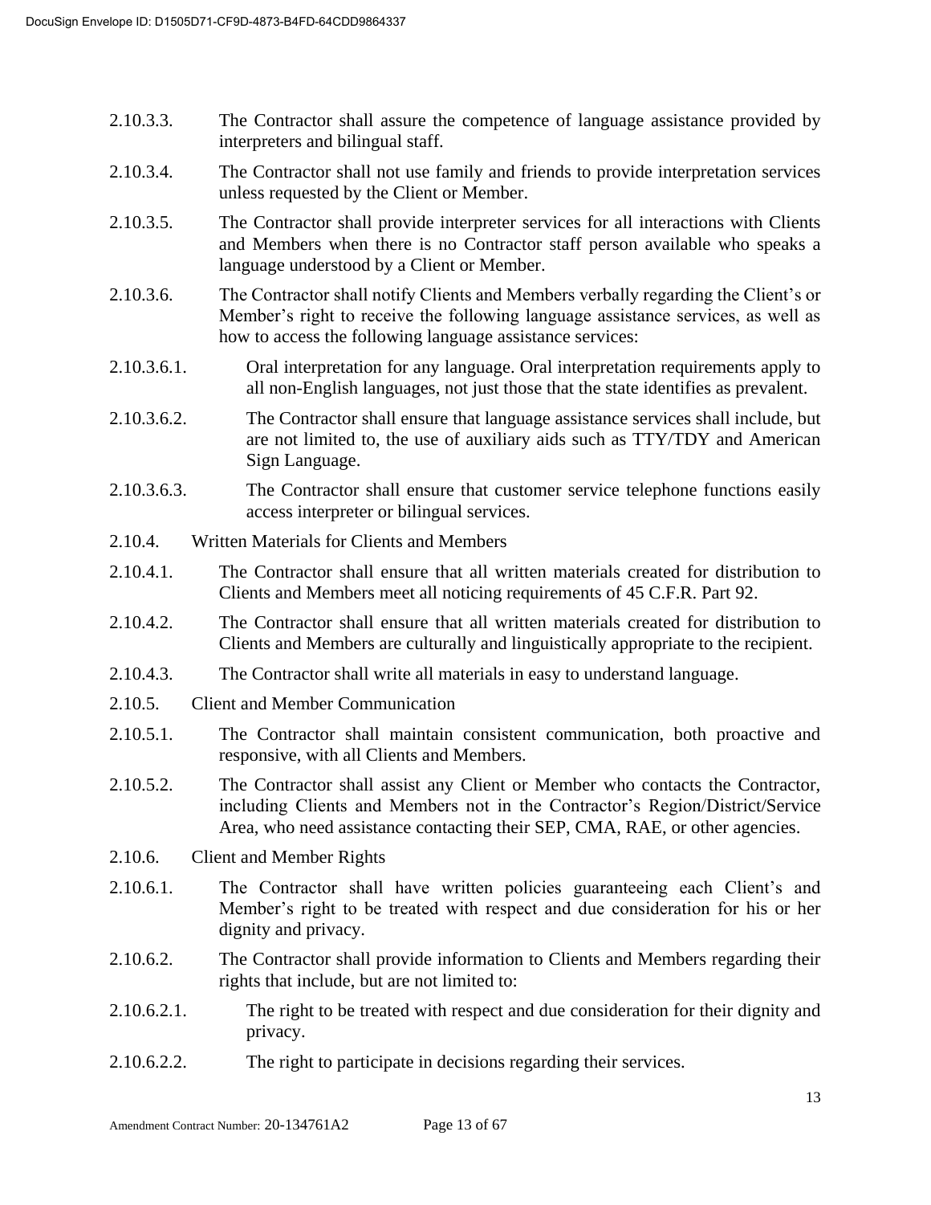2.10.3.3. The Contractor shall assure the competence of language assistance provided by interpreters and bilingual staff.

2.10.3.4. The Contractor shall not use family and friends to provide interpretation services unless requested by the Client or Member.

2.10.3.5. The Contractor shall provide interpreter services for all interactions with Clients and Members when there is no Contractor staff person available who speaks a language understood by a Client or Member.

2.10.3.6. The Contractor shall notify Clients and Members verbally regarding the Client's or Member's right to receive the following language assistance services, as well as how to access the following language assistance services:

2.10.3.6.1. Oral interpretation for any language. Oral interpretation requirements apply to all non-English languages, not just those that the state identifies as prevalent.

2.10.3.6.2. The Contractor shall ensure that language assistance services shall include, but are not limited to, the use of auxiliary aids such as TTY/TDY and American Sign Language.

2.10.3.6.3. The Contractor shall ensure that customer service telephone functions easily access interpreter or bilingual services.

2.10.4. Written Materials for Clients and Members

2.10.4.1. The Contractor shall ensure that all written materials created for distribution to Clients and Members meet all noticing requirements of 45 C.F.R. Part 92.

2.10.4.2. The Contractor shall ensure that all written materials created for distribution to Clients and Members are culturally and linguistically appropriate to the recipient.

2.10.4.3. The Contractor shall write all materials in easy to understand language.

2.10.5. Client and Member Communication

2.10.5.1. The Contractor shall maintain consistent communication, both proactive and responsive, with all Clients and Members.

2.10.5.2. The Contractor shall assist any Client or Member who contacts the Contractor, including Clients and Members not in the Contractor's Region/District/Service Area, who need assistance contacting their SEP, CMA, RAE, or other agencies.

2.10.6. Client and Member Rights

2.10.6.1. The Contractor shall have written policies guaranteeing each Client's and Member's right to be treated with respect and due consideration for his or her dignity and privacy.

2.10.6.2. The Contractor shall provide information to Clients and Members regarding their rights that include, but are not limited to:

2.10.6.2.1. The right to be treated with respect and due consideration for their dignity and privacy.

2.10.6.2.2. The right to participate in decisions regarding their services.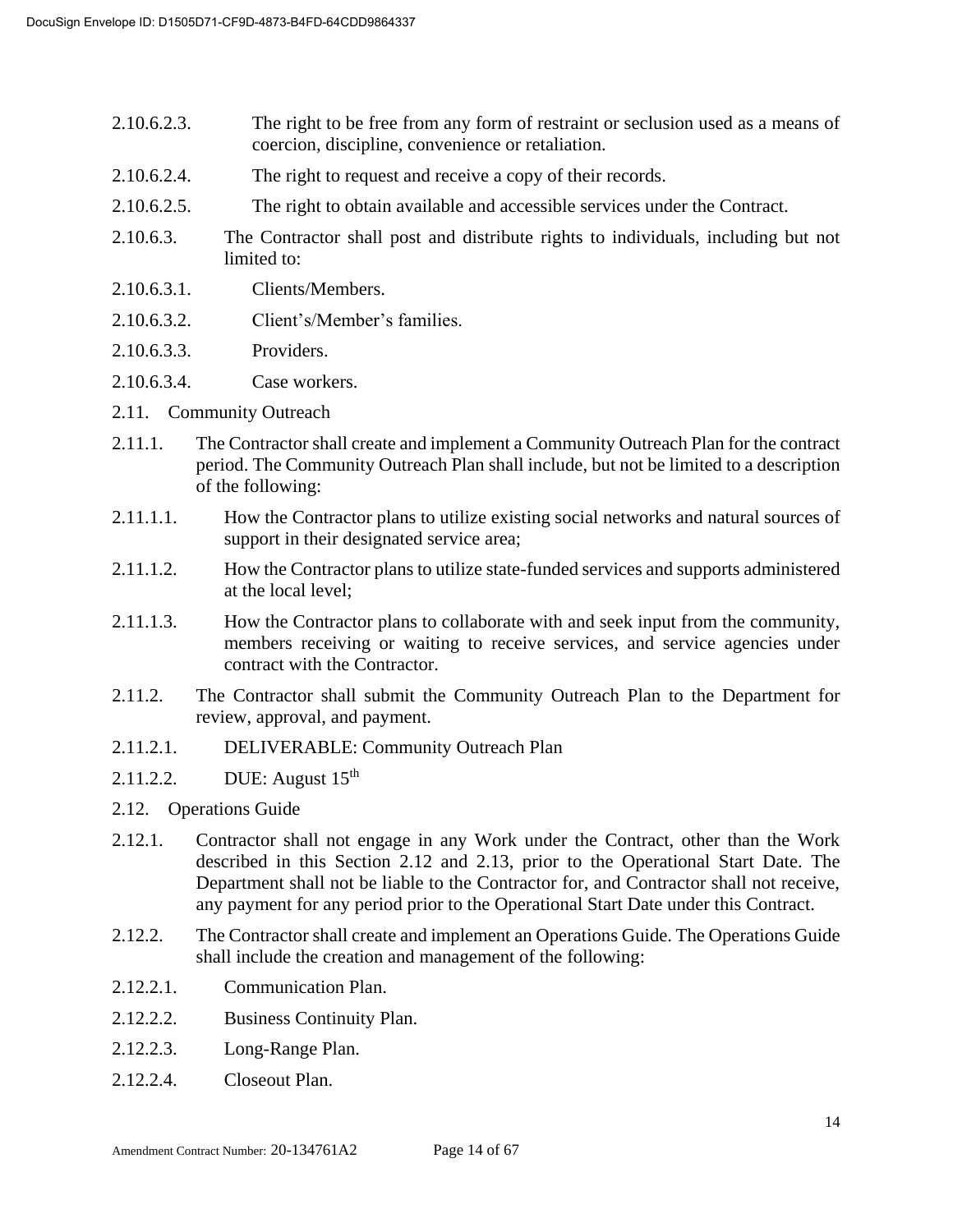2.10.6.2.3. The right to be free from any form of restraint or seclusion used as a means of coercion, discipline, convenience or retaliation.

2.10.6.2.4. The right to request and receive a copy of their records.

2.10.6.2.5. The right to obtain available and accessible services under the Contract.

2.10.6.3. The Contractor shall post and distribute rights to individuals, including but not limited to:

2.10.6.3.1. Clients/Members.

2.10.6.3.2. Client's/Member's families.

2.10.6.3.3. Providers.

2.10.6.3.4. Case workers.

2.11. Community Outreach

2.11.1. The Contractor shall create and implement a Community Outreach Plan for the contract period. The Community Outreach Plan shall include, but not be limited to a description of the following:

2.11.1.1. How the Contractor plans to utilize existing social networks and natural sources of support in their designated service area;

2.11.1.2. How the Contractor plans to utilize state-funded services and supports administered at the local level;

2.11.1.3. How the Contractor plans to collaborate with and seek input from the community, members receiving or waiting to receive services, and service agencies under contract with the Contractor.

2.11.2. The Contractor shall submit the Community Outreach Plan to the Department for review, approval, and payment.

2.11.2.1. DELIVERABLE: Community Outreach Plan

2.11.2.2. DUE: August 15th

2.12. Operations Guide

2.12.1. Contractor shall not engage in any Work under the Contract, other than the Work described in this Section 2.12 and 2.13, prior to the Operational Start Date. The Department shall not be liable to the Contractor for, and Contractor shall not receive, any payment for any period prior to the Operational Start Date under this Contract.

2.12.2. The Contractor shall create and implement an Operations Guide. The Operations Guide shall include the creation and management of the following:

2.12.2.1. Communication Plan.

2.12.2.2. Business Continuity Plan.

2.12.2.3. Long-Range Plan.

2.12.2.4. Closeout Plan.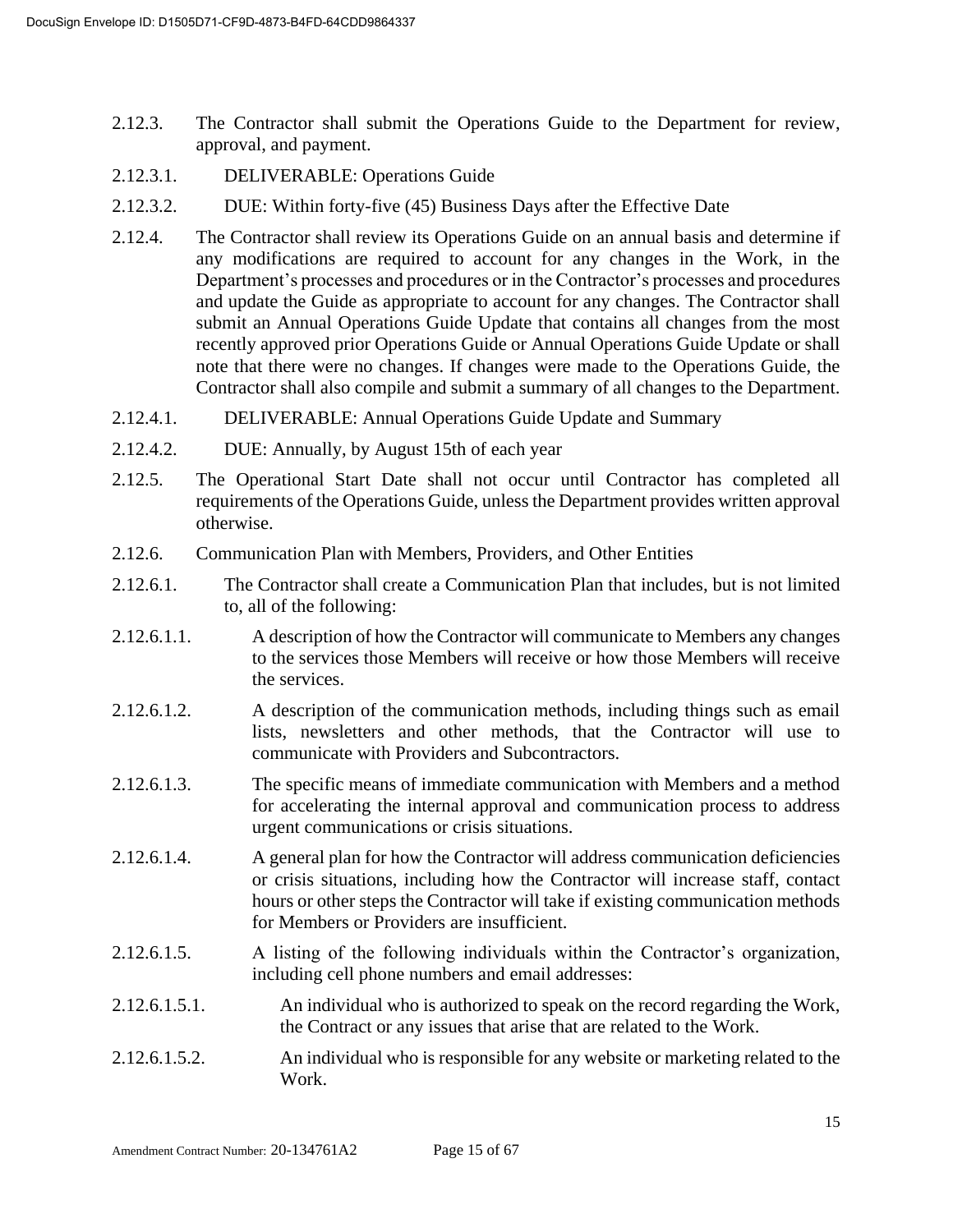2.12.3. The Contractor shall submit the Operations Guide to the Department for review, approval, and payment.

2.12.3.1. DELIVERABLE: Operations Guide

2.12.3.2. DUE: Within forty-five (45) Business Days after the Effective Date

2.12.4. The Contractor shall review its Operations Guide on an annual basis and determine if any modifications are required to account for any changes in the Work, in the Department's processes and procedures or in the Contractor's processes and procedures and update the Guide as appropriate to account for any changes. The Contractor shall submit an Annual Operations Guide Update that contains all changes from the most recently approved prior Operations Guide or Annual Operations Guide Update or shall note that there were no changes. If changes were made to the Operations Guide, the Contractor shall also compile and submit a summary of all changes to the Department.

2.12.4.1. DELIVERABLE: Annual Operations Guide Update and Summary

2.12.4.2. DUE: Annually, by August 15th of each year

2.12.5. The Operational Start Date shall not occur until Contractor has completed all requirements of the Operations Guide, unless the Department provides written approval otherwise.

2.12.6. Communication Plan with Members, Providers, and Other Entities

2.12.6.1. The Contractor shall create a Communication Plan that includes, but is not limited to, all of the following:

2.12.6.1.1. A description of how the Contractor will communicate to Members any changes to the services those Members will receive or how those Members will receive the services.

2.12.6.1.2. A description of the communication methods, including things such as email lists, newsletters and other methods, that the Contractor will use to communicate with Providers and Subcontractors.

2.12.6.1.3. The specific means of immediate communication with Members and a method for accelerating the internal approval and communication process to address urgent communications or crisis situations.

2.12.6.1.4. A general plan for how the Contractor will address communication deficiencies or crisis situations, including how the Contractor will increase staff, contact hours or other steps the Contractor will take if existing communication methods for Members or Providers are insufficient.

2.12.6.1.5. A listing of the following individuals within the Contractor's organization, including cell phone numbers and email addresses:

2.12.6.1.5.1. An individual who is authorized to speak on the record regarding the Work, the Contract or any issues that arise that are related to the Work.

2.12.6.1.5.2. An individual who is responsible for any website or marketing related to the Work.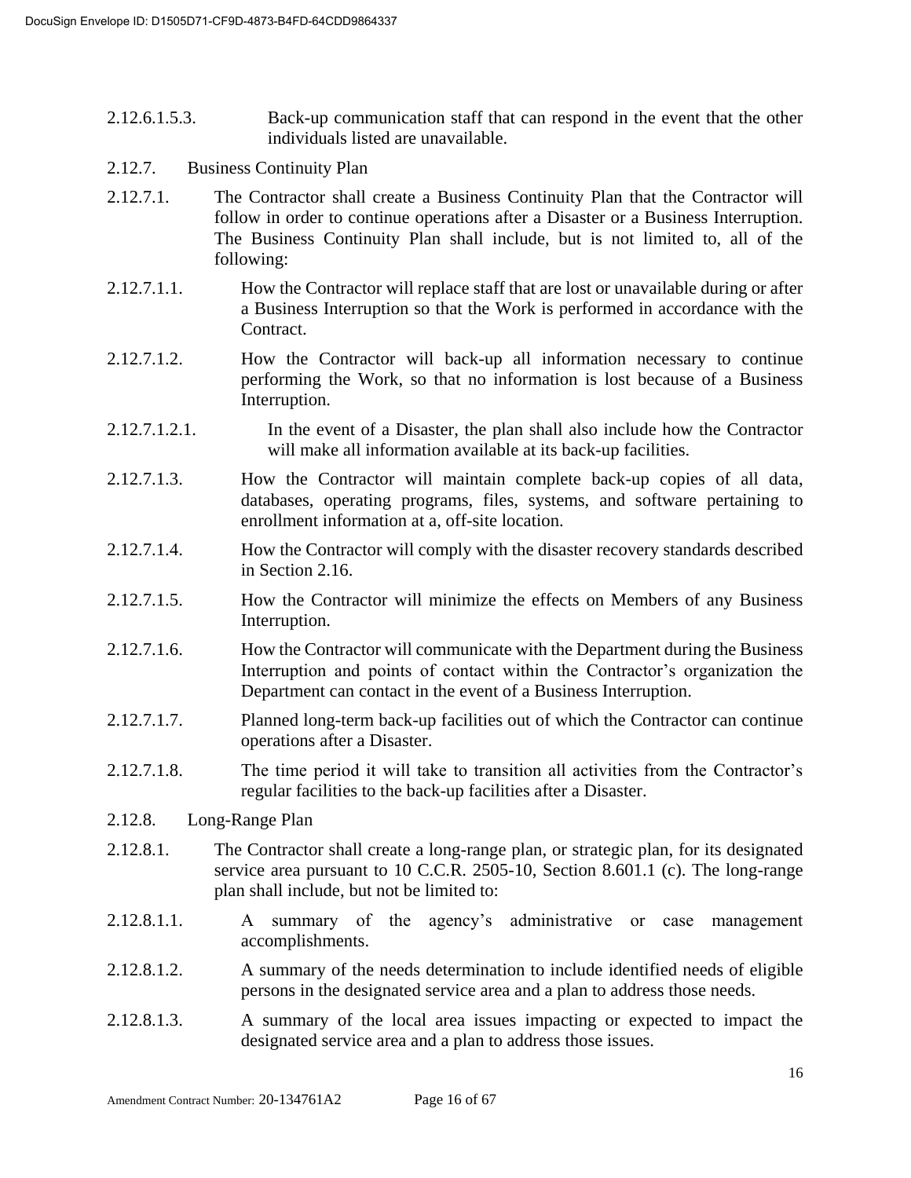2.12.6.1.5.3. Back-up communication staff that can respond in the event that the other individuals listed are unavailable.

2.12.7. Business Continuity Plan

2.12.7.1. The Contractor shall create a Business Continuity Plan that the Contractor will follow in order to continue operations after a Disaster or a Business Interruption. The Business Continuity Plan shall include, but is not limited to, all of the following:

2.12.7.1.1. How the Contractor will replace staff that are lost or unavailable during or after a Business Interruption so that the Work is performed in accordance with the Contract.

2.12.7.1.2. How the Contractor will back-up all information necessary to continue performing the Work, so that no information is lost because of a Business Interruption.

2.12.7.1.2.1. In the event of a Disaster, the plan shall also include how the Contractor will make all information available at its back-up facilities.

2.12.7.1.3. How the Contractor will maintain complete back-up copies of all data, databases, operating programs, files, systems, and software pertaining to enrollment information at a, off-site location.

2.12.7.1.4. How the Contractor will comply with the disaster recovery standards described in Section 2.16.

2.12.7.1.5. How the Contractor will minimize the effects on Members of any Business Interruption.

2.12.7.1.6. How the Contractor will communicate with the Department during the Business Interruption and points of contact within the Contractor's organization the Department can contact in the event of a Business Interruption.

2.12.7.1.7. Planned long-term back-up facilities out of which the Contractor can continue operations after a Disaster.

2.12.7.1.8. The time period it will take to transition all activities from the Contractor's regular facilities to the back-up facilities after a Disaster.

2.12.8. Long-Range Plan

2.12.8.1. The Contractor shall create a long-range plan, or strategic plan, for its designated service area pursuant to 10 C.C.R. 2505-10, Section 8.601.1 (c). The long-range plan shall include, but not be limited to:

2.12.8.1.1. A summary of the agency's administrative or case management accomplishments.

2.12.8.1.2. A summary of the needs determination to include identified needs of eligible persons in the designated service area and a plan to address those needs.

2.12.8.1.3. A summary of the local area issues impacting or expected to impact the designated service area and a plan to address those issues.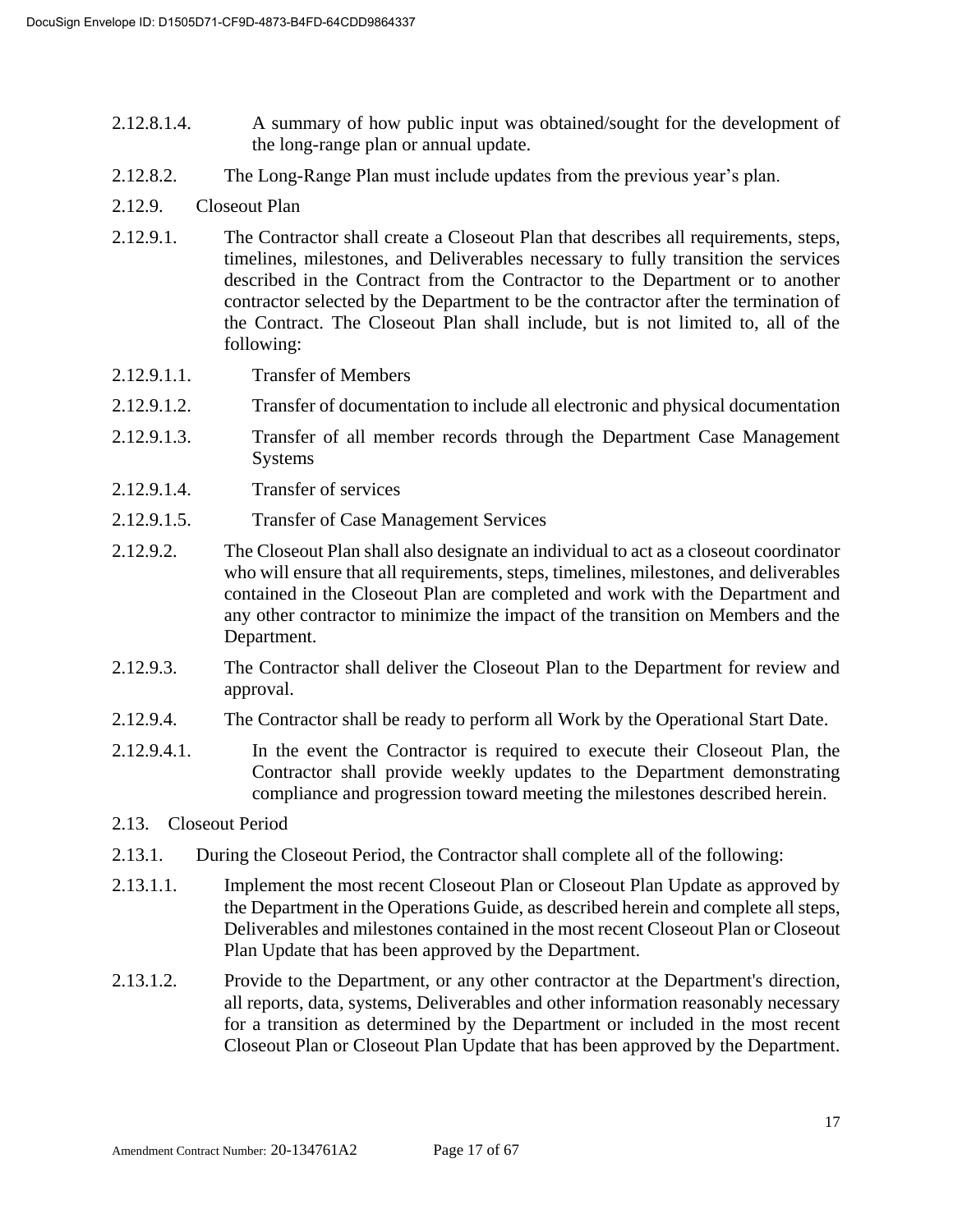2.12.8.1.4. A summary of how public input was obtained/sought for the development of the long-range plan or annual update.

2.12.8.2. The Long-Range Plan must include updates from the previous year's plan.

2.12.9. Closeout Plan

2.12.9.1. The Contractor shall create a Closeout Plan that describes all requirements, steps, timelines, milestones, and Deliverables necessary to fully transition the services described in the Contract from the Contractor to the Department or to another contractor selected by the Department to be the contractor after the termination of the Contract. The Closeout Plan shall include, but is not limited to, all of the following:

2.12.9.1.1. Transfer of Members

2.12.9.1.2. Transfer of documentation to include all electronic and physical documentation

2.12.9.1.3. Transfer of all member records through the Department Case Management Systems

2.12.9.1.4. Transfer of services

2.12.9.1.5. Transfer of Case Management Services

2.12.9.2. The Closeout Plan shall also designate an individual to act as a closeout coordinator who will ensure that all requirements, steps, timelines, milestones, and deliverables contained in the Closeout Plan are completed and work with the Department and any other contractor to minimize the impact of the transition on Members and the Department.

2.12.9.3. The Contractor shall deliver the Closeout Plan to the Department for review and approval.

2.12.9.4. The Contractor shall be ready to perform all Work by the Operational Start Date.

2.12.9.4.1. In the event the Contractor is required to execute their Closeout Plan, the Contractor shall provide weekly updates to the Department demonstrating compliance and progression toward meeting the milestones described herein.

2.13. Closeout Period

2.13.1. During the Closeout Period, the Contractor shall complete all of the following:

2.13.1.1. Implement the most recent Closeout Plan or Closeout Plan Update as approved by the Department in the Operations Guide, as described herein and complete all steps, Deliverables and milestones contained in the most recent Closeout Plan or Closeout Plan Update that has been approved by the Department.

2.13.1.2. Provide to the Department, or any other contractor at the Department's direction, all reports, data, systems, Deliverables and other information reasonably necessary for a transition as determined by the Department or included in the most recent Closeout Plan or Closeout Plan Update that has been approved by the Department.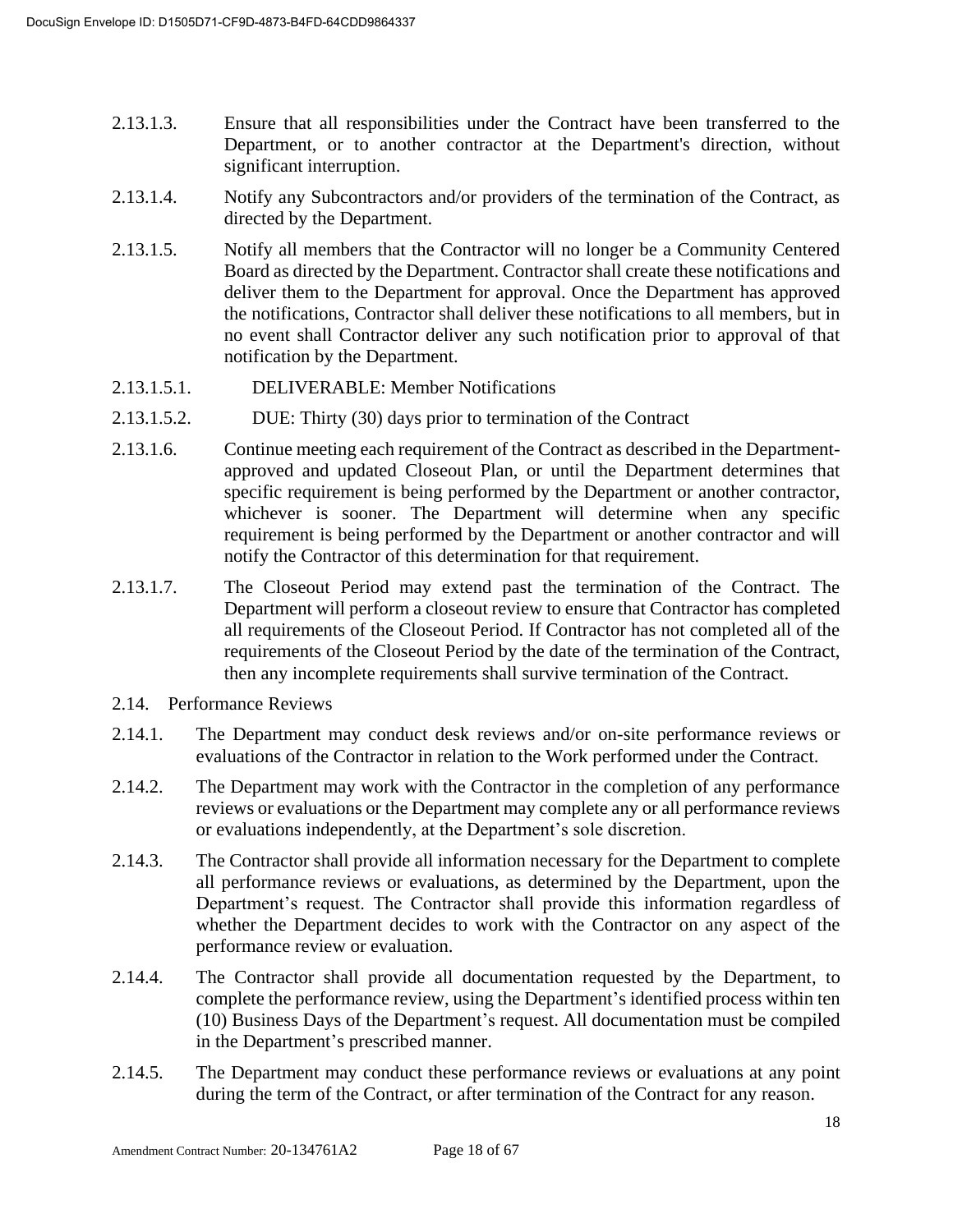2.13.1.3. Ensure that all responsibilities under the Contract have been transferred to the Department, or to another contractor at the Department's direction, without significant interruption.

2.13.1.4. Notify any Subcontractors and/or providers of the termination of the Contract, as directed by the Department.

2.13.1.5. Notify all members that the Contractor will no longer be a Community Centered Board as directed by the Department. Contractor shall create these notifications and deliver them to the Department for approval. Once the Department has approved the notifications, Contractor shall deliver these notifications to all members, but in no event shall Contractor deliver any such notification prior to approval of that notification by the Department.

2.13.1.5.1. DELIVERABLE: Member Notifications

2.13.1.5.2. DUE: Thirty (30) days prior to termination of the Contract

2.13.1.6. Continue meeting each requirement of the Contract as described in the Department-approved and updated Closeout Plan, or until the Department determines that specific requirement is being performed by the Department or another contractor, whichever is sooner. The Department will determine when any specific requirement is being performed by the Department or another contractor and will notify the Contractor of this determination for that requirement.

2.13.1.7. The Closeout Period may extend past the termination of the Contract. The Department will perform a closeout review to ensure that Contractor has completed all requirements of the Closeout Period. If Contractor has not completed all of the requirements of the Closeout Period by the date of the termination of the Contract, then any incomplete requirements shall survive termination of the Contract.

2.14. Performance Reviews

2.14.1. The Department may conduct desk reviews and/or on-site performance reviews or evaluations of the Contractor in relation to the Work performed under the Contract.

2.14.2. The Department may work with the Contractor in the completion of any performance reviews or evaluations or the Department may complete any or all performance reviews or evaluations independently, at the Department's sole discretion.

2.14.3. The Contractor shall provide all information necessary for the Department to complete all performance reviews or evaluations, as determined by the Department, upon the Department's request. The Contractor shall provide this information regardless of whether the Department decides to work with the Contractor on any aspect of the performance review or evaluation.

2.14.4. The Contractor shall provide all documentation requested by the Department, to complete the performance review, using the Department's identified process within ten (10) Business Days of the Department's request. All documentation must be compiled in the Department's prescribed manner.

2.14.5. The Department may conduct these performance reviews or evaluations at any point during the term of the Contract, or after termination of the Contract for any reason.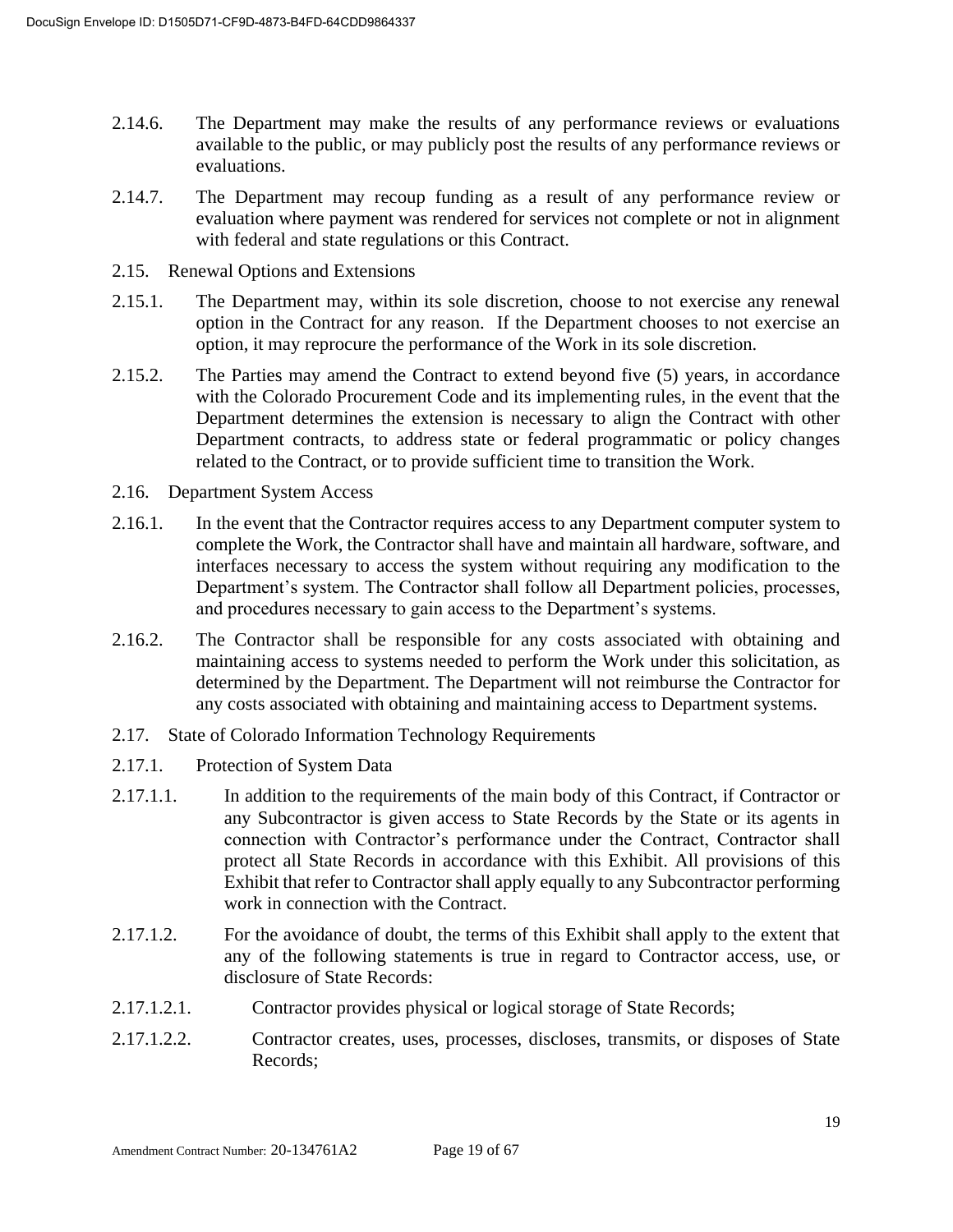2.14.6. The Department may make the results of any performance reviews or evaluations available to the public, or may publicly post the results of any performance reviews or evaluations.

2.14.7. The Department may recoup funding as a result of any performance review or evaluation where payment was rendered for services not complete or not in alignment with federal and state regulations or this Contract.

2.15. Renewal Options and Extensions

2.15.1. The Department may, within its sole discretion, choose to not exercise any renewal option in the Contract for any reason. If the Department chooses to not exercise an option, it may reprocure the performance of the Work in its sole discretion.

2.15.2. The Parties may amend the Contract to extend beyond five (5) years, in accordance with the Colorado Procurement Code and its implementing rules, in the event that the Department determines the extension is necessary to align the Contract with other Department contracts, to address state or federal programmatic or policy changes related to the Contract, or to provide sufficient time to transition the Work.

2.16. Department System Access

2.16.1. In the event that the Contractor requires access to any Department computer system to complete the Work, the Contractor shall have and maintain all hardware, software, and interfaces necessary to access the system without requiring any modification to the Department's system. The Contractor shall follow all Department policies, processes, and procedures necessary to gain access to the Department's systems.

2.16.2. The Contractor shall be responsible for any costs associated with obtaining and maintaining access to systems needed to perform the Work under this solicitation, as determined by the Department. The Department will not reimburse the Contractor for any costs associated with obtaining and maintaining access to Department systems.

2.17. State of Colorado Information Technology Requirements

2.17.1. Protection of System Data

2.17.1.1. In addition to the requirements of the main body of this Contract, if Contractor or any Subcontractor is given access to State Records by the State or its agents in connection with Contractor's performance under the Contract, Contractor shall protect all State Records in accordance with this Exhibit. All provisions of this Exhibit that refer to Contractor shall apply equally to any Subcontractor performing work in connection with the Contract.

2.17.1.2. For the avoidance of doubt, the terms of this Exhibit shall apply to the extent that any of the following statements is true in regard to Contractor access, use, or disclosure of State Records:

2.17.1.2.1. Contractor provides physical or logical storage of State Records;

2.17.1.2.2. Contractor creates, uses, processes, discloses, transmits, or disposes of State Records;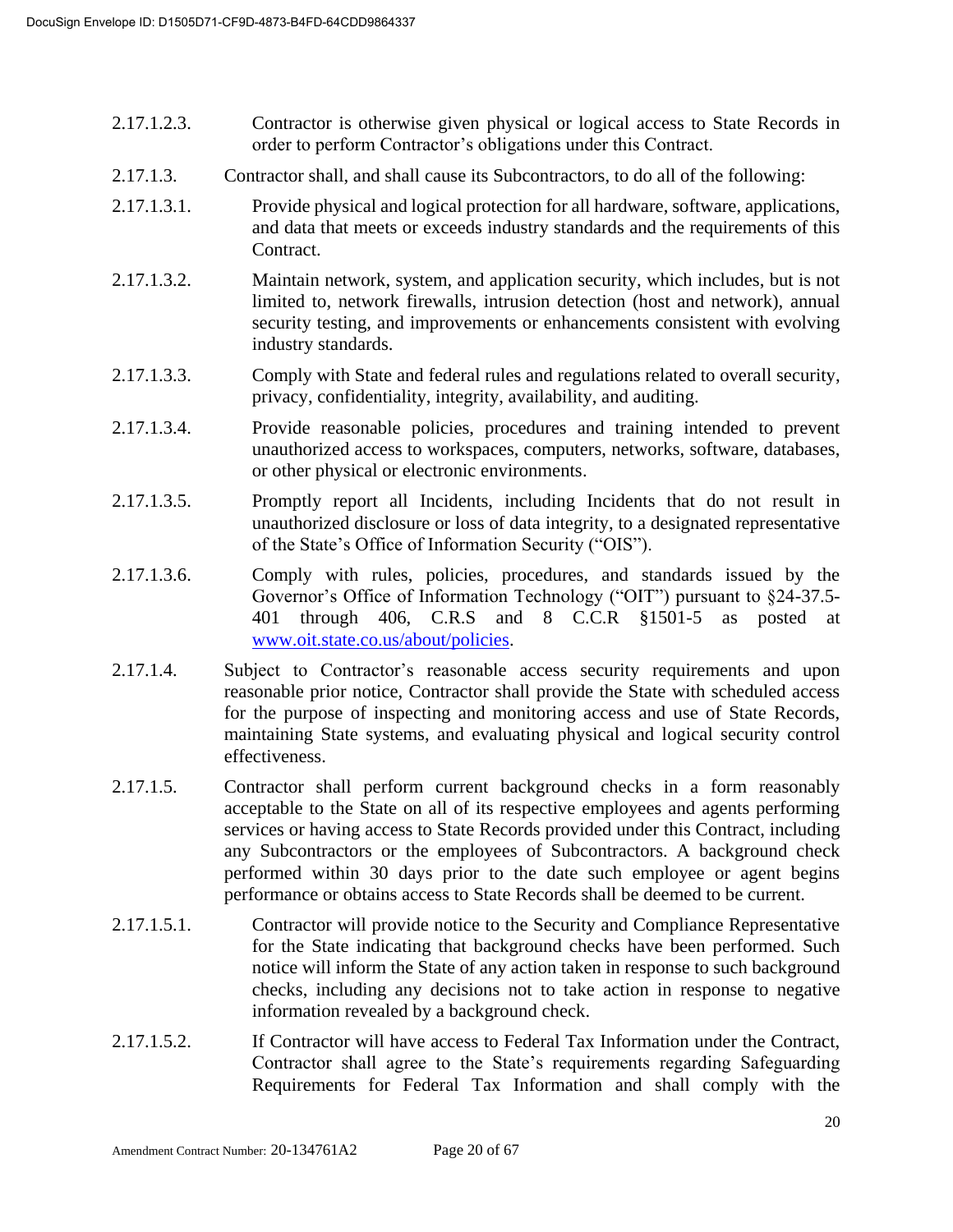2.17.1.2.3. Contractor is otherwise given physical or logical access to State Records in order to perform Contractor's obligations under this Contract.

2.17.1.3. Contractor shall, and shall cause its Subcontractors, to do all of the following:

2.17.1.3.1. Provide physical and logical protection for all hardware, software, applications, and data that meets or exceeds industry standards and the requirements of this Contract.

2.17.1.3.2. Maintain network, system, and application security, which includes, but is not limited to, network firewalls, intrusion detection (host and network), annual security testing, and improvements or enhancements consistent with evolving industry standards.

2.17.1.3.3. Comply with State and federal rules and regulations related to overall security, privacy, confidentiality, integrity, availability, and auditing.

2.17.1.3.4. Provide reasonable policies, procedures and training intended to prevent unauthorized access to workspaces, computers, networks, software, databases, or other physical or electronic environments.

2.17.1.3.5. Promptly report all Incidents, including Incidents that do not result in unauthorized disclosure or loss of data integrity, to a designated representative of the State's Office of Information Security ("OIS").

2.17.1.3.6. Comply with rules, policies, procedures, and standards issued by the Governor's Office of Information Technology ("OIT") pursuant to §24-37.5-401 through 406, C.R.S and 8 C.C.R §1501-5 as posted at www.oit.state.co.us/about/policies.

2.17.1.4. Subject to Contractor's reasonable access security requirements and upon reasonable prior notice, Contractor shall provide the State with scheduled access for the purpose of inspecting and monitoring access and use of State Records, maintaining State systems, and evaluating physical and logical security control effectiveness.

2.17.1.5. Contractor shall perform current background checks in a form reasonably acceptable to the State on all of its respective employees and agents performing services or having access to State Records provided under this Contract, including any Subcontractors or the employees of Subcontractors. A background check performed within 30 days prior to the date such employee or agent begins performance or obtains access to State Records shall be deemed to be current.

2.17.1.5.1. Contractor will provide notice to the Security and Compliance Representative for the State indicating that background checks have been performed. Such notice will inform the State of any action taken in response to such background checks, including any decisions not to take action in response to negative information revealed by a background check.

2.17.1.5.2. If Contractor will have access to Federal Tax Information under the Contract, Contractor shall agree to the State's requirements regarding Safeguarding Requirements for Federal Tax Information and shall comply with the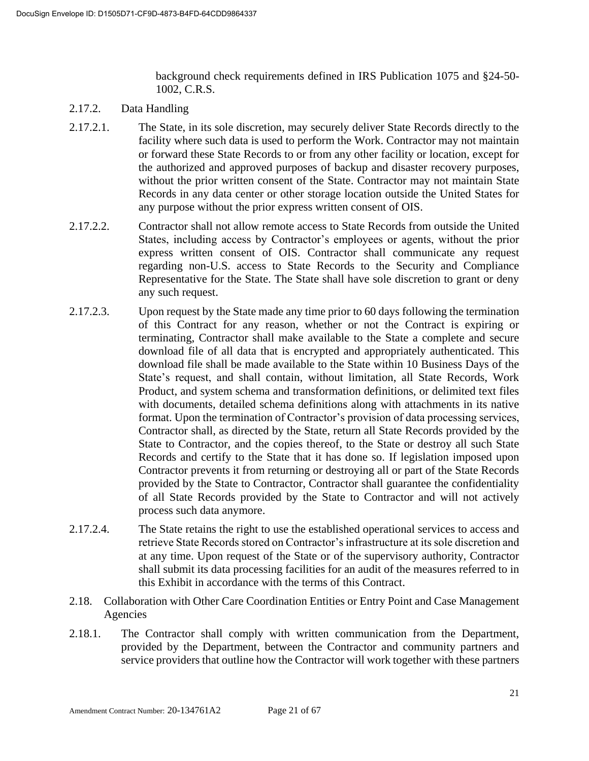background check requirements defined in IRS Publication 1075 and §24-50-1002, C.R.S.

2.17.2. Data Handling

2.17.2.1. The State, in its sole discretion, may securely deliver State Records directly to the facility where such data is used to perform the Work. Contractor may not maintain or forward these State Records to or from any other facility or location, except for the authorized and approved purposes of backup and disaster recovery purposes, without the prior written consent of the State. Contractor may not maintain State Records in any data center or other storage location outside the United States for any purpose without the prior express written consent of OIS.

2.17.2.2. Contractor shall not allow remote access to State Records from outside the United States, including access by Contractor's employees or agents, without the prior express written consent of OIS. Contractor shall communicate any request regarding non-U.S. access to State Records to the Security and Compliance Representative for the State. The State shall have sole discretion to grant or deny any such request.

2.17.2.3. Upon request by the State made any time prior to 60 days following the termination of this Contract for any reason, whether or not the Contract is expiring or terminating, Contractor shall make available to the State a complete and secure download file of all data that is encrypted and appropriately authenticated. This download file shall be made available to the State within 10 Business Days of the State's request, and shall contain, without limitation, all State Records, Work Product, and system schema and transformation definitions, or delimited text files with documents, detailed schema definitions along with attachments in its native format. Upon the termination of Contractor's provision of data processing services, Contractor shall, as directed by the State, return all State Records provided by the State to Contractor, and the copies thereof, to the State or destroy all such State Records and certify to the State that it has done so. If legislation imposed upon Contractor prevents it from returning or destroying all or part of the State Records provided by the State to Contractor, Contractor shall guarantee the confidentiality of all State Records provided by the State to Contractor and will not actively process such data anymore.

2.17.2.4. The State retains the right to use the established operational services to access and retrieve State Records stored on Contractor's infrastructure at its sole discretion and at any time. Upon request of the State or of the supervisory authority, Contractor shall submit its data processing facilities for an audit of the measures referred to in this Exhibit in accordance with the terms of this Contract.

2.18. Collaboration with Other Care Coordination Entities or Entry Point and Case Management Agencies

2.18.1. The Contractor shall comply with written communication from the Department, provided by the Department, between the Contractor and community partners and service providers that outline how the Contractor will work together with these partners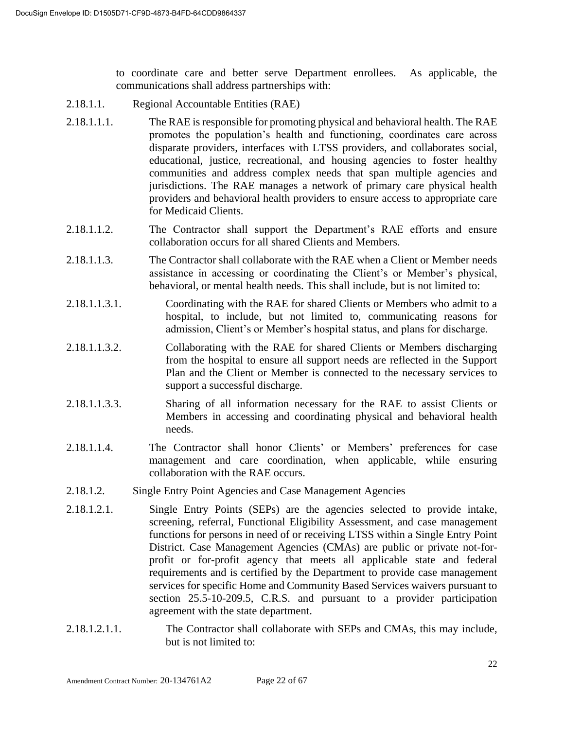to coordinate care and better serve Department enrollees. As applicable, the communications shall address partnerships with:

2.18.1.1. Regional Accountable Entities (RAE)

2.18.1.1.1. The RAE is responsible for promoting physical and behavioral health. The RAE promotes the population's health and functioning, coordinates care across disparate providers, interfaces with LTSS providers, and collaborates social, educational, justice, recreational, and housing agencies to foster healthy communities and address complex needs that span multiple agencies and jurisdictions. The RAE manages a network of primary care physical health providers and behavioral health providers to ensure access to appropriate care for Medicaid Clients.

2.18.1.1.2. The Contractor shall support the Department's RAE efforts and ensure collaboration occurs for all shared Clients and Members.

2.18.1.1.3. The Contractor shall collaborate with the RAE when a Client or Member needs assistance in accessing or coordinating the Client's or Member's physical, behavioral, or mental health needs. This shall include, but is not limited to:

2.18.1.1.3.1. Coordinating with the RAE for shared Clients or Members who admit to a hospital, to include, but not limited to, communicating reasons for admission, Client's or Member's hospital status, and plans for discharge.

2.18.1.1.3.2. Collaborating with the RAE for shared Clients or Members discharging from the hospital to ensure all support needs are reflected in the Support Plan and the Client or Member is connected to the necessary services to support a successful discharge.

2.18.1.1.3.3. Sharing of all information necessary for the RAE to assist Clients or Members in accessing and coordinating physical and behavioral health needs.

2.18.1.1.4. The Contractor shall honor Clients' or Members' preferences for case management and care coordination, when applicable, while ensuring collaboration with the RAE occurs.

2.18.1.2. Single Entry Point Agencies and Case Management Agencies

2.18.1.2.1. Single Entry Points (SEPs) are the agencies selected to provide intake, screening, referral, Functional Eligibility Assessment, and case management functions for persons in need of or receiving LTSS within a Single Entry Point District. Case Management Agencies (CMAs) are public or private not-for-profit or for-profit agency that meets all applicable state and federal requirements and is certified by the Department to provide case management services for specific Home and Community Based Services waivers pursuant to section 25.5-10-209.5, C.R.S. and pursuant to a provider participation agreement with the state department.

2.18.1.2.1.1. The Contractor shall collaborate with SEPs and CMAs, this may include, but is not limited to: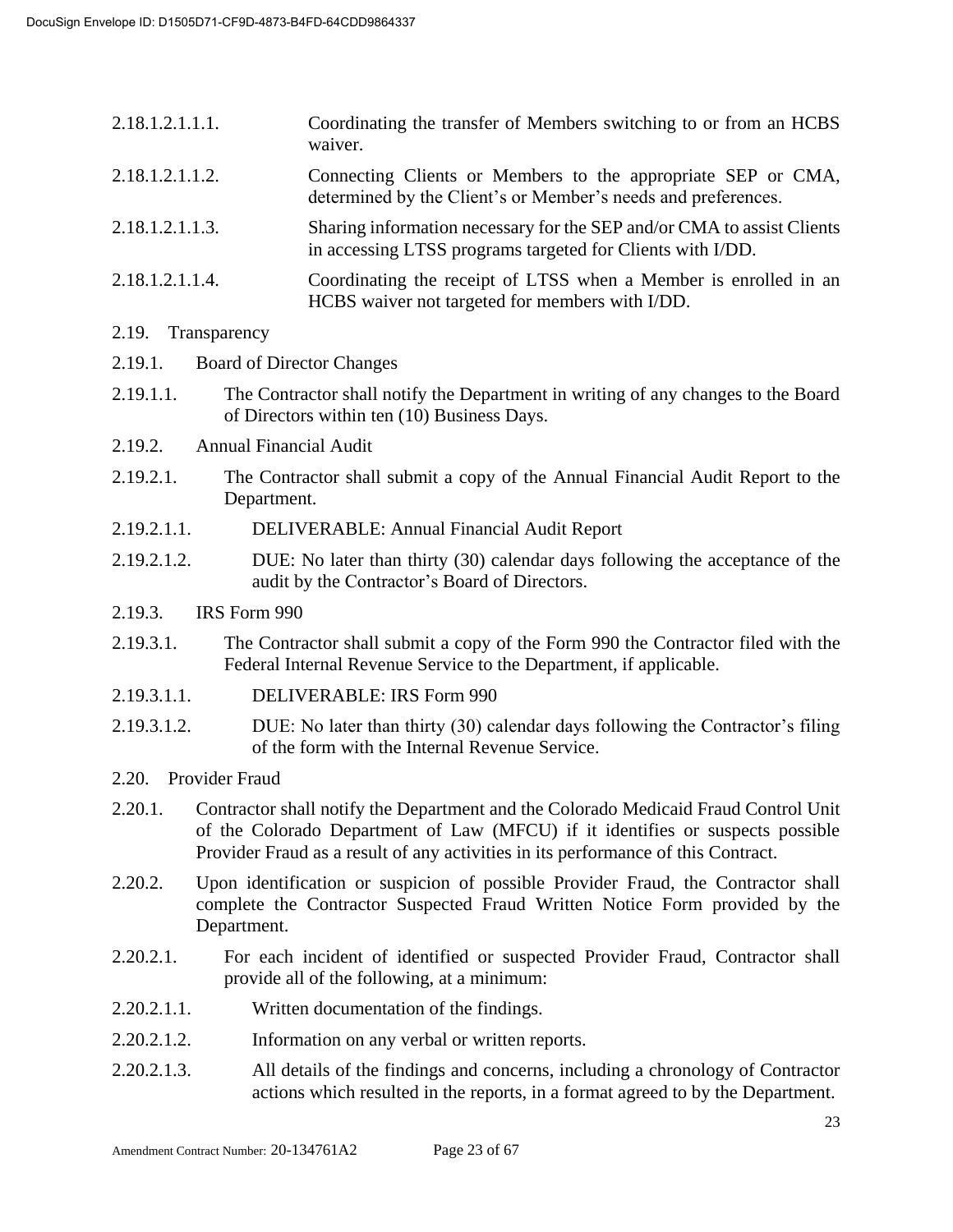2.18.1.2.1.1.1. Coordinating the transfer of Members switching to or from an HCBS waiver.

2.18.1.2.1.1.2. Connecting Clients or Members to the appropriate SEP or CMA, determined by the Client's or Member's needs and preferences.

2.18.1.2.1.1.3. Sharing information necessary for the SEP and/or CMA to assist Clients in accessing LTSS programs targeted for Clients with I/DD.

2.18.1.2.1.1.4. Coordinating the receipt of LTSS when a Member is enrolled in an HCBS waiver not targeted for members with I/DD.

2.19. Transparency

2.19.1. Board of Director Changes

2.19.1.1. The Contractor shall notify the Department in writing of any changes to the Board of Directors within ten (10) Business Days.

2.19.2. Annual Financial Audit

2.19.2.1. The Contractor shall submit a copy of the Annual Financial Audit Report to the Department.

2.19.2.1.1. DELIVERABLE: Annual Financial Audit Report

2.19.2.1.2. DUE: No later than thirty (30) calendar days following the acceptance of the audit by the Contractor's Board of Directors.

2.19.3. IRS Form 990

2.19.3.1. The Contractor shall submit a copy of the Form 990 the Contractor filed with the Federal Internal Revenue Service to the Department, if applicable.

2.19.3.1.1. DELIVERABLE: IRS Form 990

2.19.3.1.2. DUE: No later than thirty (30) calendar days following the Contractor's filing of the form with the Internal Revenue Service.

2.20. Provider Fraud

2.20.1. Contractor shall notify the Department and the Colorado Medicaid Fraud Control Unit of the Colorado Department of Law (MFCU) if it identifies or suspects possible Provider Fraud as a result of any activities in its performance of this Contract.

2.20.2. Upon identification or suspicion of possible Provider Fraud, the Contractor shall complete the Contractor Suspected Fraud Written Notice Form provided by the Department.

2.20.2.1. For each incident of identified or suspected Provider Fraud, Contractor shall provide all of the following, at a minimum:

2.20.2.1.1. Written documentation of the findings.

2.20.2.1.2. Information on any verbal or written reports.

2.20.2.1.3. All details of the findings and concerns, including a chronology of Contractor actions which resulted in the reports, in a format agreed to by the Department.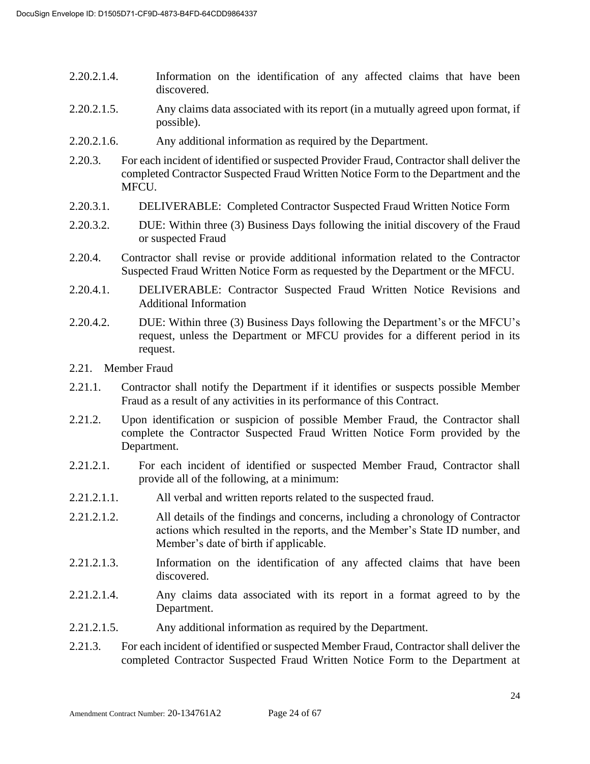2.20.2.1.4. Information on the identification of any affected claims that have been discovered.

2.20.2.1.5. Any claims data associated with its report (in a mutually agreed upon format, if possible).

2.20.2.1.6. Any additional information as required by the Department.

2.20.3. For each incident of identified or suspected Provider Fraud, Contractor shall deliver the completed Contractor Suspected Fraud Written Notice Form to the Department and the MFCU.

2.20.3.1. DELIVERABLE: Completed Contractor Suspected Fraud Written Notice Form

2.20.3.2. DUE: Within three (3) Business Days following the initial discovery of the Fraud or suspected Fraud

2.20.4. Contractor shall revise or provide additional information related to the Contractor Suspected Fraud Written Notice Form as requested by the Department or the MFCU.

2.20.4.1. DELIVERABLE: Contractor Suspected Fraud Written Notice Revisions and Additional Information

2.20.4.2. DUE: Within three (3) Business Days following the Department's or the MFCU's request, unless the Department or MFCU provides for a different period in its request.

2.21. Member Fraud

2.21.1. Contractor shall notify the Department if it identifies or suspects possible Member Fraud as a result of any activities in its performance of this Contract.

2.21.2. Upon identification or suspicion of possible Member Fraud, the Contractor shall complete the Contractor Suspected Fraud Written Notice Form provided by the Department.

2.21.2.1. For each incident of identified or suspected Member Fraud, Contractor shall provide all of the following, at a minimum:

2.21.2.1.1. All verbal and written reports related to the suspected fraud.

2.21.2.1.2. All details of the findings and concerns, including a chronology of Contractor actions which resulted in the reports, and the Member's State ID number, and Member's date of birth if applicable.

2.21.2.1.3. Information on the identification of any affected claims that have been discovered.

2.21.2.1.4. Any claims data associated with its report in a format agreed to by the Department.

2.21.2.1.5. Any additional information as required by the Department.

2.21.3. For each incident of identified or suspected Member Fraud, Contractor shall deliver the completed Contractor Suspected Fraud Written Notice Form to the Department at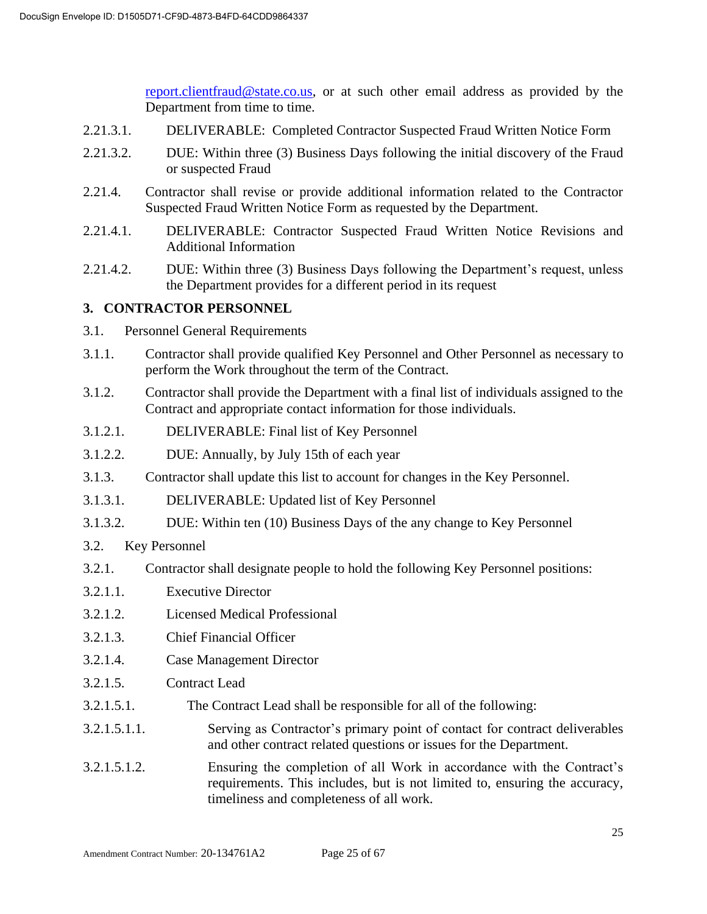report.clientfraud@state.co.us, or at such other email address as provided by the Department from time to time.

2.21.3.1. DELIVERABLE: Completed Contractor Suspected Fraud Written Notice Form

2.21.3.2. DUE: Within three (3) Business Days following the initial discovery of the Fraud or suspected Fraud

2.21.4. Contractor shall revise or provide additional information related to the Contractor Suspected Fraud Written Notice Form as requested by the Department.

2.21.4.1. DELIVERABLE: Contractor Suspected Fraud Written Notice Revisions and Additional Information

2.21.4.2. DUE: Within three (3) Business Days following the Department's request, unless the Department provides for a different period in its request

## 3. CONTRACTOR PERSONNEL

3.1. Personnel General Requirements

3.1.1. Contractor shall provide qualified Key Personnel and Other Personnel as necessary to perform the Work throughout the term of the Contract.

3.1.2. Contractor shall provide the Department with a final list of individuals assigned to the Contract and appropriate contact information for those individuals.

3.1.2.1. DELIVERABLE: Final list of Key Personnel

3.1.2.2. DUE: Annually, by July 15th of each year

3.1.3. Contractor shall update this list to account for changes in the Key Personnel.

3.1.3.1. DELIVERABLE: Updated list of Key Personnel

3.1.3.2. DUE: Within ten (10) Business Days of the any change to Key Personnel

3.2. Key Personnel

3.2.1. Contractor shall designate people to hold the following Key Personnel positions:

3.2.1.1. Executive Director

3.2.1.2. Licensed Medical Professional

3.2.1.3. Chief Financial Officer

3.2.1.4. Case Management Director

3.2.1.5. Contract Lead

3.2.1.5.1. The Contract Lead shall be responsible for all of the following:

3.2.1.5.1.1. Serving as Contractor's primary point of contact for contract deliverables and other contract related questions or issues for the Department.

3.2.1.5.1.2. Ensuring the completion of all Work in accordance with the Contract's requirements. This includes, but is not limited to, ensuring the accuracy, timeliness and completeness of all work.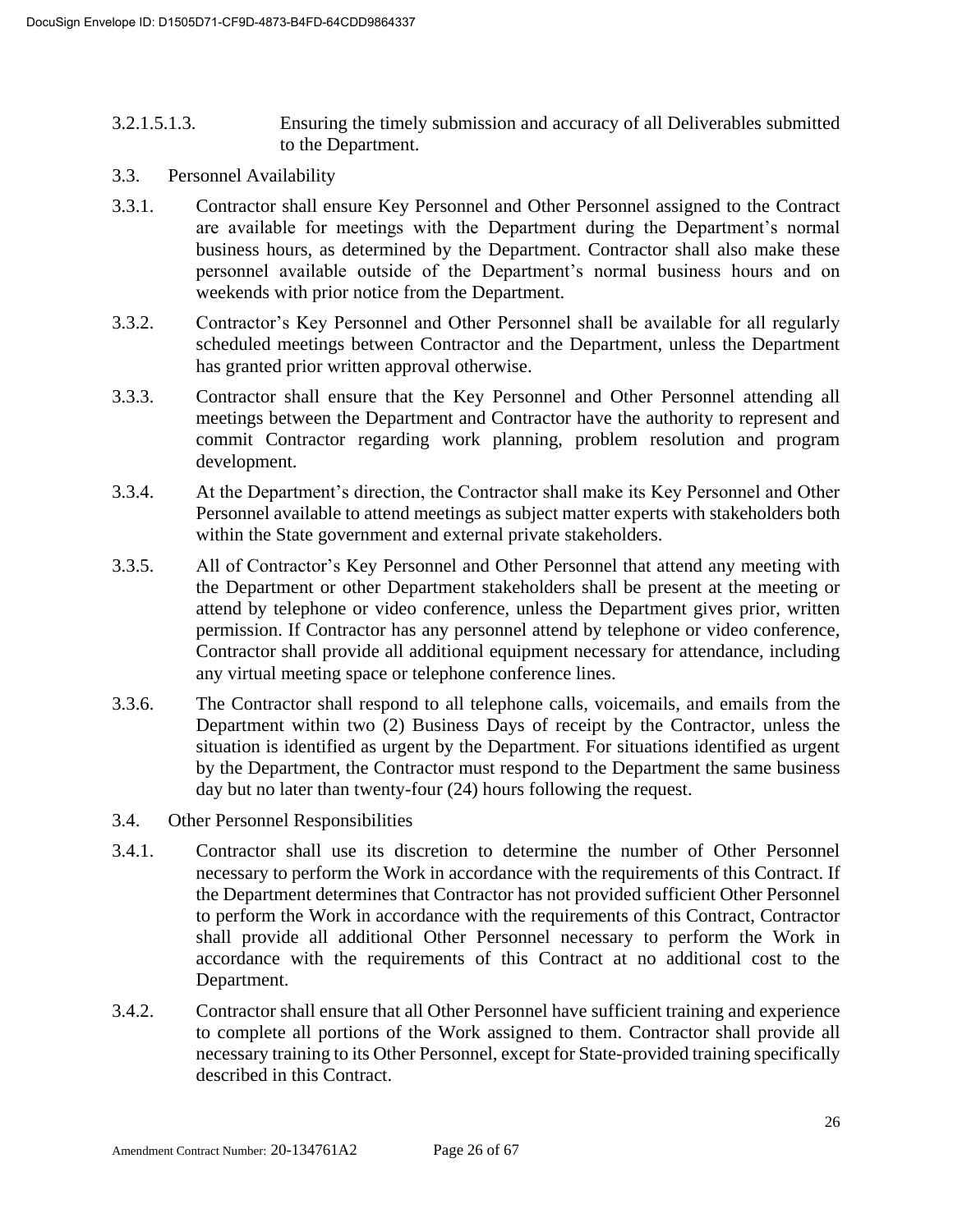3.2.1.5.1.3. Ensuring the timely submission and accuracy of all Deliverables submitted to the Department.

3.3. Personnel Availability

3.3.1. Contractor shall ensure Key Personnel and Other Personnel assigned to the Contract are available for meetings with the Department during the Department's normal business hours, as determined by the Department. Contractor shall also make these personnel available outside of the Department's normal business hours and on weekends with prior notice from the Department.

3.3.2. Contractor's Key Personnel and Other Personnel shall be available for all regularly scheduled meetings between Contractor and the Department, unless the Department has granted prior written approval otherwise.

3.3.3. Contractor shall ensure that the Key Personnel and Other Personnel attending all meetings between the Department and Contractor have the authority to represent and commit Contractor regarding work planning, problem resolution and program development.

3.3.4. At the Department's direction, the Contractor shall make its Key Personnel and Other Personnel available to attend meetings as subject matter experts with stakeholders both within the State government and external private stakeholders.

3.3.5. All of Contractor's Key Personnel and Other Personnel that attend any meeting with the Department or other Department stakeholders shall be present at the meeting or attend by telephone or video conference, unless the Department gives prior, written permission. If Contractor has any personnel attend by telephone or video conference, Contractor shall provide all additional equipment necessary for attendance, including any virtual meeting space or telephone conference lines.

3.3.6. The Contractor shall respond to all telephone calls, voicemails, and emails from the Department within two (2) Business Days of receipt by the Contractor, unless the situation is identified as urgent by the Department. For situations identified as urgent by the Department, the Contractor must respond to the Department the same business day but no later than twenty-four (24) hours following the request.

3.4. Other Personnel Responsibilities

3.4.1. Contractor shall use its discretion to determine the number of Other Personnel necessary to perform the Work in accordance with the requirements of this Contract. If the Department determines that Contractor has not provided sufficient Other Personnel to perform the Work in accordance with the requirements of this Contract, Contractor shall provide all additional Other Personnel necessary to perform the Work in accordance with the requirements of this Contract at no additional cost to the Department.

3.4.2. Contractor shall ensure that all Other Personnel have sufficient training and experience to complete all portions of the Work assigned to them. Contractor shall provide all necessary training to its Other Personnel, except for State-provided training specifically described in this Contract.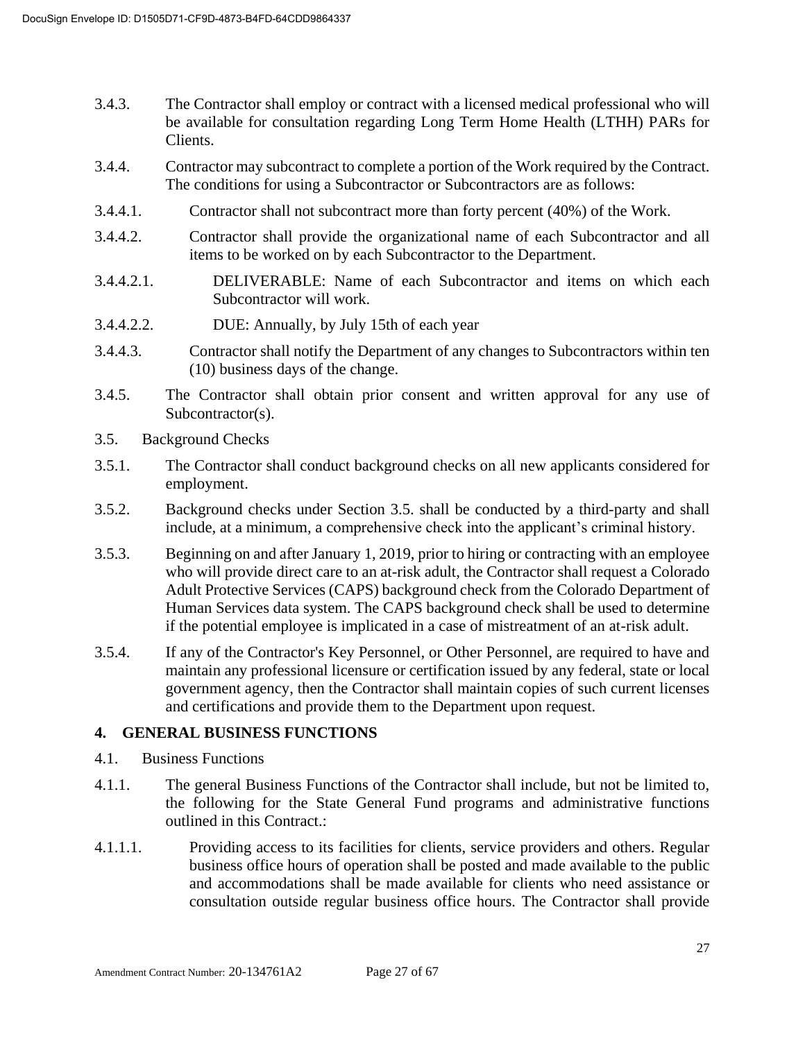3.4.3. The Contractor shall employ or contract with a licensed medical professional who will be available for consultation regarding Long Term Home Health (LTHH) PARs for Clients.

3.4.4. Contractor may subcontract to complete a portion of the Work required by the Contract. The conditions for using a Subcontractor or Subcontractors are as follows:

3.4.4.1. Contractor shall not subcontract more than forty percent (40%) of the Work.

3.4.4.2. Contractor shall provide the organizational name of each Subcontractor and all items to be worked on by each Subcontractor to the Department.

3.4.4.2.1. DELIVERABLE: Name of each Subcontractor and items on which each Subcontractor will work.

3.4.4.2.2. DUE: Annually, by July 15th of each year

3.4.4.3. Contractor shall notify the Department of any changes to Subcontractors within ten (10) business days of the change.

3.4.5. The Contractor shall obtain prior consent and written approval for any use of Subcontractor(s).

3.5. Background Checks

3.5.1. The Contractor shall conduct background checks on all new applicants considered for employment.

3.5.2. Background checks under Section 3.5. shall be conducted by a third-party and shall include, at a minimum, a comprehensive check into the applicant's criminal history.

3.5.3. Beginning on and after January 1, 2019, prior to hiring or contracting with an employee who will provide direct care to an at-risk adult, the Contractor shall request a Colorado Adult Protective Services (CAPS) background check from the Colorado Department of Human Services data system. The CAPS background check shall be used to determine if the potential employee is implicated in a case of mistreatment of an at-risk adult.

3.5.4. If any of the Contractor's Key Personnel, or Other Personnel, are required to have and maintain any professional licensure or certification issued by any federal, state or local government agency, then the Contractor shall maintain copies of such current licenses and certifications and provide them to the Department upon request.

## 4. GENERAL BUSINESS FUNCTIONS

4.1. Business Functions

4.1.1. The general Business Functions of the Contractor shall include, but not be limited to, the following for the State General Fund programs and administrative functions outlined in this Contract.:

4.1.1.1. Providing access to its facilities for clients, service providers and others. Regular business office hours of operation shall be posted and made available to the public and accommodations shall be made available for clients who need assistance or consultation outside regular business office hours. The Contractor shall provide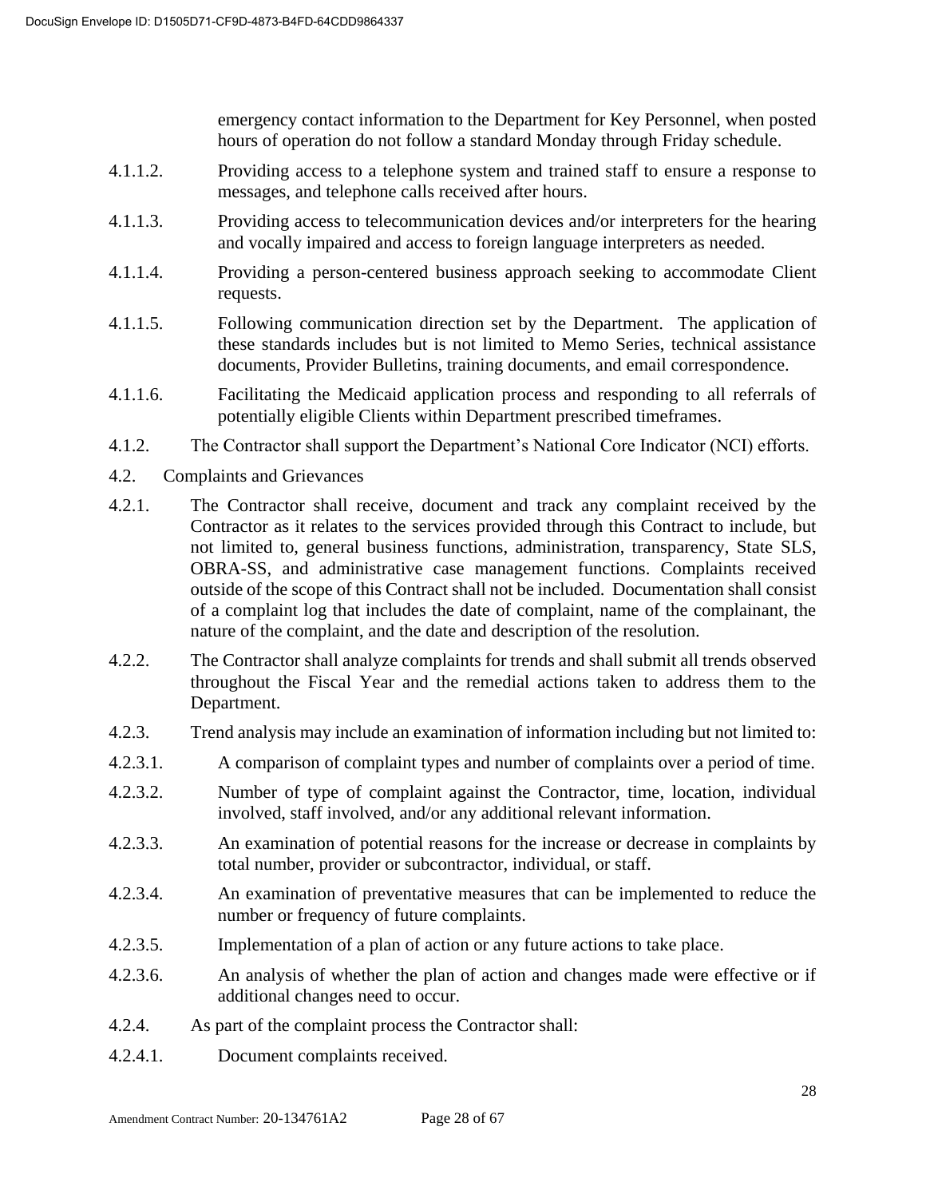emergency contact information to the Department for Key Personnel, when posted hours of operation do not follow a standard Monday through Friday schedule.

4.1.1.2. Providing access to a telephone system and trained staff to ensure a response to messages, and telephone calls received after hours.

4.1.1.3. Providing access to telecommunication devices and/or interpreters for the hearing and vocally impaired and access to foreign language interpreters as needed.

4.1.1.4. Providing a person-centered business approach seeking to accommodate Client requests.

4.1.1.5. Following communication direction set by the Department. The application of these standards includes but is not limited to Memo Series, technical assistance documents, Provider Bulletins, training documents, and email correspondence.

4.1.1.6. Facilitating the Medicaid application process and responding to all referrals of potentially eligible Clients within Department prescribed timeframes.

4.1.2. The Contractor shall support the Department's National Core Indicator (NCI) efforts.

4.2. Complaints and Grievances

4.2.1. The Contractor shall receive, document and track any complaint received by the Contractor as it relates to the services provided through this Contract to include, but not limited to, general business functions, administration, transparency, State SLS, OBRA-SS, and administrative case management functions. Complaints received outside of the scope of this Contract shall not be included. Documentation shall consist of a complaint log that includes the date of complaint, name of the complainant, the nature of the complaint, and the date and description of the resolution.

4.2.2. The Contractor shall analyze complaints for trends and shall submit all trends observed throughout the Fiscal Year and the remedial actions taken to address them to the Department.

4.2.3. Trend analysis may include an examination of information including but not limited to:

4.2.3.1. A comparison of complaint types and number of complaints over a period of time.

4.2.3.2. Number of type of complaint against the Contractor, time, location, individual involved, staff involved, and/or any additional relevant information.

4.2.3.3. An examination of potential reasons for the increase or decrease in complaints by total number, provider or subcontractor, individual, or staff.

4.2.3.4. An examination of preventative measures that can be implemented to reduce the number or frequency of future complaints.

4.2.3.5. Implementation of a plan of action or any future actions to take place.

4.2.3.6. An analysis of whether the plan of action and changes made were effective or if additional changes need to occur.

4.2.4. As part of the complaint process the Contractor shall:

4.2.4.1. Document complaints received.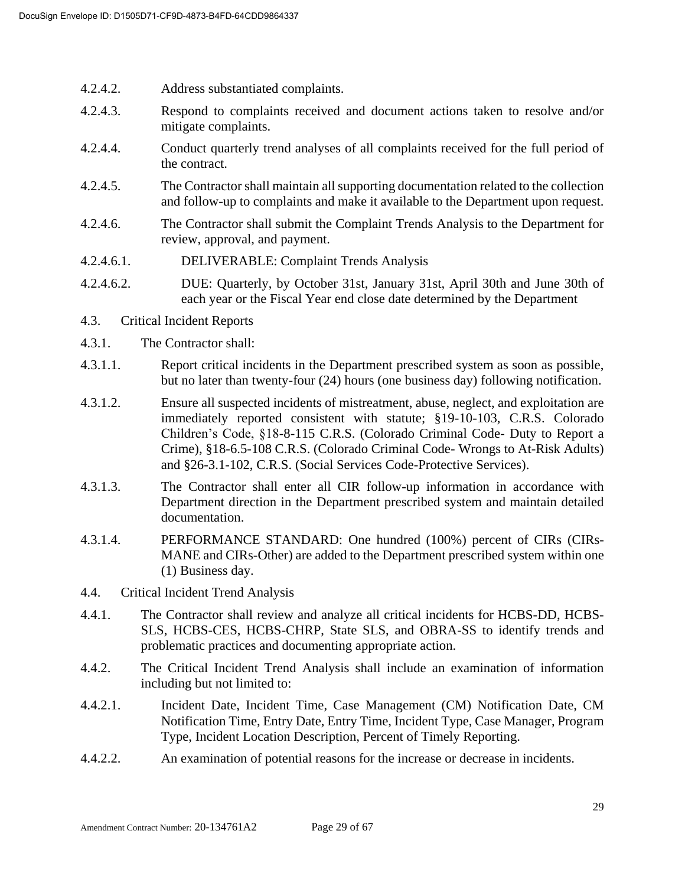4.2.4.2. Address substantiated complaints.

4.2.4.3. Respond to complaints received and document actions taken to resolve and/or mitigate complaints.

4.2.4.4. Conduct quarterly trend analyses of all complaints received for the full period of the contract.

4.2.4.5. The Contractor shall maintain all supporting documentation related to the collection and follow-up to complaints and make it available to the Department upon request.

4.2.4.6. The Contractor shall submit the Complaint Trends Analysis to the Department for review, approval, and payment.

4.2.4.6.1. DELIVERABLE: Complaint Trends Analysis

4.2.4.6.2. DUE: Quarterly, by October 31st, January 31st, April 30th and June 30th of each year or the Fiscal Year end close date determined by the Department

4.3. Critical Incident Reports

4.3.1. The Contractor shall:

4.3.1.1. Report critical incidents in the Department prescribed system as soon as possible, but no later than twenty-four (24) hours (one business day) following notification.

4.3.1.2. Ensure all suspected incidents of mistreatment, abuse, neglect, and exploitation are immediately reported consistent with statute; §19-10-103, C.R.S. Colorado Children's Code, §18-8-115 C.R.S. (Colorado Criminal Code- Duty to Report a Crime), §18-6.5-108 C.R.S. (Colorado Criminal Code- Wrongs to At-Risk Adults) and §26-3.1-102, C.R.S. (Social Services Code-Protective Services).

4.3.1.3. The Contractor shall enter all CIR follow-up information in accordance with Department direction in the Department prescribed system and maintain detailed documentation.

4.3.1.4. PERFORMANCE STANDARD: One hundred (100%) percent of CIRs (CIRs-MANE and CIRs-Other) are added to the Department prescribed system within one (1) Business day.

4.4. Critical Incident Trend Analysis

4.4.1. The Contractor shall review and analyze all critical incidents for HCBS-DD, HCBS-SLS, HCBS-CES, HCBS-CHRP, State SLS, and OBRA-SS to identify trends and problematic practices and documenting appropriate action.

4.4.2. The Critical Incident Trend Analysis shall include an examination of information including but not limited to:

4.4.2.1. Incident Date, Incident Time, Case Management (CM) Notification Date, CM Notification Time, Entry Date, Entry Time, Incident Type, Case Manager, Program Type, Incident Location Description, Percent of Timely Reporting.

4.4.2.2. An examination of potential reasons for the increase or decrease in incidents.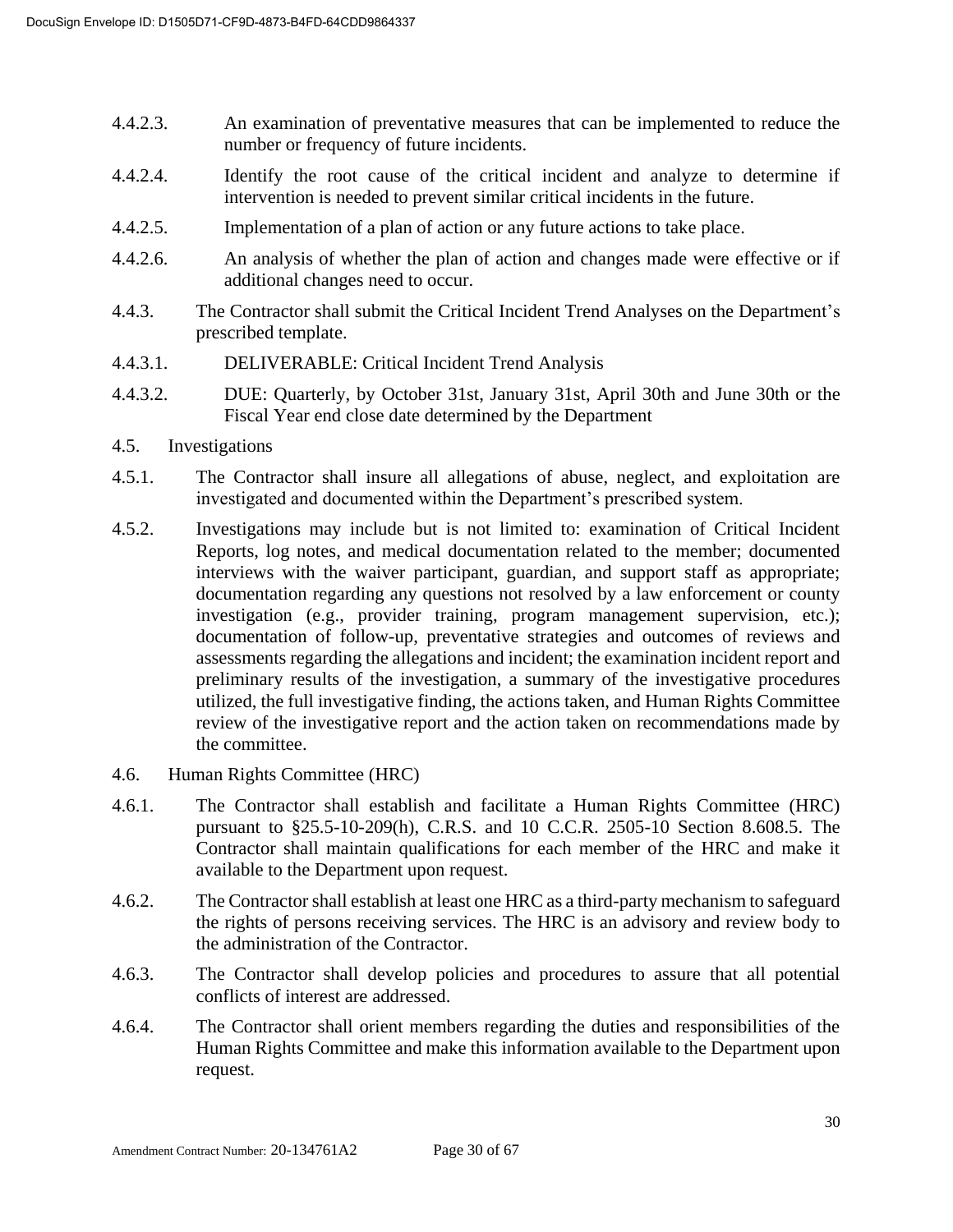4.4.2.3. An examination of preventative measures that can be implemented to reduce the number or frequency of future incidents.

4.4.2.4. Identify the root cause of the critical incident and analyze to determine if intervention is needed to prevent similar critical incidents in the future.

4.4.2.5. Implementation of a plan of action or any future actions to take place.

4.4.2.6. An analysis of whether the plan of action and changes made were effective or if additional changes need to occur.

4.4.3. The Contractor shall submit the Critical Incident Trend Analyses on the Department's prescribed template.

4.4.3.1. DELIVERABLE: Critical Incident Trend Analysis

4.4.3.2. DUE: Quarterly, by October 31st, January 31st, April 30th and June 30th or the Fiscal Year end close date determined by the Department

4.5. Investigations

4.5.1. The Contractor shall insure all allegations of abuse, neglect, and exploitation are investigated and documented within the Department's prescribed system.

4.5.2. Investigations may include but is not limited to: examination of Critical Incident Reports, log notes, and medical documentation related to the member; documented interviews with the waiver participant, guardian, and support staff as appropriate; documentation regarding any questions not resolved by a law enforcement or county investigation (e.g., provider training, program management supervision, etc.); documentation of follow-up, preventative strategies and outcomes of reviews and assessments regarding the allegations and incident; the examination incident report and preliminary results of the investigation, a summary of the investigative procedures utilized, the full investigative finding, the actions taken, and Human Rights Committee review of the investigative report and the action taken on recommendations made by the committee.

4.6. Human Rights Committee (HRC)

4.6.1. The Contractor shall establish and facilitate a Human Rights Committee (HRC) pursuant to §25.5-10-209(h), C.R.S. and 10 C.C.R. 2505-10 Section 8.608.5. The Contractor shall maintain qualifications for each member of the HRC and make it available to the Department upon request.

4.6.2. The Contractor shall establish at least one HRC as a third-party mechanism to safeguard the rights of persons receiving services. The HRC is an advisory and review body to the administration of the Contractor.

4.6.3. The Contractor shall develop policies and procedures to assure that all potential conflicts of interest are addressed.

4.6.4. The Contractor shall orient members regarding the duties and responsibilities of the Human Rights Committee and make this information available to the Department upon request.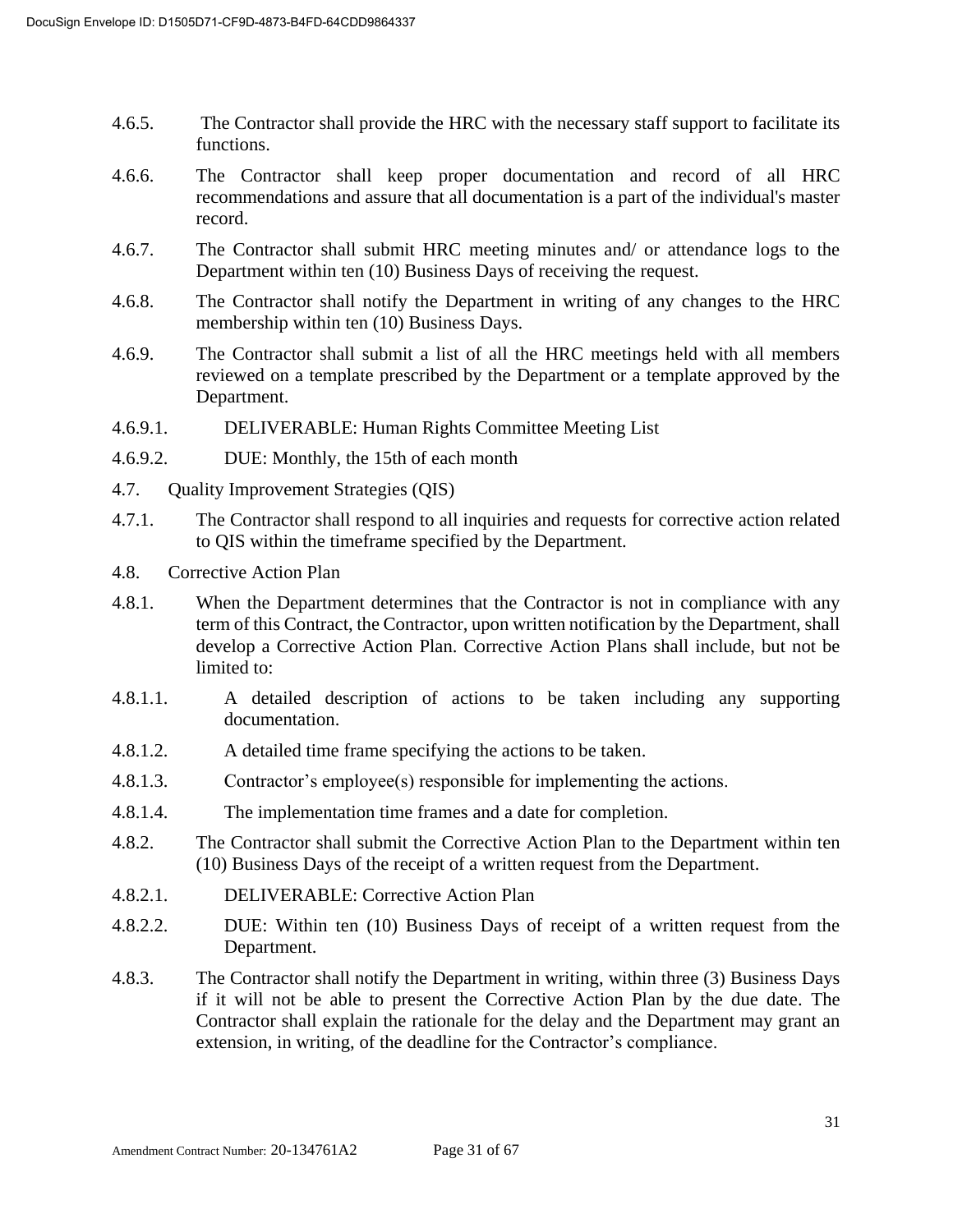4.6.5. The Contractor shall provide the HRC with the necessary staff support to facilitate its functions.

4.6.6. The Contractor shall keep proper documentation and record of all HRC recommendations and assure that all documentation is a part of the individual's master record.

4.6.7. The Contractor shall submit HRC meeting minutes and/ or attendance logs to the Department within ten (10) Business Days of receiving the request.

4.6.8. The Contractor shall notify the Department in writing of any changes to the HRC membership within ten (10) Business Days.

4.6.9. The Contractor shall submit a list of all the HRC meetings held with all members reviewed on a template prescribed by the Department or a template approved by the Department.

4.6.9.1. DELIVERABLE: Human Rights Committee Meeting List

4.6.9.2. DUE: Monthly, the 15th of each month

4.7. Quality Improvement Strategies (QIS)

4.7.1. The Contractor shall respond to all inquiries and requests for corrective action related to QIS within the timeframe specified by the Department.

4.8. Corrective Action Plan

4.8.1. When the Department determines that the Contractor is not in compliance with any term of this Contract, the Contractor, upon written notification by the Department, shall develop a Corrective Action Plan. Corrective Action Plans shall include, but not be limited to:

4.8.1.1. A detailed description of actions to be taken including any supporting documentation.

4.8.1.2. A detailed time frame specifying the actions to be taken.

4.8.1.3. Contractor's employee(s) responsible for implementing the actions.

4.8.1.4. The implementation time frames and a date for completion.

4.8.2. The Contractor shall submit the Corrective Action Plan to the Department within ten (10) Business Days of the receipt of a written request from the Department.

4.8.2.1. DELIVERABLE: Corrective Action Plan

4.8.2.2. DUE: Within ten (10) Business Days of receipt of a written request from the Department.

4.8.3. The Contractor shall notify the Department in writing, within three (3) Business Days if it will not be able to present the Corrective Action Plan by the due date. The Contractor shall explain the rationale for the delay and the Department may grant an extension, in writing, of the deadline for the Contractor's compliance.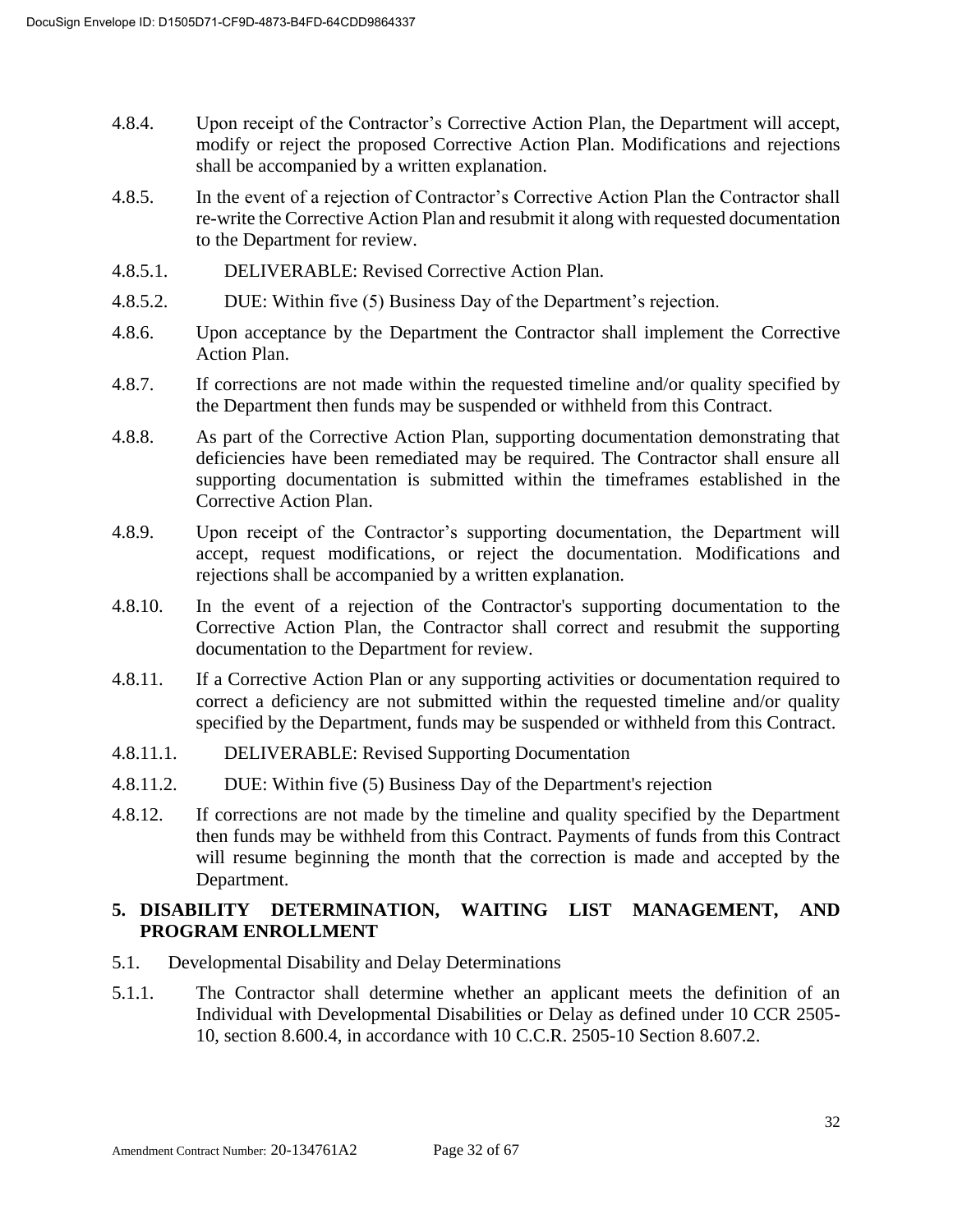4.8.4. Upon receipt of the Contractor's Corrective Action Plan, the Department will accept, modify or reject the proposed Corrective Action Plan. Modifications and rejections shall be accompanied by a written explanation.

4.8.5. In the event of a rejection of Contractor's Corrective Action Plan the Contractor shall re-write the Corrective Action Plan and resubmit it along with requested documentation to the Department for review.

4.8.5.1. DELIVERABLE: Revised Corrective Action Plan.

4.8.5.2. DUE: Within five (5) Business Day of the Department's rejection.

4.8.6. Upon acceptance by the Department the Contractor shall implement the Corrective Action Plan.

4.8.7. If corrections are not made within the requested timeline and/or quality specified by the Department then funds may be suspended or withheld from this Contract.

4.8.8. As part of the Corrective Action Plan, supporting documentation demonstrating that deficiencies have been remediated may be required. The Contractor shall ensure all supporting documentation is submitted within the timeframes established in the Corrective Action Plan.

4.8.9. Upon receipt of the Contractor's supporting documentation, the Department will accept, request modifications, or reject the documentation. Modifications and rejections shall be accompanied by a written explanation.

4.8.10. In the event of a rejection of the Contractor's supporting documentation to the Corrective Action Plan, the Contractor shall correct and resubmit the supporting documentation to the Department for review.

4.8.11. If a Corrective Action Plan or any supporting activities or documentation required to correct a deficiency are not submitted within the requested timeline and/or quality specified by the Department, funds may be suspended or withheld from this Contract.

4.8.11.1. DELIVERABLE: Revised Supporting Documentation

4.8.11.2. DUE: Within five (5) Business Day of the Department's rejection

4.8.12. If corrections are not made by the timeline and quality specified by the Department then funds may be withheld from this Contract. Payments of funds from this Contract will resume beginning the month that the correction is made and accepted by the Department.

## 5. DISABILITY DETERMINATION, WAITING LIST MANAGEMENT, AND PROGRAM ENROLLMENT

5.1. Developmental Disability and Delay Determinations

5.1.1. The Contractor shall determine whether an applicant meets the definition of an Individual with Developmental Disabilities or Delay as defined under 10 CCR 2505-10, section 8.600.4, in accordance with 10 C.C.R. 2505-10 Section 8.607.2.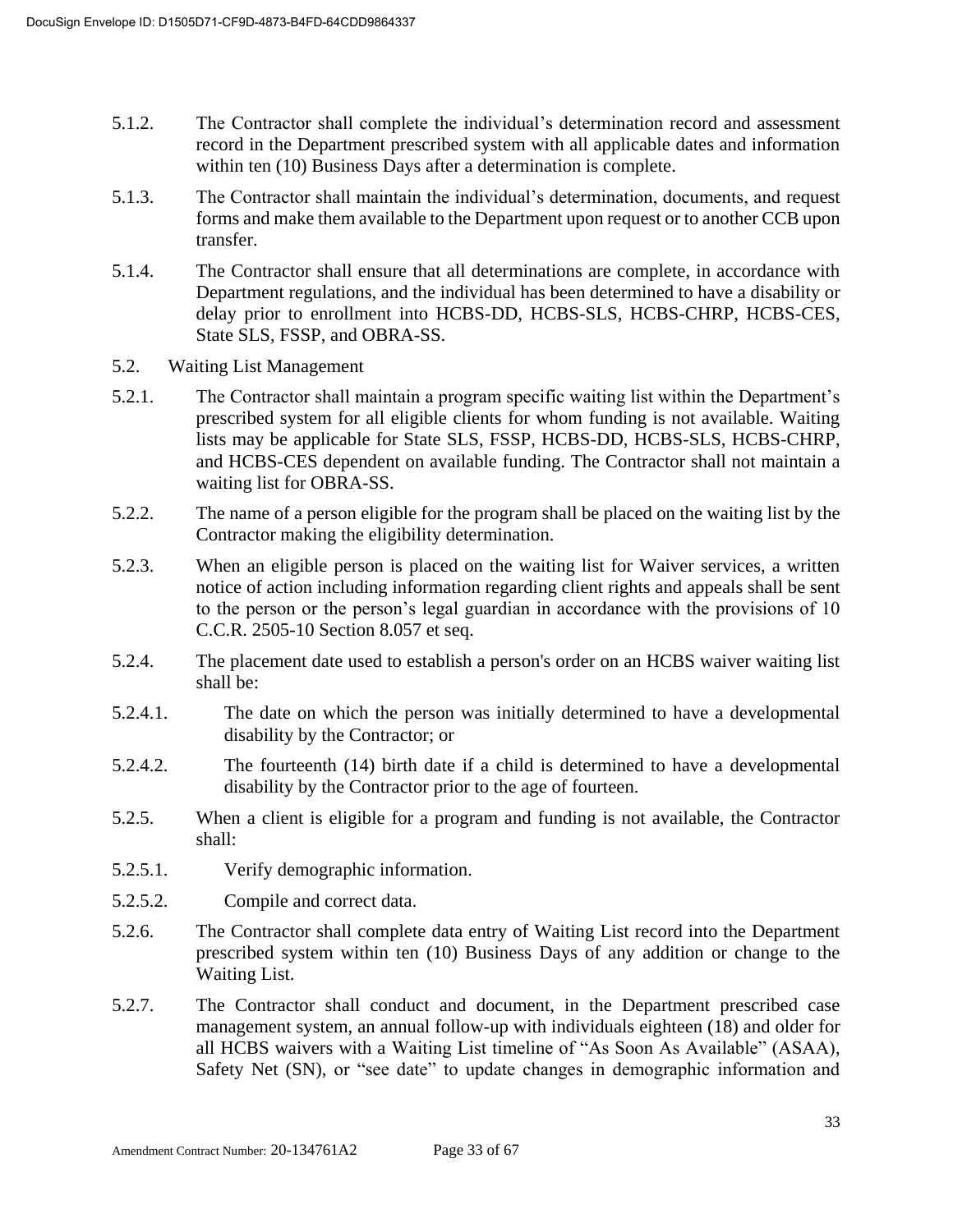5.1.2. The Contractor shall complete the individual's determination record and assessment record in the Department prescribed system with all applicable dates and information within ten (10) Business Days after a determination is complete.

5.1.3. The Contractor shall maintain the individual's determination, documents, and request forms and make them available to the Department upon request or to another CCB upon transfer.

5.1.4. The Contractor shall ensure that all determinations are complete, in accordance with Department regulations, and the individual has been determined to have a disability or delay prior to enrollment into HCBS-DD, HCBS-SLS, HCBS-CHRP, HCBS-CES, State SLS, FSSP, and OBRA-SS.

5.2. Waiting List Management

5.2.1. The Contractor shall maintain a program specific waiting list within the Department's prescribed system for all eligible clients for whom funding is not available. Waiting lists may be applicable for State SLS, FSSP, HCBS-DD, HCBS-SLS, HCBS-CHRP, and HCBS-CES dependent on available funding. The Contractor shall not maintain a waiting list for OBRA-SS.

5.2.2. The name of a person eligible for the program shall be placed on the waiting list by the Contractor making the eligibility determination.

5.2.3. When an eligible person is placed on the waiting list for Waiver services, a written notice of action including information regarding client rights and appeals shall be sent to the person or the person's legal guardian in accordance with the provisions of 10 C.C.R. 2505-10 Section 8.057 et seq.

5.2.4. The placement date used to establish a person's order on an HCBS waiver waiting list shall be:

5.2.4.1. The date on which the person was initially determined to have a developmental disability by the Contractor; or

5.2.4.2. The fourteenth (14) birth date if a child is determined to have a developmental disability by the Contractor prior to the age of fourteen.

5.2.5. When a client is eligible for a program and funding is not available, the Contractor shall:

5.2.5.1. Verify demographic information.

5.2.5.2. Compile and correct data.

5.2.6. The Contractor shall complete data entry of Waiting List record into the Department prescribed system within ten (10) Business Days of any addition or change to the Waiting List.

5.2.7. The Contractor shall conduct and document, in the Department prescribed case management system, an annual follow-up with individuals eighteen (18) and older for all HCBS waivers with a Waiting List timeline of "As Soon As Available" (ASAA), Safety Net (SN), or "see date" to update changes in demographic information and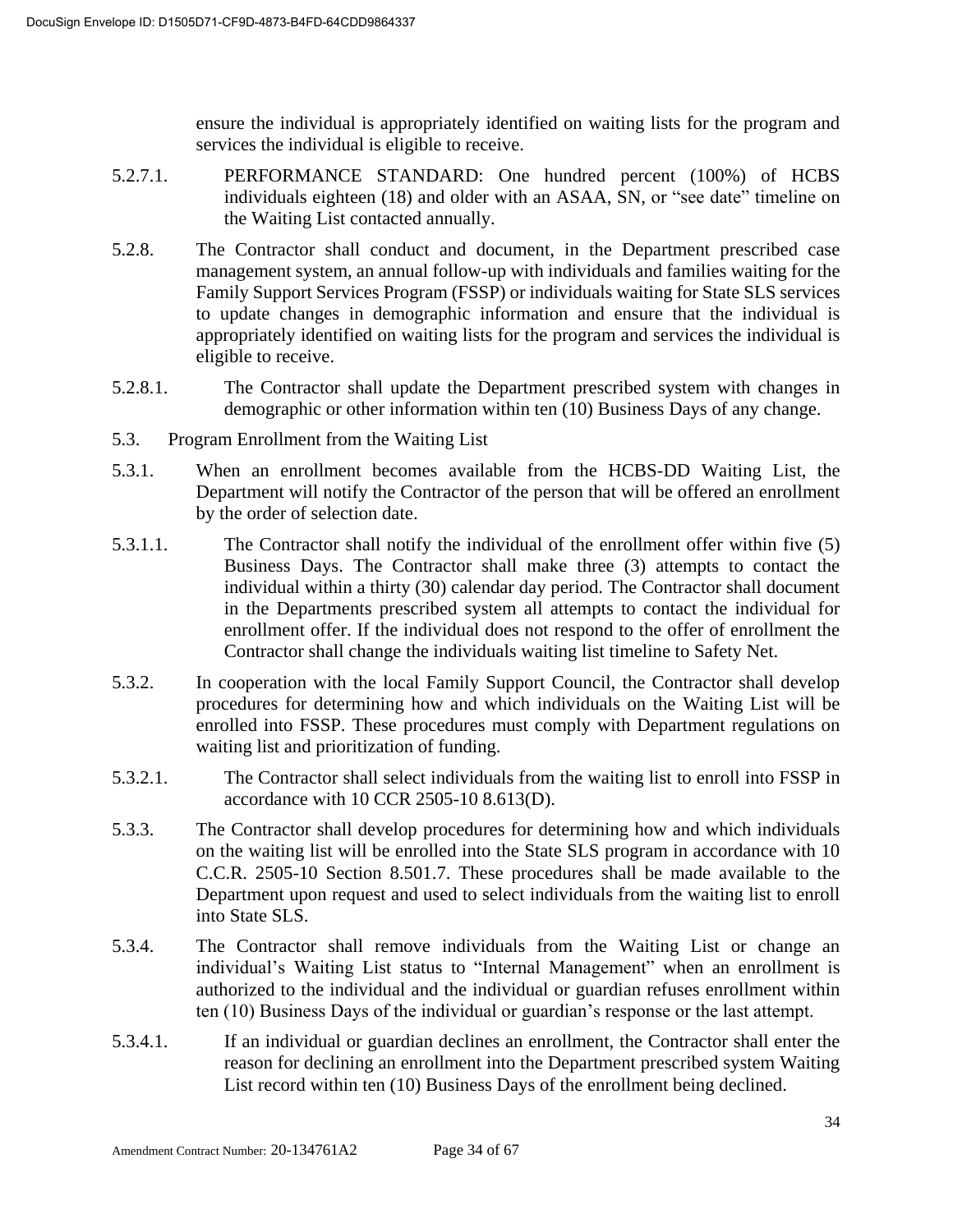ensure the individual is appropriately identified on waiting lists for the program and services the individual is eligible to receive.

5.2.7.1. PERFORMANCE STANDARD: One hundred percent (100%) of HCBS individuals eighteen (18) and older with an ASAA, SN, or "see date" timeline on the Waiting List contacted annually.

5.2.8. The Contractor shall conduct and document, in the Department prescribed case management system, an annual follow-up with individuals and families waiting for the Family Support Services Program (FSSP) or individuals waiting for State SLS services to update changes in demographic information and ensure that the individual is appropriately identified on waiting lists for the program and services the individual is eligible to receive.

5.2.8.1. The Contractor shall update the Department prescribed system with changes in demographic or other information within ten (10) Business Days of any change.

5.3. Program Enrollment from the Waiting List

5.3.1. When an enrollment becomes available from the HCBS-DD Waiting List, the Department will notify the Contractor of the person that will be offered an enrollment by the order of selection date.

5.3.1.1. The Contractor shall notify the individual of the enrollment offer within five (5) Business Days. The Contractor shall make three (3) attempts to contact the individual within a thirty (30) calendar day period. The Contractor shall document in the Departments prescribed system all attempts to contact the individual for enrollment offer. If the individual does not respond to the offer of enrollment the Contractor shall change the individuals waiting list timeline to Safety Net.

5.3.2. In cooperation with the local Family Support Council, the Contractor shall develop procedures for determining how and which individuals on the Waiting List will be enrolled into FSSP. These procedures must comply with Department regulations on waiting list and prioritization of funding.

5.3.2.1. The Contractor shall select individuals from the waiting list to enroll into FSSP in accordance with 10 CCR 2505-10 8.613(D).

5.3.3. The Contractor shall develop procedures for determining how and which individuals on the waiting list will be enrolled into the State SLS program in accordance with 10 C.C.R. 2505-10 Section 8.501.7. These procedures shall be made available to the Department upon request and used to select individuals from the waiting list to enroll into State SLS.

5.3.4. The Contractor shall remove individuals from the Waiting List or change an individual's Waiting List status to "Internal Management" when an enrollment is authorized to the individual and the individual or guardian refuses enrollment within ten (10) Business Days of the individual or guardian's response or the last attempt.

5.3.4.1. If an individual or guardian declines an enrollment, the Contractor shall enter the reason for declining an enrollment into the Department prescribed system Waiting List record within ten (10) Business Days of the enrollment being declined.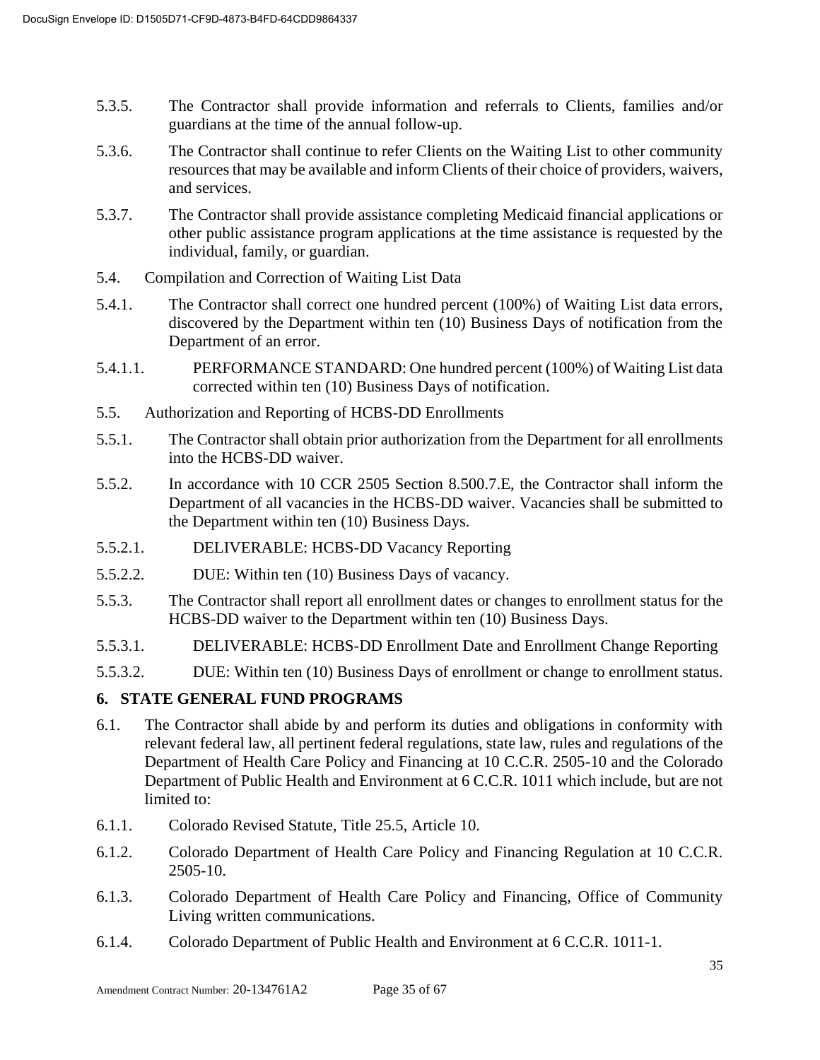5.3.5. The Contractor shall provide information and referrals to Clients, families and/or guardians at the time of the annual follow-up.

5.3.6. The Contractor shall continue to refer Clients on the Waiting List to other community resources that may be available and inform Clients of their choice of providers, waivers, and services.

5.3.7. The Contractor shall provide assistance completing Medicaid financial applications or other public assistance program applications at the time assistance is requested by the individual, family, or guardian.

5.4. Compilation and Correction of Waiting List Data

5.4.1. The Contractor shall correct one hundred percent (100%) of Waiting List data errors, discovered by the Department within ten (10) Business Days of notification from the Department of an error.

5.4.1.1. PERFORMANCE STANDARD: One hundred percent (100%) of Waiting List data corrected within ten (10) Business Days of notification.

5.5. Authorization and Reporting of HCBS-DD Enrollments

5.5.1. The Contractor shall obtain prior authorization from the Department for all enrollments into the HCBS-DD waiver.

5.5.2. In accordance with 10 CCR 2505 Section 8.500.7.E, the Contractor shall inform the Department of all vacancies in the HCBS-DD waiver. Vacancies shall be submitted to the Department within ten (10) Business Days.

5.5.2.1. DELIVERABLE: HCBS-DD Vacancy Reporting

5.5.2.2. DUE: Within ten (10) Business Days of vacancy.

5.5.3. The Contractor shall report all enrollment dates or changes to enrollment status for the HCBS-DD waiver to the Department within ten (10) Business Days.

5.5.3.1. DELIVERABLE: HCBS-DD Enrollment Date and Enrollment Change Reporting

5.5.3.2. DUE: Within ten (10) Business Days of enrollment or change to enrollment status.

## 6. STATE GENERAL FUND PROGRAMS

6.1. The Contractor shall abide by and perform its duties and obligations in conformity with relevant federal law, all pertinent federal regulations, state law, rules and regulations of the Department of Health Care Policy and Financing at 10 C.C.R. 2505-10 and the Colorado Department of Public Health and Environment at 6 C.C.R. 1011 which include, but are not limited to:

6.1.1. Colorado Revised Statute, Title 25.5, Article 10.

6.1.2. Colorado Department of Health Care Policy and Financing Regulation at 10 C.C.R. 2505-10.

6.1.3. Colorado Department of Health Care Policy and Financing, Office of Community Living written communications.

6.1.4. Colorado Department of Public Health and Environment at 6 C.C.R. 1011-1.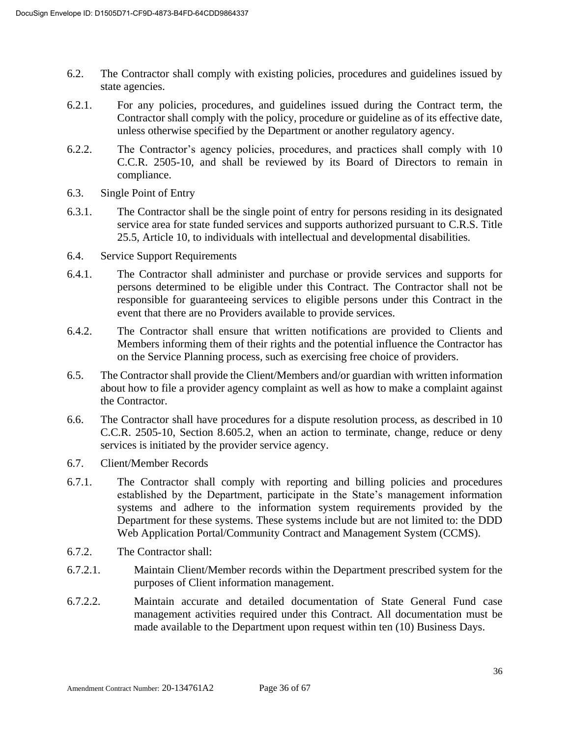6.2. The Contractor shall comply with existing policies, procedures and guidelines issued by state agencies.

6.2.1. For any policies, procedures, and guidelines issued during the Contract term, the Contractor shall comply with the policy, procedure or guideline as of its effective date, unless otherwise specified by the Department or another regulatory agency.

6.2.2. The Contractor's agency policies, procedures, and practices shall comply with 10 C.C.R. 2505-10, and shall be reviewed by its Board of Directors to remain in compliance.

6.3. Single Point of Entry

6.3.1. The Contractor shall be the single point of entry for persons residing in its designated service area for state funded services and supports authorized pursuant to C.R.S. Title 25.5, Article 10, to individuals with intellectual and developmental disabilities.

6.4. Service Support Requirements

6.4.1. The Contractor shall administer and purchase or provide services and supports for persons determined to be eligible under this Contract. The Contractor shall not be responsible for guaranteeing services to eligible persons under this Contract in the event that there are no Providers available to provide services.

6.4.2. The Contractor shall ensure that written notifications are provided to Clients and Members informing them of their rights and the potential influence the Contractor has on the Service Planning process, such as exercising free choice of providers.

6.5. The Contractor shall provide the Client/Members and/or guardian with written information about how to file a provider agency complaint as well as how to make a complaint against the Contractor.

6.6. The Contractor shall have procedures for a dispute resolution process, as described in 10 C.C.R. 2505-10, Section 8.605.2, when an action to terminate, change, reduce or deny services is initiated by the provider service agency.

6.7. Client/Member Records

6.7.1. The Contractor shall comply with reporting and billing policies and procedures established by the Department, participate in the State's management information systems and adhere to the information system requirements provided by the Department for these systems. These systems include but are not limited to: the DDD Web Application Portal/Community Contract and Management System (CCMS).

6.7.2. The Contractor shall:

6.7.2.1. Maintain Client/Member records within the Department prescribed system for the purposes of Client information management.

6.7.2.2. Maintain accurate and detailed documentation of State General Fund case management activities required under this Contract. All documentation must be made available to the Department upon request within ten (10) Business Days.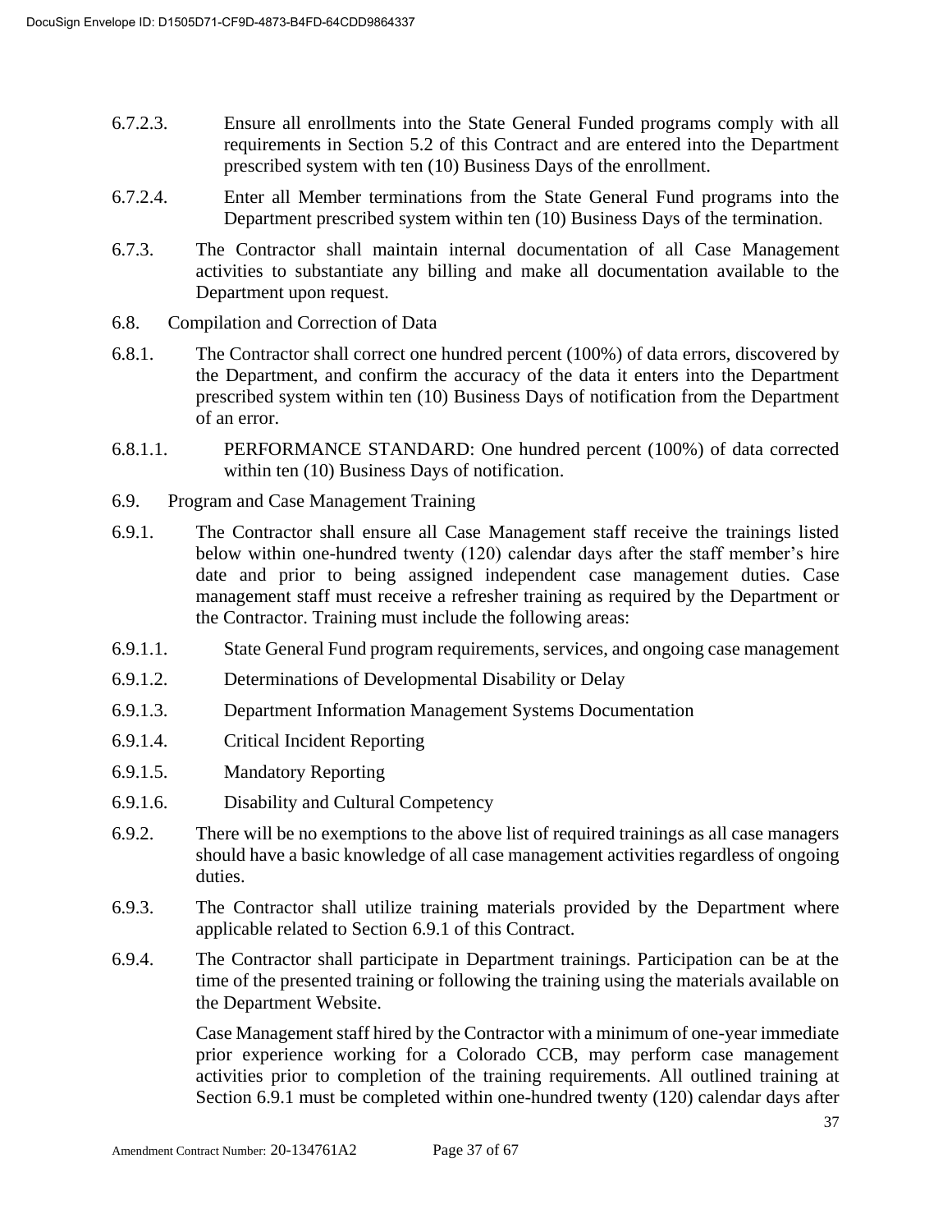6.7.2.3. Ensure all enrollments into the State General Funded programs comply with all requirements in Section 5.2 of this Contract and are entered into the Department prescribed system with ten (10) Business Days of the enrollment.

6.7.2.4. Enter all Member terminations from the State General Fund programs into the Department prescribed system within ten (10) Business Days of the termination.

6.7.3. The Contractor shall maintain internal documentation of all Case Management activities to substantiate any billing and make all documentation available to the Department upon request.

6.8. Compilation and Correction of Data

6.8.1. The Contractor shall correct one hundred percent (100%) of data errors, discovered by the Department, and confirm the accuracy of the data it enters into the Department prescribed system within ten (10) Business Days of notification from the Department of an error.

6.8.1.1. PERFORMANCE STANDARD: One hundred percent (100%) of data corrected within ten (10) Business Days of notification.

6.9. Program and Case Management Training

6.9.1. The Contractor shall ensure all Case Management staff receive the trainings listed below within one-hundred twenty (120) calendar days after the staff member's hire date and prior to being assigned independent case management duties. Case management staff must receive a refresher training as required by the Department or the Contractor. Training must include the following areas:

6.9.1.1. State General Fund program requirements, services, and ongoing case management

6.9.1.2. Determinations of Developmental Disability or Delay

6.9.1.3. Department Information Management Systems Documentation

6.9.1.4. Critical Incident Reporting

6.9.1.5. Mandatory Reporting

6.9.1.6. Disability and Cultural Competency

6.9.2. There will be no exemptions to the above list of required trainings as all case managers should have a basic knowledge of all case management activities regardless of ongoing duties.

6.9.3. The Contractor shall utilize training materials provided by the Department where applicable related to Section 6.9.1 of this Contract.

6.9.4. The Contractor shall participate in Department trainings. Participation can be at the time of the presented training or following the training using the materials available on the Department Website.

Case Management staff hired by the Contractor with a minimum of one-year immediate prior experience working for a Colorado CCB, may perform case management activities prior to completion of the training requirements. All outlined training at Section 6.9.1 must be completed within one-hundred twenty (120) calendar days after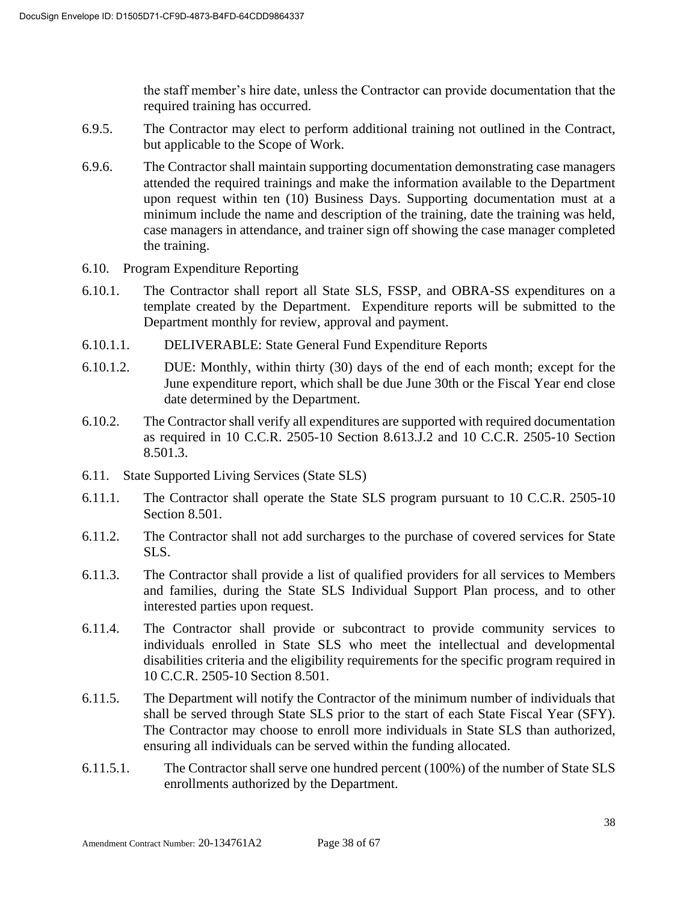the staff member's hire date, unless the Contractor can provide documentation that the required training has occurred.

6.9.5. The Contractor may elect to perform additional training not outlined in the Contract, but applicable to the Scope of Work.

6.9.6. The Contractor shall maintain supporting documentation demonstrating case managers attended the required trainings and make the information available to the Department upon request within ten (10) Business Days. Supporting documentation must at a minimum include the name and description of the training, date the training was held, case managers in attendance, and trainer sign off showing the case manager completed the training.

6.10. Program Expenditure Reporting

6.10.1. The Contractor shall report all State SLS, FSSP, and OBRA-SS expenditures on a template created by the Department. Expenditure reports will be submitted to the Department monthly for review, approval and payment.

6.10.1.1. DELIVERABLE: State General Fund Expenditure Reports

6.10.1.2. DUE: Monthly, within thirty (30) days of the end of each month; except for the June expenditure report, which shall be due June 30th or the Fiscal Year end close date determined by the Department.

6.10.2. The Contractor shall verify all expenditures are supported with required documentation as required in 10 C.C.R. 2505-10 Section 8.613.J.2 and 10 C.C.R. 2505-10 Section 8.501.3.

6.11. State Supported Living Services (State SLS)

6.11.1. The Contractor shall operate the State SLS program pursuant to 10 C.C.R. 2505-10 Section 8.501.

6.11.2. The Contractor shall not add surcharges to the purchase of covered services for State SLS.

6.11.3. The Contractor shall provide a list of qualified providers for all services to Members and families, during the State SLS Individual Support Plan process, and to other interested parties upon request.

6.11.4. The Contractor shall provide or subcontract to provide community services to individuals enrolled in State SLS who meet the intellectual and developmental disabilities criteria and the eligibility requirements for the specific program required in 10 C.C.R. 2505-10 Section 8.501.

6.11.5. The Department will notify the Contractor of the minimum number of individuals that shall be served through State SLS prior to the start of each State Fiscal Year (SFY). The Contractor may choose to enroll more individuals in State SLS than authorized, ensuring all individuals can be served within the funding allocated.

6.11.5.1. The Contractor shall serve one hundred percent (100%) of the number of State SLS enrollments authorized by the Department.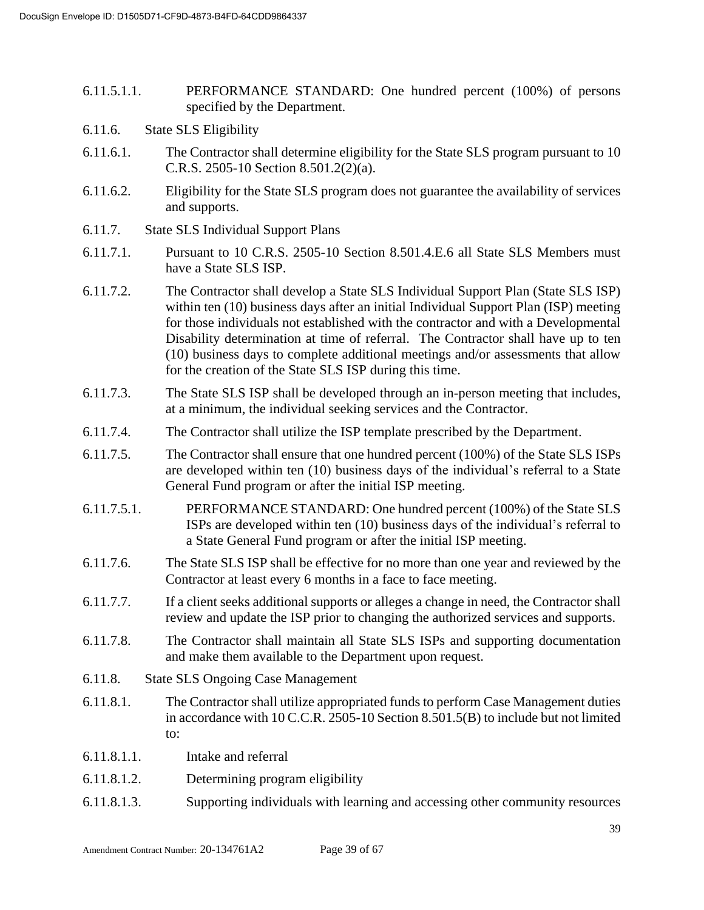6.11.5.1.1. PERFORMANCE STANDARD: One hundred percent (100%) of persons specified by the Department.

6.11.6. State SLS Eligibility

6.11.6.1. The Contractor shall determine eligibility for the State SLS program pursuant to 10 C.R.S. 2505-10 Section 8.501.2(2)(a).

6.11.6.2. Eligibility for the State SLS program does not guarantee the availability of services and supports.

6.11.7. State SLS Individual Support Plans

6.11.7.1. Pursuant to 10 C.R.S. 2505-10 Section 8.501.4.E.6 all State SLS Members must have a State SLS ISP.

6.11.7.2. The Contractor shall develop a State SLS Individual Support Plan (State SLS ISP) within ten (10) business days after an initial Individual Support Plan (ISP) meeting for those individuals not established with the contractor and with a Developmental Disability determination at time of referral. The Contractor shall have up to ten (10) business days to complete additional meetings and/or assessments that allow for the creation of the State SLS ISP during this time.

6.11.7.3. The State SLS ISP shall be developed through an in-person meeting that includes, at a minimum, the individual seeking services and the Contractor.

6.11.7.4. The Contractor shall utilize the ISP template prescribed by the Department.

6.11.7.5. The Contractor shall ensure that one hundred percent (100%) of the State SLS ISPs are developed within ten (10) business days of the individual's referral to a State General Fund program or after the initial ISP meeting.

6.11.7.5.1. PERFORMANCE STANDARD: One hundred percent (100%) of the State SLS ISPs are developed within ten (10) business days of the individual's referral to a State General Fund program or after the initial ISP meeting.

6.11.7.6. The State SLS ISP shall be effective for no more than one year and reviewed by the Contractor at least every 6 months in a face to face meeting.

6.11.7.7. If a client seeks additional supports or alleges a change in need, the Contractor shall review and update the ISP prior to changing the authorized services and supports.

6.11.7.8. The Contractor shall maintain all State SLS ISPs and supporting documentation and make them available to the Department upon request.

6.11.8. State SLS Ongoing Case Management

6.11.8.1. The Contractor shall utilize appropriated funds to perform Case Management duties in accordance with 10 C.C.R. 2505-10 Section 8.501.5(B) to include but not limited to:

6.11.8.1.1. Intake and referral

6.11.8.1.2. Determining program eligibility

6.11.8.1.3. Supporting individuals with learning and accessing other community resources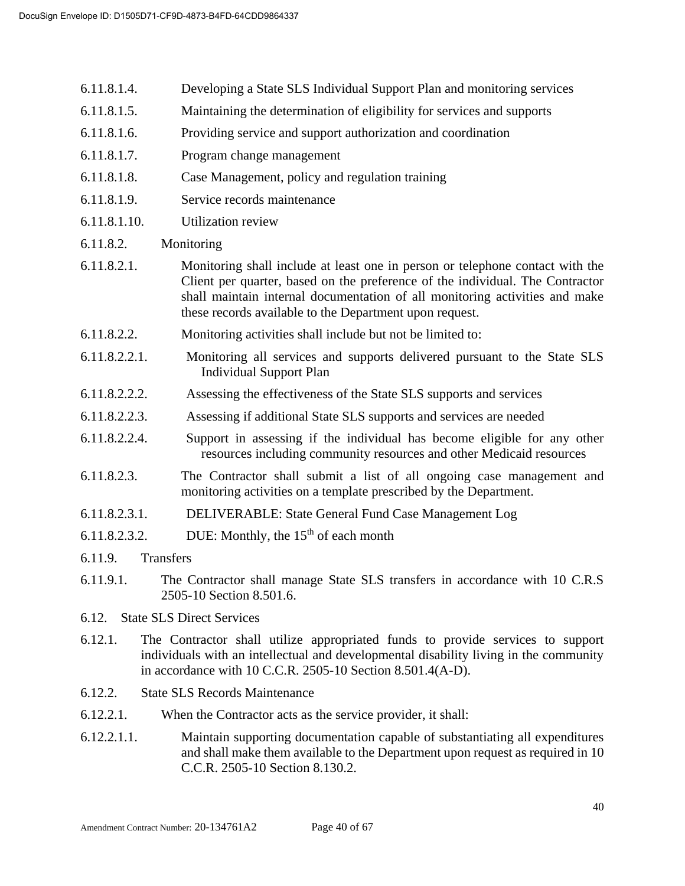6.11.8.1.4. Developing a State SLS Individual Support Plan and monitoring services

6.11.8.1.5. Maintaining the determination of eligibility for services and supports

6.11.8.1.6. Providing service and support authorization and coordination

6.11.8.1.7. Program change management

6.11.8.1.8. Case Management, policy and regulation training

6.11.8.1.9. Service records maintenance

6.11.8.1.10. Utilization review

6.11.8.2. Monitoring

6.11.8.2.1. Monitoring shall include at least one in person or telephone contact with the Client per quarter, based on the preference of the individual. The Contractor shall maintain internal documentation of all monitoring activities and make these records available to the Department upon request.

6.11.8.2.2. Monitoring activities shall include but not be limited to:

6.11.8.2.2.1. Monitoring all services and supports delivered pursuant to the State SLS Individual Support Plan

6.11.8.2.2.2. Assessing the effectiveness of the State SLS supports and services

6.11.8.2.2.3. Assessing if additional State SLS supports and services are needed

6.11.8.2.2.4. Support in assessing if the individual has become eligible for any other resources including community resources and other Medicaid resources

6.11.8.2.3. The Contractor shall submit a list of all ongoing case management and monitoring activities on a template prescribed by the Department.

6.11.8.2.3.1. DELIVERABLE: State General Fund Case Management Log

6.11.8.2.3.2. DUE: Monthly, the 15th of each month

6.11.9. Transfers

6.11.9.1. The Contractor shall manage State SLS transfers in accordance with 10 C.R.S 2505-10 Section 8.501.6.

6.12. State SLS Direct Services

6.12.1. The Contractor shall utilize appropriated funds to provide services to support individuals with an intellectual and developmental disability living in the community in accordance with 10 C.C.R. 2505-10 Section 8.501.4(A-D).

6.12.2. State SLS Records Maintenance

6.12.2.1. When the Contractor acts as the service provider, it shall:

6.12.2.1.1. Maintain supporting documentation capable of substantiating all expenditures and shall make them available to the Department upon request as required in 10 C.C.R. 2505-10 Section 8.130.2.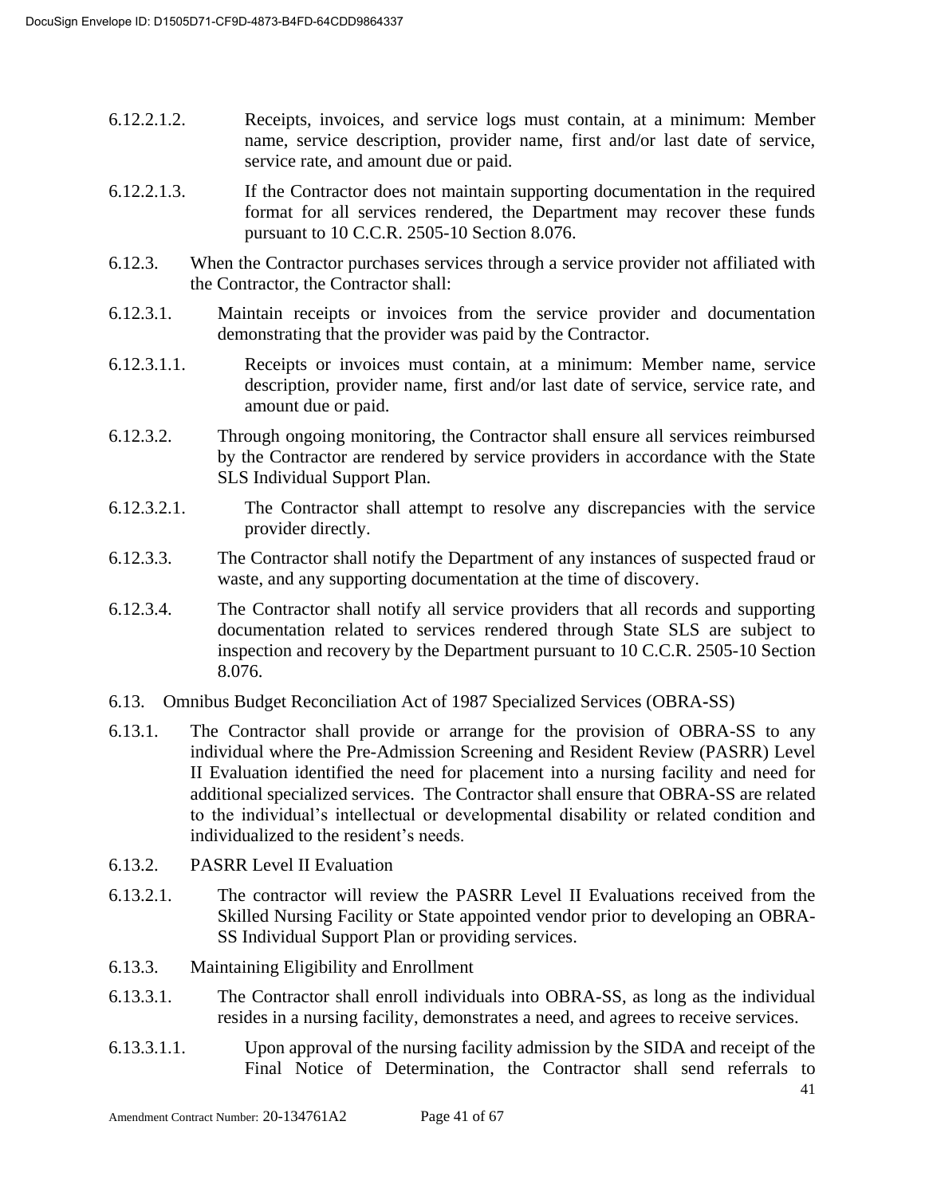6.12.2.1.2. Receipts, invoices, and service logs must contain, at a minimum: Member name, service description, provider name, first and/or last date of service, service rate, and amount due or paid.

6.12.2.1.3. If the Contractor does not maintain supporting documentation in the required format for all services rendered, the Department may recover these funds pursuant to 10 C.C.R. 2505-10 Section 8.076.

6.12.3. When the Contractor purchases services through a service provider not affiliated with the Contractor, the Contractor shall:

6.12.3.1. Maintain receipts or invoices from the service provider and documentation demonstrating that the provider was paid by the Contractor.

6.12.3.1.1. Receipts or invoices must contain, at a minimum: Member name, service description, provider name, first and/or last date of service, service rate, and amount due or paid.

6.12.3.2. Through ongoing monitoring, the Contractor shall ensure all services reimbursed by the Contractor are rendered by service providers in accordance with the State SLS Individual Support Plan.

6.12.3.2.1. The Contractor shall attempt to resolve any discrepancies with the service provider directly.

6.12.3.3. The Contractor shall notify the Department of any instances of suspected fraud or waste, and any supporting documentation at the time of discovery.

6.12.3.4. The Contractor shall notify all service providers that all records and supporting documentation related to services rendered through State SLS are subject to inspection and recovery by the Department pursuant to 10 C.C.R. 2505-10 Section 8.076.

6.13. Omnibus Budget Reconciliation Act of 1987 Specialized Services (OBRA-SS)

6.13.1. The Contractor shall provide or arrange for the provision of OBRA-SS to any individual where the Pre-Admission Screening and Resident Review (PASRR) Level II Evaluation identified the need for placement into a nursing facility and need for additional specialized services. The Contractor shall ensure that OBRA-SS are related to the individual's intellectual or developmental disability or related condition and individualized to the resident's needs.

6.13.2. PASRR Level II Evaluation

6.13.2.1. The contractor will review the PASRR Level II Evaluations received from the Skilled Nursing Facility or State appointed vendor prior to developing an OBRA-SS Individual Support Plan or providing services.

6.13.3. Maintaining Eligibility and Enrollment

6.13.3.1. The Contractor shall enroll individuals into OBRA-SS, as long as the individual resides in a nursing facility, demonstrates a need, and agrees to receive services.

6.13.3.1.1. Upon approval of the nursing facility admission by the SIDA and receipt of the Final Notice of Determination, the Contractor shall send referrals to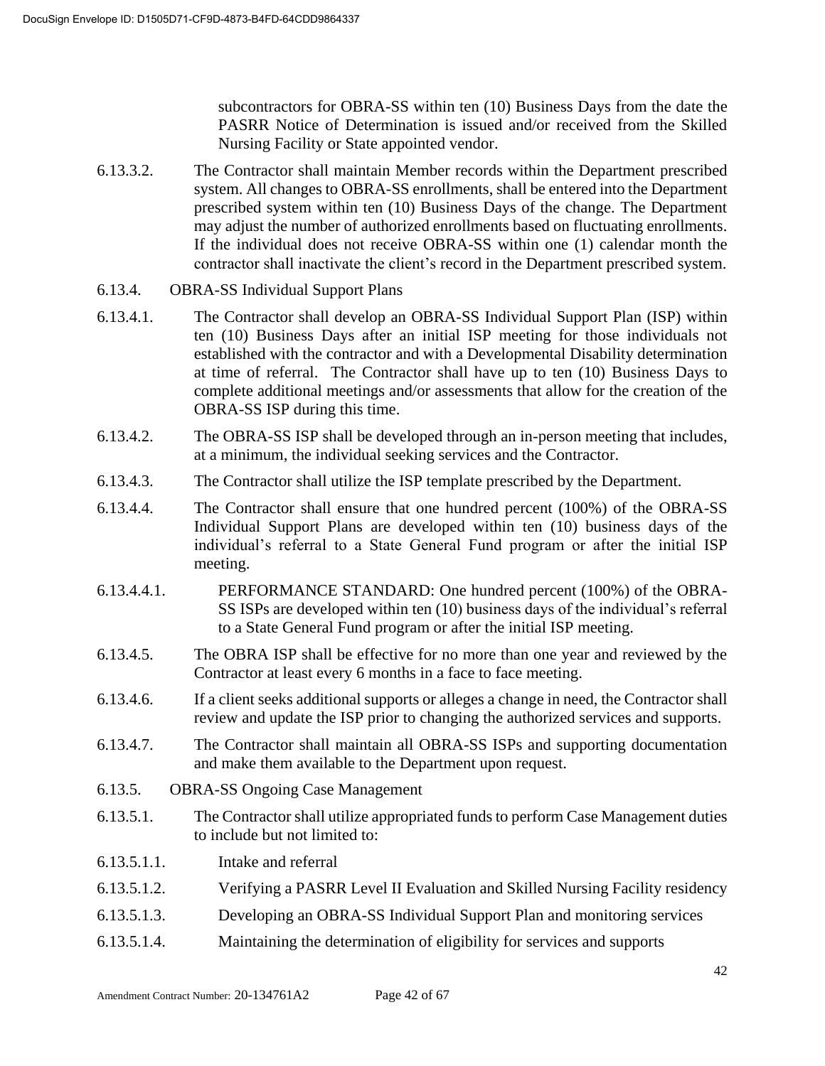subcontractors for OBRA-SS within ten (10) Business Days from the date the PASRR Notice of Determination is issued and/or received from the Skilled Nursing Facility or State appointed vendor.

6.13.3.2. The Contractor shall maintain Member records within the Department prescribed system. All changes to OBRA-SS enrollments, shall be entered into the Department prescribed system within ten (10) Business Days of the change. The Department may adjust the number of authorized enrollments based on fluctuating enrollments. If the individual does not receive OBRA-SS within one (1) calendar month the contractor shall inactivate the client's record in the Department prescribed system.

6.13.4. OBRA-SS Individual Support Plans

6.13.4.1. The Contractor shall develop an OBRA-SS Individual Support Plan (ISP) within ten (10) Business Days after an initial ISP meeting for those individuals not established with the contractor and with a Developmental Disability determination at time of referral. The Contractor shall have up to ten (10) Business Days to complete additional meetings and/or assessments that allow for the creation of the OBRA-SS ISP during this time.

6.13.4.2. The OBRA-SS ISP shall be developed through an in-person meeting that includes, at a minimum, the individual seeking services and the Contractor.

6.13.4.3. The Contractor shall utilize the ISP template prescribed by the Department.

6.13.4.4. The Contractor shall ensure that one hundred percent (100%) of the OBRA-SS Individual Support Plans are developed within ten (10) business days of the individual's referral to a State General Fund program or after the initial ISP meeting.

6.13.4.4.1. PERFORMANCE STANDARD: One hundred percent (100%) of the OBRA-SS ISPs are developed within ten (10) business days of the individual's referral to a State General Fund program or after the initial ISP meeting.

6.13.4.5. The OBRA ISP shall be effective for no more than one year and reviewed by the Contractor at least every 6 months in a face to face meeting.

6.13.4.6. If a client seeks additional supports or alleges a change in need, the Contractor shall review and update the ISP prior to changing the authorized services and supports.

6.13.4.7. The Contractor shall maintain all OBRA-SS ISPs and supporting documentation and make them available to the Department upon request.

6.13.5. OBRA-SS Ongoing Case Management

6.13.5.1. The Contractor shall utilize appropriated funds to perform Case Management duties to include but not limited to:

6.13.5.1.1. Intake and referral

6.13.5.1.2. Verifying a PASRR Level II Evaluation and Skilled Nursing Facility residency

6.13.5.1.3. Developing an OBRA-SS Individual Support Plan and monitoring services

6.13.5.1.4. Maintaining the determination of eligibility for services and supports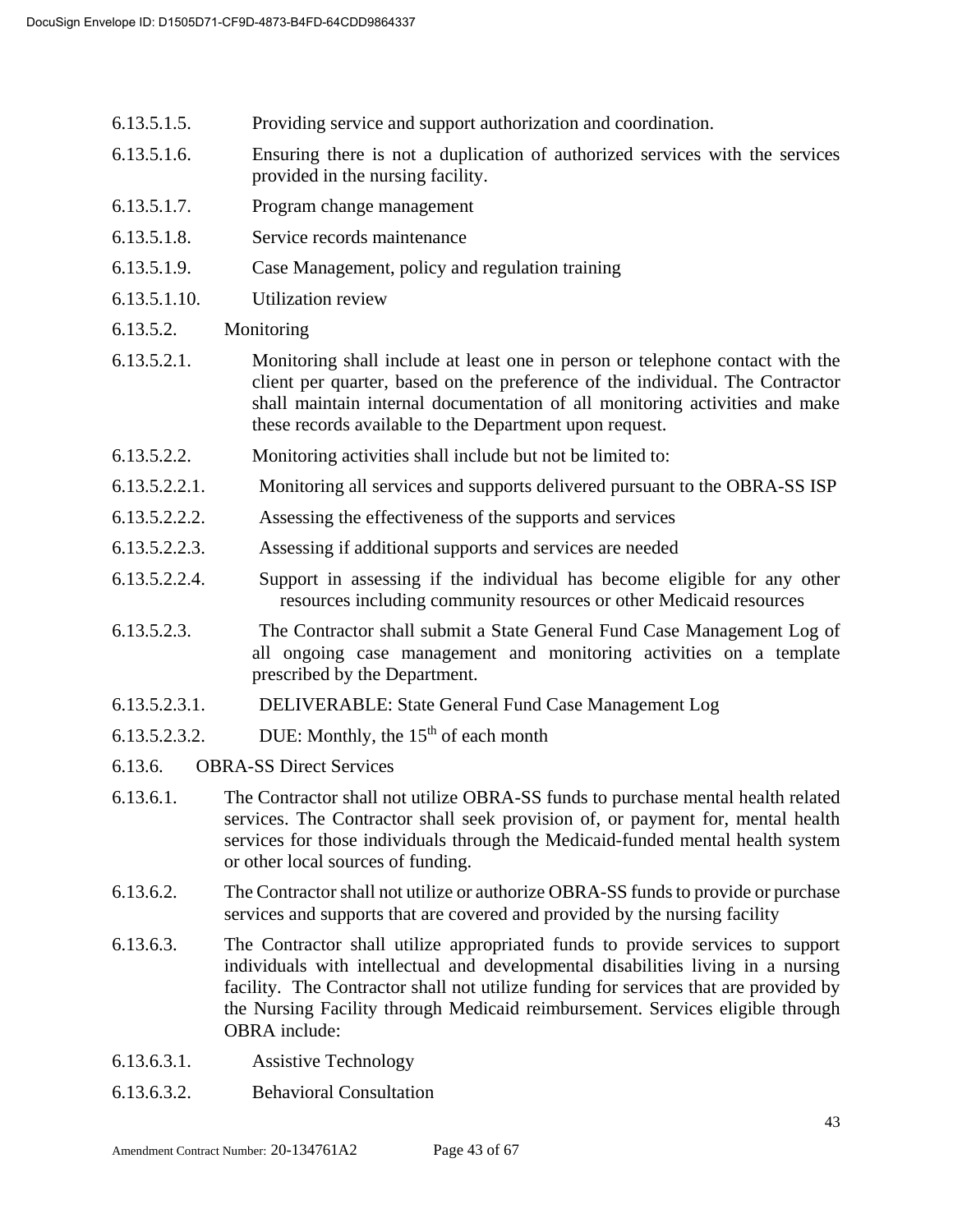6.13.5.1.5. Providing service and support authorization and coordination.

6.13.5.1.6. Ensuring there is not a duplication of authorized services with the services provided in the nursing facility.

6.13.5.1.7. Program change management

6.13.5.1.8. Service records maintenance

6.13.5.1.9. Case Management, policy and regulation training

6.13.5.1.10. Utilization review

6.13.5.2. Monitoring

6.13.5.2.1. Monitoring shall include at least one in person or telephone contact with the client per quarter, based on the preference of the individual. The Contractor shall maintain internal documentation of all monitoring activities and make these records available to the Department upon request.

6.13.5.2.2. Monitoring activities shall include but not be limited to:

6.13.5.2.2.1. Monitoring all services and supports delivered pursuant to the OBRA-SS ISP

6.13.5.2.2.2. Assessing the effectiveness of the supports and services

6.13.5.2.2.3. Assessing if additional supports and services are needed

6.13.5.2.2.4. Support in assessing if the individual has become eligible for any other resources including community resources or other Medicaid resources

6.13.5.2.3. The Contractor shall submit a State General Fund Case Management Log of all ongoing case management and monitoring activities on a template prescribed by the Department.

6.13.5.2.3.1. DELIVERABLE: State General Fund Case Management Log

6.13.5.2.3.2. DUE: Monthly, the 15th of each month

6.13.6. OBRA-SS Direct Services

6.13.6.1. The Contractor shall not utilize OBRA-SS funds to purchase mental health related services. The Contractor shall seek provision of, or payment for, mental health services for those individuals through the Medicaid-funded mental health system or other local sources of funding.

6.13.6.2. The Contractor shall not utilize or authorize OBRA-SS funds to provide or purchase services and supports that are covered and provided by the nursing facility

6.13.6.3. The Contractor shall utilize appropriated funds to provide services to support individuals with intellectual and developmental disabilities living in a nursing facility. The Contractor shall not utilize funding for services that are provided by the Nursing Facility through Medicaid reimbursement. Services eligible through OBRA include:

6.13.6.3.1. Assistive Technology

6.13.6.3.2. Behavioral Consultation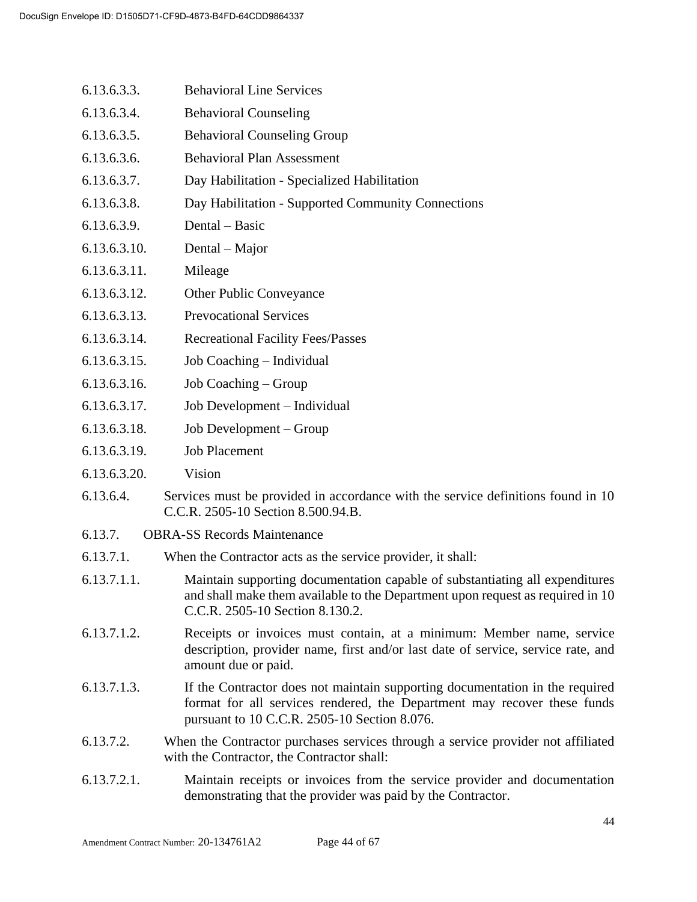6.13.6.3.3. Behavioral Line Services

6.13.6.3.4. Behavioral Counseling

6.13.6.3.5. Behavioral Counseling Group

6.13.6.3.6. Behavioral Plan Assessment

6.13.6.3.7. Day Habilitation - Specialized Habilitation

6.13.6.3.8. Day Habilitation - Supported Community Connections

6.13.6.3.9. Dental – Basic

6.13.6.3.10. Dental – Major

6.13.6.3.11. Mileage

6.13.6.3.12. Other Public Conveyance

6.13.6.3.13. Prevocational Services

6.13.6.3.14. Recreational Facility Fees/Passes

6.13.6.3.15. Job Coaching – Individual

6.13.6.3.16. Job Coaching – Group

6.13.6.3.17. Job Development – Individual

6.13.6.3.18. Job Development – Group

6.13.6.3.19. Job Placement

6.13.6.3.20. Vision

6.13.6.4. Services must be provided in accordance with the service definitions found in 10 C.C.R. 2505-10 Section 8.500.94.B.

6.13.7. OBRA-SS Records Maintenance

6.13.7.1. When the Contractor acts as the service provider, it shall:

6.13.7.1.1. Maintain supporting documentation capable of substantiating all expenditures and shall make them available to the Department upon request as required in 10 C.C.R. 2505-10 Section 8.130.2.

6.13.7.1.2. Receipts or invoices must contain, at a minimum: Member name, service description, provider name, first and/or last date of service, service rate, and amount due or paid.

6.13.7.1.3. If the Contractor does not maintain supporting documentation in the required format for all services rendered, the Department may recover these funds pursuant to 10 C.C.R. 2505-10 Section 8.076.

6.13.7.2. When the Contractor purchases services through a service provider not affiliated with the Contractor, the Contractor shall:

6.13.7.2.1. Maintain receipts or invoices from the service provider and documentation demonstrating that the provider was paid by the Contractor.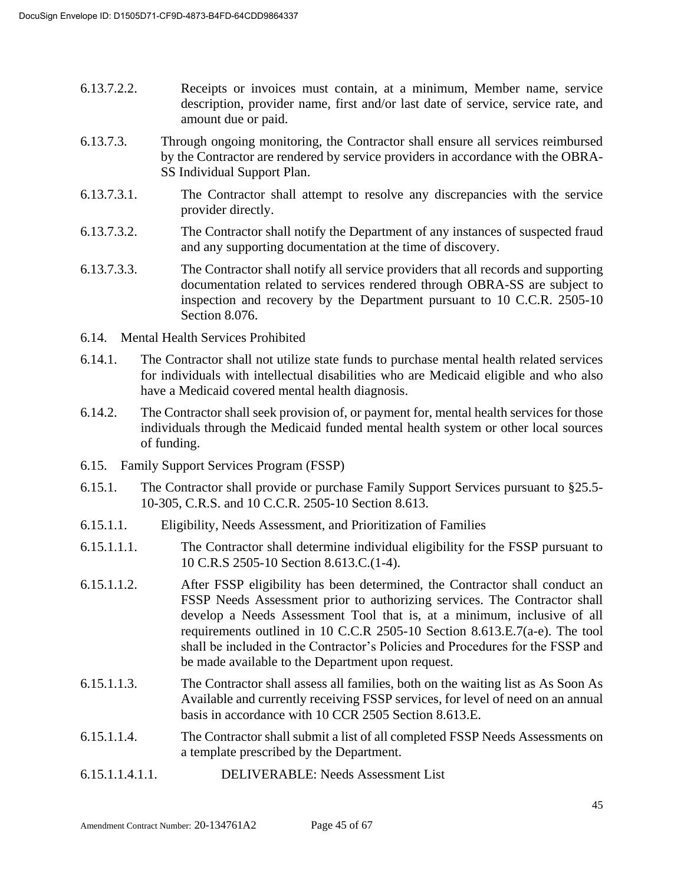6.13.7.2.2. Receipts or invoices must contain, at a minimum, Member name, service description, provider name, first and/or last date of service, service rate, and amount due or paid.

6.13.7.3. Through ongoing monitoring, the Contractor shall ensure all services reimbursed by the Contractor are rendered by service providers in accordance with the OBRA-SS Individual Support Plan.

6.13.7.3.1. The Contractor shall attempt to resolve any discrepancies with the service provider directly.

6.13.7.3.2. The Contractor shall notify the Department of any instances of suspected fraud and any supporting documentation at the time of discovery.

6.13.7.3.3. The Contractor shall notify all service providers that all records and supporting documentation related to services rendered through OBRA-SS are subject to inspection and recovery by the Department pursuant to 10 C.C.R. 2505-10 Section 8.076.

6.14. Mental Health Services Prohibited

6.14.1. The Contractor shall not utilize state funds to purchase mental health related services for individuals with intellectual disabilities who are Medicaid eligible and who also have a Medicaid covered mental health diagnosis.

6.14.2. The Contractor shall seek provision of, or payment for, mental health services for those individuals through the Medicaid funded mental health system or other local sources of funding.

6.15. Family Support Services Program (FSSP)

6.15.1. The Contractor shall provide or purchase Family Support Services pursuant to §25.5-10-305, C.R.S. and 10 C.C.R. 2505-10 Section 8.613.

6.15.1.1. Eligibility, Needs Assessment, and Prioritization of Families

6.15.1.1.1. The Contractor shall determine individual eligibility for the FSSP pursuant to 10 C.R.S 2505-10 Section 8.613.C.(1-4).

6.15.1.1.2. After FSSP eligibility has been determined, the Contractor shall conduct an FSSP Needs Assessment prior to authorizing services. The Contractor shall develop a Needs Assessment Tool that is, at a minimum, inclusive of all requirements outlined in 10 C.C.R 2505-10 Section 8.613.E.7(a-e). The tool shall be included in the Contractor's Policies and Procedures for the FSSP and be made available to the Department upon request.

6.15.1.1.3. The Contractor shall assess all families, both on the waiting list as As Soon As Available and currently receiving FSSP services, for level of need on an annual basis in accordance with 10 CCR 2505 Section 8.613.E.

6.15.1.1.4. The Contractor shall submit a list of all completed FSSP Needs Assessments on a template prescribed by the Department.

6.15.1.1.4.1.1. DELIVERABLE: Needs Assessment List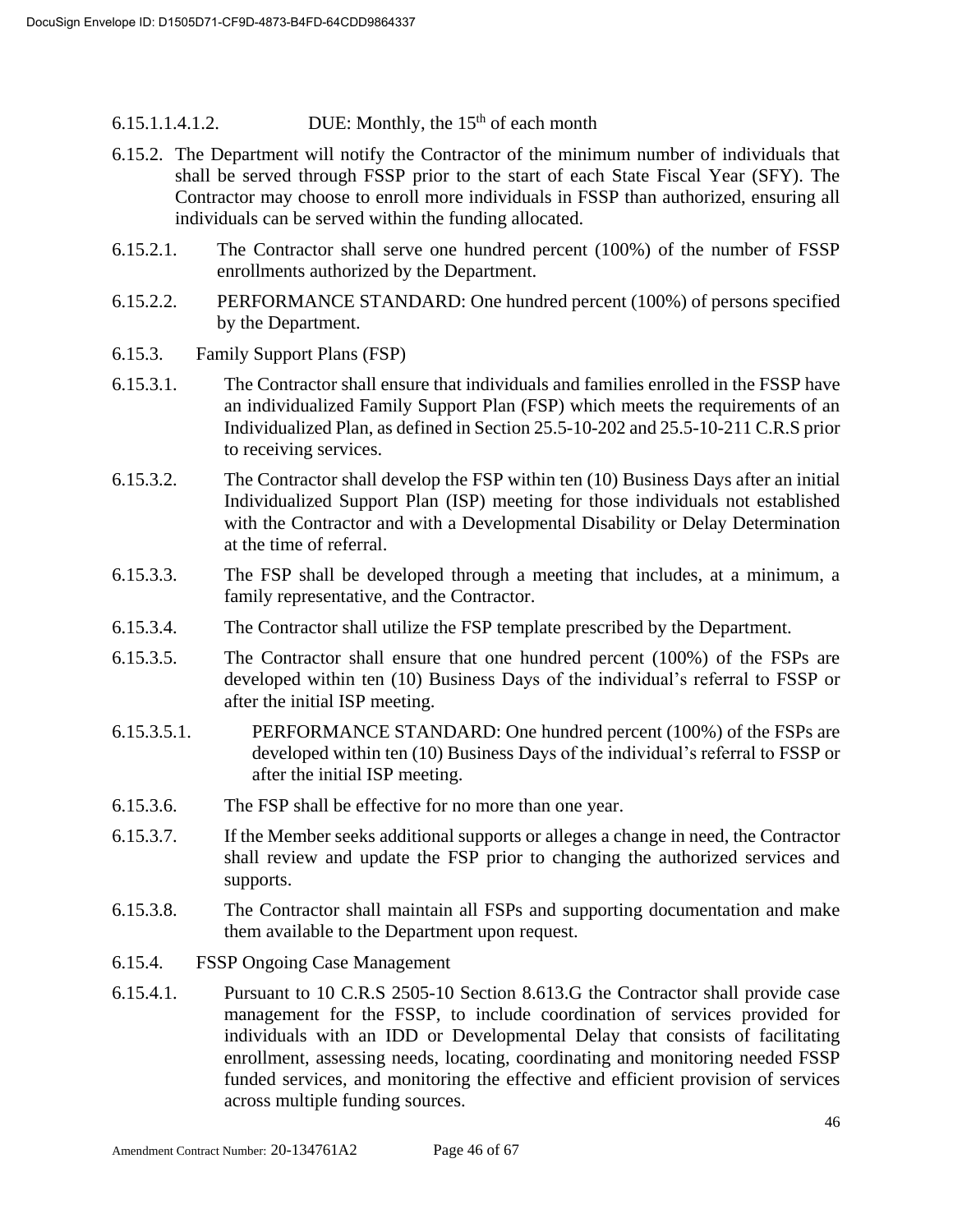6.15.1.1.4.1.2. DUE: Monthly, the 15th of each month

6.15.2. The Department will notify the Contractor of the minimum number of individuals that shall be served through FSSP prior to the start of each State Fiscal Year (SFY). The Contractor may choose to enroll more individuals in FSSP than authorized, ensuring all individuals can be served within the funding allocated.

6.15.2.1. The Contractor shall serve one hundred percent (100%) of the number of FSSP enrollments authorized by the Department.

6.15.2.2. PERFORMANCE STANDARD: One hundred percent (100%) of persons specified by the Department.

6.15.3. Family Support Plans (FSP)

6.15.3.1. The Contractor shall ensure that individuals and families enrolled in the FSSP have an individualized Family Support Plan (FSP) which meets the requirements of an Individualized Plan, as defined in Section 25.5-10-202 and 25.5-10-211 C.R.S prior to receiving services.

6.15.3.2. The Contractor shall develop the FSP within ten (10) Business Days after an initial Individualized Support Plan (ISP) meeting for those individuals not established with the Contractor and with a Developmental Disability or Delay Determination at the time of referral.

6.15.3.3. The FSP shall be developed through a meeting that includes, at a minimum, a family representative, and the Contractor.

6.15.3.4. The Contractor shall utilize the FSP template prescribed by the Department.

6.15.3.5. The Contractor shall ensure that one hundred percent (100%) of the FSPs are developed within ten (10) Business Days of the individual's referral to FSSP or after the initial ISP meeting.

6.15.3.5.1. PERFORMANCE STANDARD: One hundred percent (100%) of the FSPs are developed within ten (10) Business Days of the individual's referral to FSSP or after the initial ISP meeting.

6.15.3.6. The FSP shall be effective for no more than one year.

6.15.3.7. If the Member seeks additional supports or alleges a change in need, the Contractor shall review and update the FSP prior to changing the authorized services and supports.

6.15.3.8. The Contractor shall maintain all FSPs and supporting documentation and make them available to the Department upon request.

6.15.4. FSSP Ongoing Case Management

6.15.4.1. Pursuant to 10 C.R.S 2505-10 Section 8.613.G the Contractor shall provide case management for the FSSP, to include coordination of services provided for individuals with an IDD or Developmental Delay that consists of facilitating enrollment, assessing needs, locating, coordinating and monitoring needed FSSP funded services, and monitoring the effective and efficient provision of services across multiple funding sources.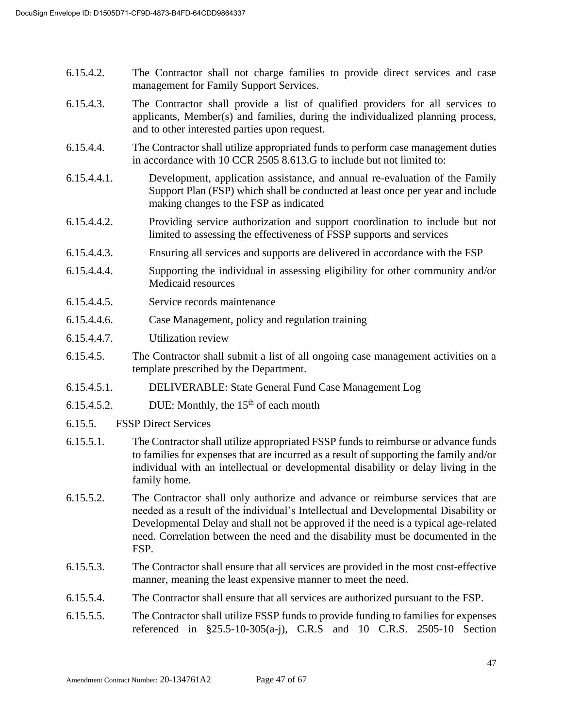6.15.4.2. The Contractor shall not charge families to provide direct services and case management for Family Support Services.

6.15.4.3. The Contractor shall provide a list of qualified providers for all services to applicants, Member(s) and families, during the individualized planning process, and to other interested parties upon request.

6.15.4.4. The Contractor shall utilize appropriated funds to perform case management duties in accordance with 10 CCR 2505 8.613.G to include but not limited to:

6.15.4.4.1. Development, application assistance, and annual re-evaluation of the Family Support Plan (FSP) which shall be conducted at least once per year and include making changes to the FSP as indicated

6.15.4.4.2. Providing service authorization and support coordination to include but not limited to assessing the effectiveness of FSSP supports and services

6.15.4.4.3. Ensuring all services and supports are delivered in accordance with the FSP

6.15.4.4.4. Supporting the individual in assessing eligibility for other community and/or Medicaid resources

6.15.4.4.5. Service records maintenance

6.15.4.4.6. Case Management, policy and regulation training

6.15.4.4.7. Utilization review

6.15.4.5. The Contractor shall submit a list of all ongoing case management activities on a template prescribed by the Department.

6.15.4.5.1. DELIVERABLE: State General Fund Case Management Log

6.15.4.5.2. DUE: Monthly, the 15th of each month

6.15.5. FSSP Direct Services

6.15.5.1. The Contractor shall utilize appropriated FSSP funds to reimburse or advance funds to families for expenses that are incurred as a result of supporting the family and/or individual with an intellectual or developmental disability or delay living in the family home.

6.15.5.2. The Contractor shall only authorize and advance or reimburse services that are needed as a result of the individual's Intellectual and Developmental Disability or Developmental Delay and shall not be approved if the need is a typical age-related need. Correlation between the need and the disability must be documented in the FSP.

6.15.5.3. The Contractor shall ensure that all services are provided in the most cost-effective manner, meaning the least expensive manner to meet the need.

6.15.5.4. The Contractor shall ensure that all services are authorized pursuant to the FSP.

6.15.5.5. The Contractor shall utilize FSSP funds to provide funding to families for expenses referenced in §25.5-10-305(a-j), C.R.S and 10 C.R.S. 2505-10 Section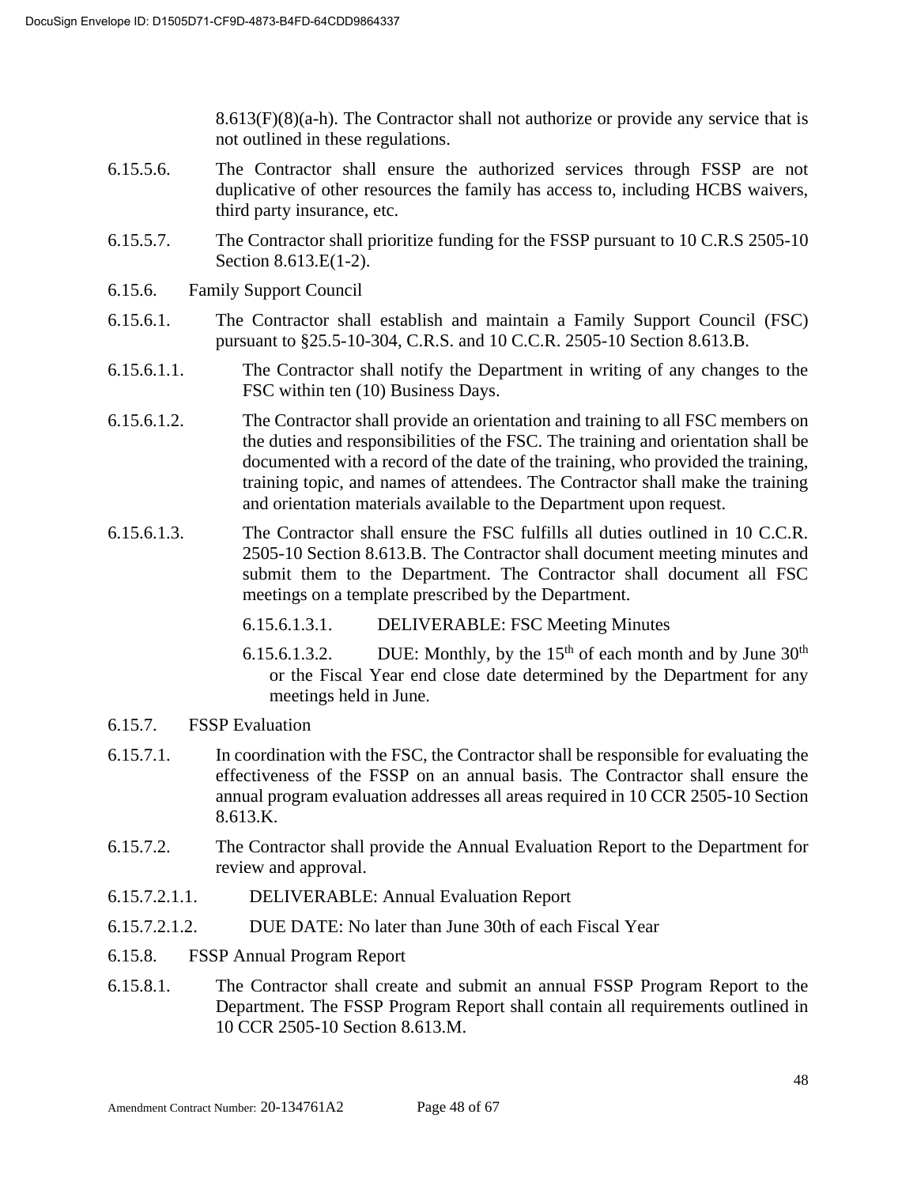8.613(F)(8)(a-h). The Contractor shall not authorize or provide any service that is not outlined in these regulations.

6.15.5.6. The Contractor shall ensure the authorized services through FSSP are not duplicative of other resources the family has access to, including HCBS waivers, third party insurance, etc.

6.15.5.7. The Contractor shall prioritize funding for the FSSP pursuant to 10 C.R.S 2505-10 Section 8.613.E(1-2).

6.15.6. Family Support Council

6.15.6.1. The Contractor shall establish and maintain a Family Support Council (FSC) pursuant to §25.5-10-304, C.R.S. and 10 C.C.R. 2505-10 Section 8.613.B.

6.15.6.1.1. The Contractor shall notify the Department in writing of any changes to the FSC within ten (10) Business Days.

6.15.6.1.2. The Contractor shall provide an orientation and training to all FSC members on the duties and responsibilities of the FSC. The training and orientation shall be documented with a record of the date of the training, who provided the training, training topic, and names of attendees. The Contractor shall make the training and orientation materials available to the Department upon request.

6.15.6.1.3. The Contractor shall ensure the FSC fulfills all duties outlined in 10 C.C.R. 2505-10 Section 8.613.B. The Contractor shall document meeting minutes and submit them to the Department. The Contractor shall document all FSC meetings on a template prescribed by the Department.

6.15.6.1.3.1. DELIVERABLE: FSC Meeting Minutes

6.15.6.1.3.2. DUE: Monthly, by the 15th of each month and by June 30th or the Fiscal Year end close date determined by the Department for any meetings held in June.

6.15.7. FSSP Evaluation

6.15.7.1. In coordination with the FSC, the Contractor shall be responsible for evaluating the effectiveness of the FSSP on an annual basis. The Contractor shall ensure the annual program evaluation addresses all areas required in 10 CCR 2505-10 Section 8.613.K.

6.15.7.2. The Contractor shall provide the Annual Evaluation Report to the Department for review and approval.

6.15.7.2.1.1. DELIVERABLE: Annual Evaluation Report

6.15.7.2.1.2. DUE DATE: No later than June 30th of each Fiscal Year

6.15.8. FSSP Annual Program Report

6.15.8.1. The Contractor shall create and submit an annual FSSP Program Report to the Department. The FSSP Program Report shall contain all requirements outlined in 10 CCR 2505-10 Section 8.613.M.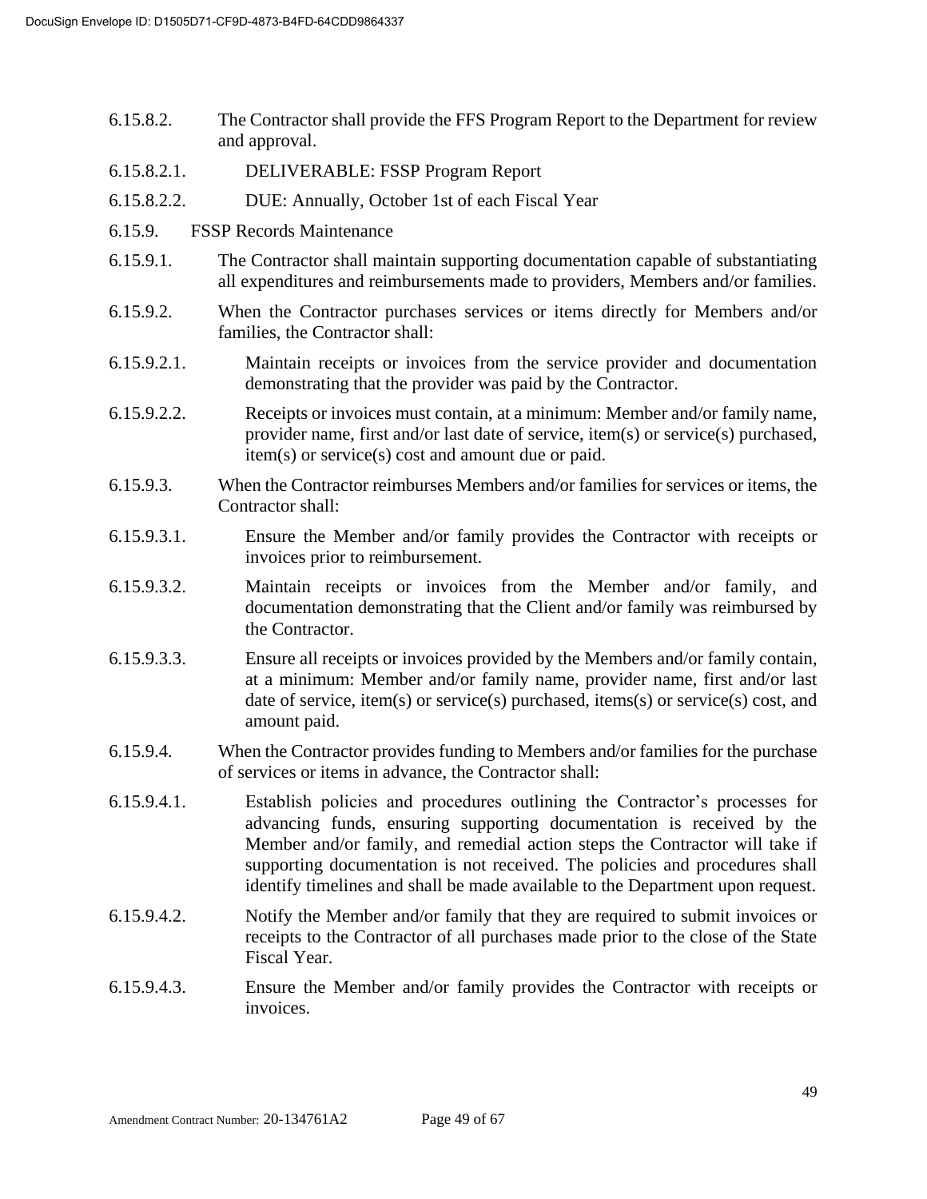6.15.8.2. The Contractor shall provide the FFS Program Report to the Department for review and approval.

6.15.8.2.1. DELIVERABLE: FSSP Program Report

6.15.8.2.2. DUE: Annually, October 1st of each Fiscal Year

6.15.9. FSSP Records Maintenance

6.15.9.1. The Contractor shall maintain supporting documentation capable of substantiating all expenditures and reimbursements made to providers, Members and/or families.

6.15.9.2. When the Contractor purchases services or items directly for Members and/or families, the Contractor shall:

6.15.9.2.1. Maintain receipts or invoices from the service provider and documentation demonstrating that the provider was paid by the Contractor.

6.15.9.2.2. Receipts or invoices must contain, at a minimum: Member and/or family name, provider name, first and/or last date of service, item(s) or service(s) purchased, item(s) or service(s) cost and amount due or paid.

6.15.9.3. When the Contractor reimburses Members and/or families for services or items, the Contractor shall:

6.15.9.3.1. Ensure the Member and/or family provides the Contractor with receipts or invoices prior to reimbursement.

6.15.9.3.2. Maintain receipts or invoices from the Member and/or family, and documentation demonstrating that the Client and/or family was reimbursed by the Contractor.

6.15.9.3.3. Ensure all receipts or invoices provided by the Members and/or family contain, at a minimum: Member and/or family name, provider name, first and/or last date of service, item(s) or service(s) purchased, items(s) or service(s) cost, and amount paid.

6.15.9.4. When the Contractor provides funding to Members and/or families for the purchase of services or items in advance, the Contractor shall:

6.15.9.4.1. Establish policies and procedures outlining the Contractor's processes for advancing funds, ensuring supporting documentation is received by the Member and/or family, and remedial action steps the Contractor will take if supporting documentation is not received. The policies and procedures shall identify timelines and shall be made available to the Department upon request.

6.15.9.4.2. Notify the Member and/or family that they are required to submit invoices or receipts to the Contractor of all purchases made prior to the close of the State Fiscal Year.

6.15.9.4.3. Ensure the Member and/or family provides the Contractor with receipts or invoices.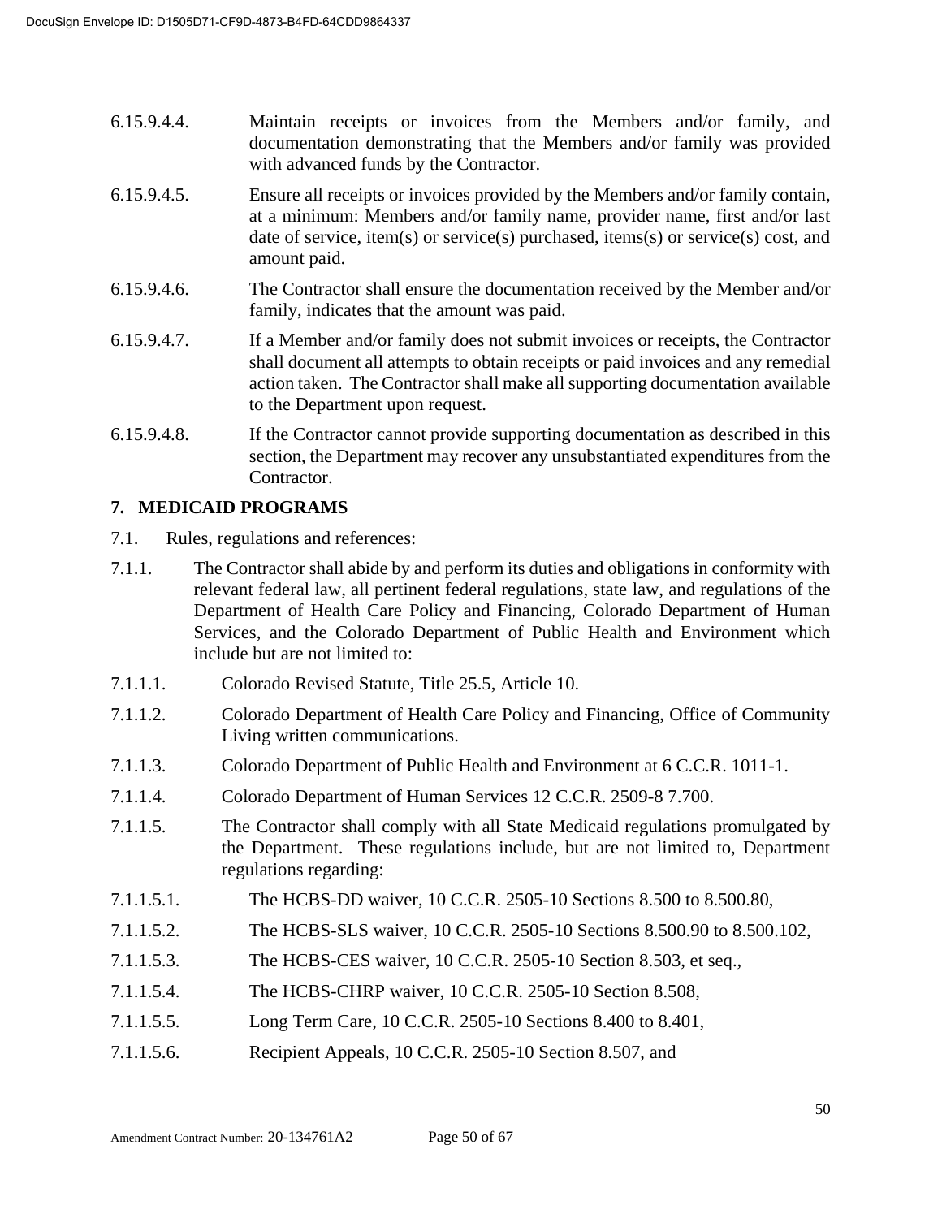6.15.9.4.4. Maintain receipts or invoices from the Members and/or family, and documentation demonstrating that the Members and/or family was provided with advanced funds by the Contractor.

6.15.9.4.5. Ensure all receipts or invoices provided by the Members and/or family contain, at a minimum: Members and/or family name, provider name, first and/or last date of service, item(s) or service(s) purchased, items(s) or service(s) cost, and amount paid.

6.15.9.4.6. The Contractor shall ensure the documentation received by the Member and/or family, indicates that the amount was paid.

6.15.9.4.7. If a Member and/or family does not submit invoices or receipts, the Contractor shall document all attempts to obtain receipts or paid invoices and any remedial action taken. The Contractor shall make all supporting documentation available to the Department upon request.

6.15.9.4.8. If the Contractor cannot provide supporting documentation as described in this section, the Department may recover any unsubstantiated expenditures from the Contractor.

## 7. MEDICAID PROGRAMS

7.1. Rules, regulations and references:

7.1.1. The Contractor shall abide by and perform its duties and obligations in conformity with relevant federal law, all pertinent federal regulations, state law, and regulations of the Department of Health Care Policy and Financing, Colorado Department of Human Services, and the Colorado Department of Public Health and Environment which include but are not limited to:

7.1.1.1. Colorado Revised Statute, Title 25.5, Article 10.

7.1.1.2. Colorado Department of Health Care Policy and Financing, Office of Community Living written communications.

7.1.1.3. Colorado Department of Public Health and Environment at 6 C.C.R. 1011-1.

7.1.1.4. Colorado Department of Human Services 12 C.C.R. 2509-8 7.700.

7.1.1.5. The Contractor shall comply with all State Medicaid regulations promulgated by the Department. These regulations include, but are not limited to, Department regulations regarding:

7.1.1.5.1. The HCBS-DD waiver, 10 C.C.R. 2505-10 Sections 8.500 to 8.500.80,

7.1.1.5.2. The HCBS-SLS waiver, 10 C.C.R. 2505-10 Sections 8.500.90 to 8.500.102,

7.1.1.5.3. The HCBS-CES waiver, 10 C.C.R. 2505-10 Section 8.503, et seq.,

7.1.1.5.4. The HCBS-CHRP waiver, 10 C.C.R. 2505-10 Section 8.508,

7.1.1.5.5. Long Term Care, 10 C.C.R. 2505-10 Sections 8.400 to 8.401,

7.1.1.5.6. Recipient Appeals, 10 C.C.R. 2505-10 Section 8.507, and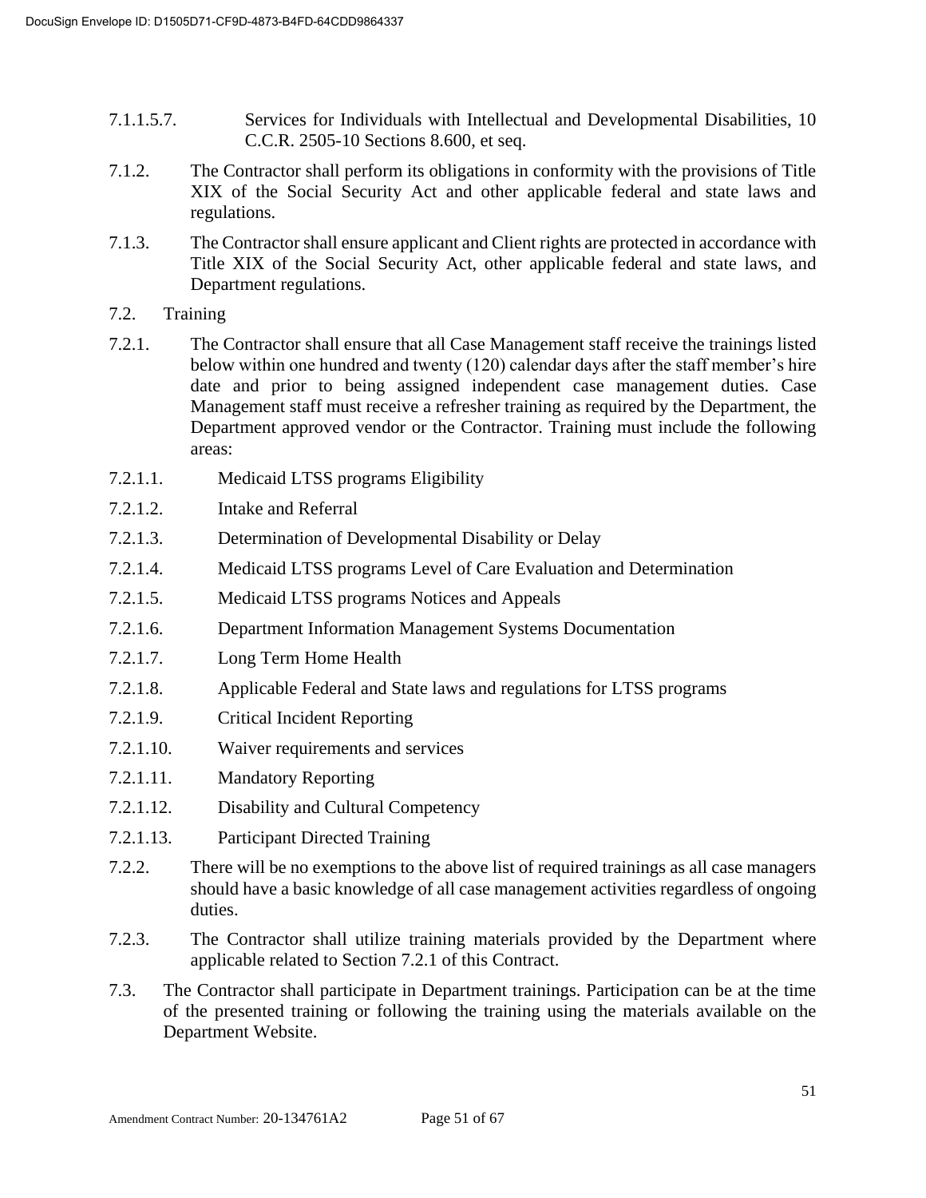7.1.1.5.7. Services for Individuals with Intellectual and Developmental Disabilities, 10 C.C.R. 2505-10 Sections 8.600, et seq.

7.1.2. The Contractor shall perform its obligations in conformity with the provisions of Title XIX of the Social Security Act and other applicable federal and state laws and regulations.

7.1.3. The Contractor shall ensure applicant and Client rights are protected in accordance with Title XIX of the Social Security Act, other applicable federal and state laws, and Department regulations.

7.2. Training

7.2.1. The Contractor shall ensure that all Case Management staff receive the trainings listed below within one hundred and twenty (120) calendar days after the staff member's hire date and prior to being assigned independent case management duties. Case Management staff must receive a refresher training as required by the Department, the Department approved vendor or the Contractor. Training must include the following areas:

7.2.1.1. Medicaid LTSS programs Eligibility

7.2.1.2. Intake and Referral

7.2.1.3. Determination of Developmental Disability or Delay

7.2.1.4. Medicaid LTSS programs Level of Care Evaluation and Determination

7.2.1.5. Medicaid LTSS programs Notices and Appeals

7.2.1.6. Department Information Management Systems Documentation

7.2.1.7. Long Term Home Health

7.2.1.8. Applicable Federal and State laws and regulations for LTSS programs

7.2.1.9. Critical Incident Reporting

7.2.1.10. Waiver requirements and services

7.2.1.11. Mandatory Reporting

7.2.1.12. Disability and Cultural Competency

7.2.1.13. Participant Directed Training

7.2.2. There will be no exemptions to the above list of required trainings as all case managers should have a basic knowledge of all case management activities regardless of ongoing duties.

7.2.3. The Contractor shall utilize training materials provided by the Department where applicable related to Section 7.2.1 of this Contract.

7.3. The Contractor shall participate in Department trainings. Participation can be at the time of the presented training or following the training using the materials available on the Department Website.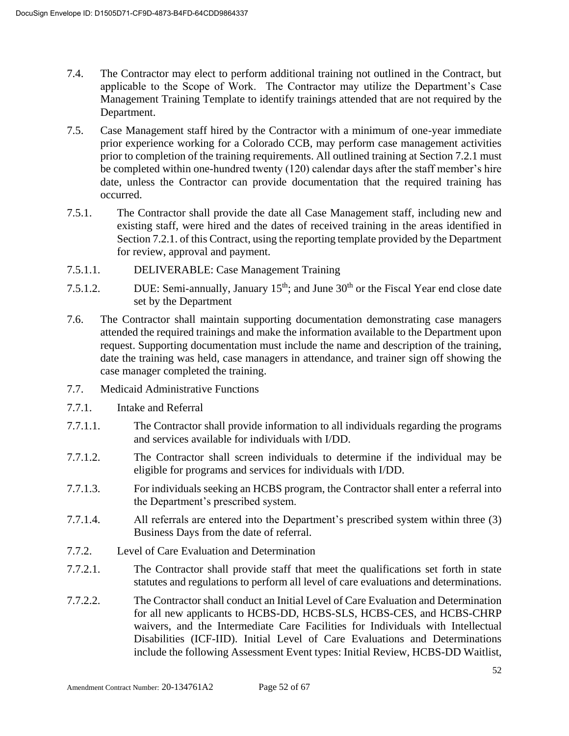7.4. The Contractor may elect to perform additional training not outlined in the Contract, but applicable to the Scope of Work. The Contractor may utilize the Department's Case Management Training Template to identify trainings attended that are not required by the Department.

7.5. Case Management staff hired by the Contractor with a minimum of one-year immediate prior experience working for a Colorado CCB, may perform case management activities prior to completion of the training requirements. All outlined training at Section 7.2.1 must be completed within one-hundred twenty (120) calendar days after the staff member's hire date, unless the Contractor can provide documentation that the required training has occurred.

7.5.1. The Contractor shall provide the date all Case Management staff, including new and existing staff, were hired and the dates of received training in the areas identified in Section 7.2.1. of this Contract, using the reporting template provided by the Department for review, approval and payment.

7.5.1.1. DELIVERABLE: Case Management Training

7.5.1.2. DUE: Semi-annually, January 15th; and June 30th or the Fiscal Year end close date set by the Department

7.6. The Contractor shall maintain supporting documentation demonstrating case managers attended the required trainings and make the information available to the Department upon request. Supporting documentation must include the name and description of the training, date the training was held, case managers in attendance, and trainer sign off showing the case manager completed the training.

7.7. Medicaid Administrative Functions

7.7.1. Intake and Referral

7.7.1.1. The Contractor shall provide information to all individuals regarding the programs and services available for individuals with I/DD.

7.7.1.2. The Contractor shall screen individuals to determine if the individual may be eligible for programs and services for individuals with I/DD.

7.7.1.3. For individuals seeking an HCBS program, the Contractor shall enter a referral into the Department's prescribed system.

7.7.1.4. All referrals are entered into the Department's prescribed system within three (3) Business Days from the date of referral.

7.7.2. Level of Care Evaluation and Determination

7.7.2.1. The Contractor shall provide staff that meet the qualifications set forth in state statutes and regulations to perform all level of care evaluations and determinations.

7.7.2.2. The Contractor shall conduct an Initial Level of Care Evaluation and Determination for all new applicants to HCBS-DD, HCBS-SLS, HCBS-CES, and HCBS-CHRP waivers, and the Intermediate Care Facilities for Individuals with Intellectual Disabilities (ICF-IID). Initial Level of Care Evaluations and Determinations include the following Assessment Event types: Initial Review, HCBS-DD Waitlist,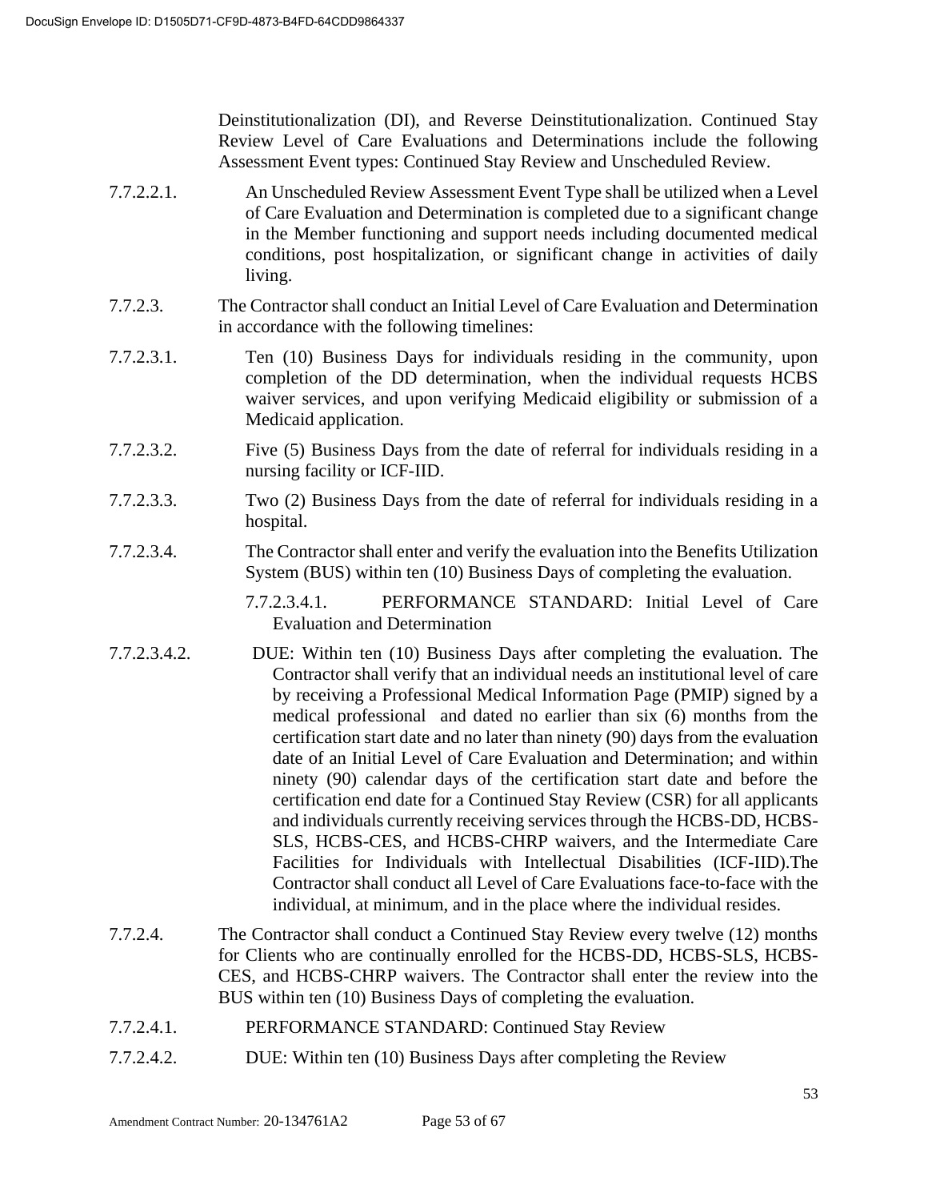Deinstitutionalization (DI), and Reverse Deinstitutionalization. Continued Stay Review Level of Care Evaluations and Determinations include the following Assessment Event types: Continued Stay Review and Unscheduled Review.

7.7.2.2.1. An Unscheduled Review Assessment Event Type shall be utilized when a Level of Care Evaluation and Determination is completed due to a significant change in the Member functioning and support needs including documented medical conditions, post hospitalization, or significant change in activities of daily living.

7.7.2.3. The Contractor shall conduct an Initial Level of Care Evaluation and Determination in accordance with the following timelines:

7.7.2.3.1. Ten (10) Business Days for individuals residing in the community, upon completion of the DD determination, when the individual requests HCBS waiver services, and upon verifying Medicaid eligibility or submission of a Medicaid application.

7.7.2.3.2. Five (5) Business Days from the date of referral for individuals residing in a nursing facility or ICF-IID.

7.7.2.3.3. Two (2) Business Days from the date of referral for individuals residing in a hospital.

7.7.2.3.4. The Contractor shall enter and verify the evaluation into the Benefits Utilization System (BUS) within ten (10) Business Days of completing the evaluation.

7.7.2.3.4.1. PERFORMANCE STANDARD: Initial Level of Care Evaluation and Determination

7.7.2.3.4.2. DUE: Within ten (10) Business Days after completing the evaluation. The Contractor shall verify that an individual needs an institutional level of care by receiving a Professional Medical Information Page (PMIP) signed by a medical professional and dated no earlier than six (6) months from the certification start date and no later than ninety (90) days from the evaluation date of an Initial Level of Care Evaluation and Determination; and within ninety (90) calendar days of the certification start date and before the certification end date for a Continued Stay Review (CSR) for all applicants and individuals currently receiving services through the HCBS-DD, HCBS-SLS, HCBS-CES, and HCBS-CHRP waivers, and the Intermediate Care Facilities for Individuals with Intellectual Disabilities (ICF-IID).The Contractor shall conduct all Level of Care Evaluations face-to-face with the individual, at minimum, and in the place where the individual resides.

7.7.2.4. The Contractor shall conduct a Continued Stay Review every twelve (12) months for Clients who are continually enrolled for the HCBS-DD, HCBS-SLS, HCBS-CES, and HCBS-CHRP waivers. The Contractor shall enter the review into the BUS within ten (10) Business Days of completing the evaluation.

7.7.2.4.1. PERFORMANCE STANDARD: Continued Stay Review

7.7.2.4.2. DUE: Within ten (10) Business Days after completing the Review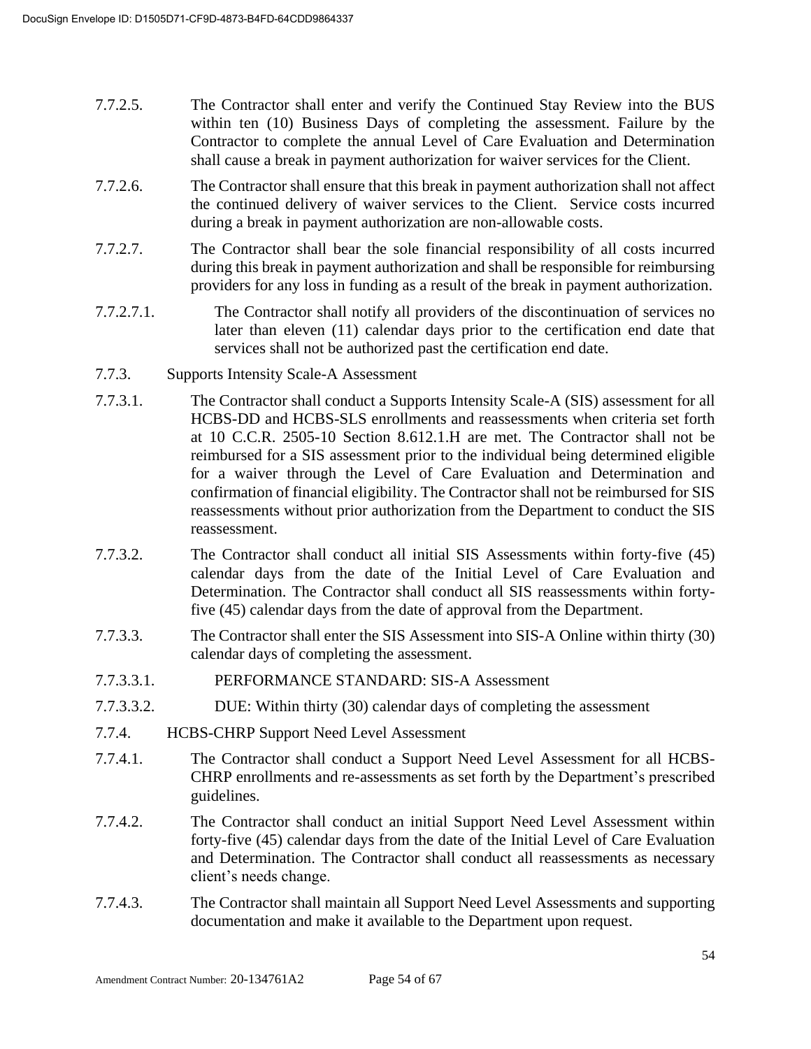7.7.2.5. The Contractor shall enter and verify the Continued Stay Review into the BUS within ten (10) Business Days of completing the assessment. Failure by the Contractor to complete the annual Level of Care Evaluation and Determination shall cause a break in payment authorization for waiver services for the Client.

7.7.2.6. The Contractor shall ensure that this break in payment authorization shall not affect the continued delivery of waiver services to the Client. Service costs incurred during a break in payment authorization are non-allowable costs.

7.7.2.7. The Contractor shall bear the sole financial responsibility of all costs incurred during this break in payment authorization and shall be responsible for reimbursing providers for any loss in funding as a result of the break in payment authorization.

7.7.2.7.1. The Contractor shall notify all providers of the discontinuation of services no later than eleven (11) calendar days prior to the certification end date that services shall not be authorized past the certification end date.

7.7.3. Supports Intensity Scale-A Assessment

7.7.3.1. The Contractor shall conduct a Supports Intensity Scale-A (SIS) assessment for all HCBS-DD and HCBS-SLS enrollments and reassessments when criteria set forth at 10 C.C.R. 2505-10 Section 8.612.1.H are met. The Contractor shall not be reimbursed for a SIS assessment prior to the individual being determined eligible for a waiver through the Level of Care Evaluation and Determination and confirmation of financial eligibility. The Contractor shall not be reimbursed for SIS reassessments without prior authorization from the Department to conduct the SIS reassessment.

7.7.3.2. The Contractor shall conduct all initial SIS Assessments within forty-five (45) calendar days from the date of the Initial Level of Care Evaluation and Determination. The Contractor shall conduct all SIS reassessments within forty-five (45) calendar days from the date of approval from the Department.

7.7.3.3. The Contractor shall enter the SIS Assessment into SIS-A Online within thirty (30) calendar days of completing the assessment.

7.7.3.3.1. PERFORMANCE STANDARD: SIS-A Assessment

7.7.3.3.2. DUE: Within thirty (30) calendar days of completing the assessment

7.7.4. HCBS-CHRP Support Need Level Assessment

7.7.4.1. The Contractor shall conduct a Support Need Level Assessment for all HCBS-CHRP enrollments and re-assessments as set forth by the Department's prescribed guidelines.

7.7.4.2. The Contractor shall conduct an initial Support Need Level Assessment within forty-five (45) calendar days from the date of the Initial Level of Care Evaluation and Determination. The Contractor shall conduct all reassessments as necessary client's needs change.

7.7.4.3. The Contractor shall maintain all Support Need Level Assessments and supporting documentation and make it available to the Department upon request.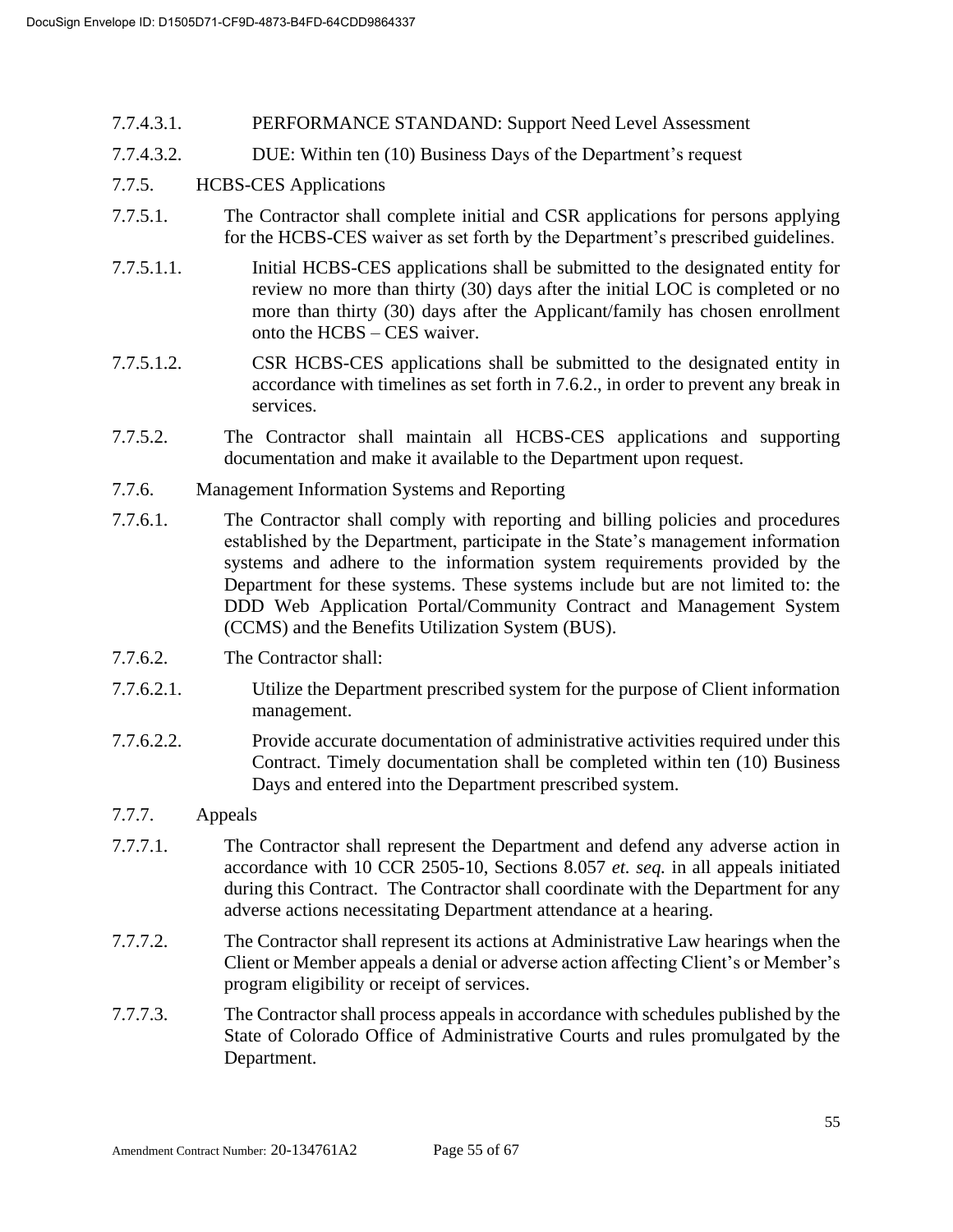7.7.4.3.1. PERFORMANCE STANDAND: Support Need Level Assessment

7.7.4.3.2. DUE: Within ten (10) Business Days of the Department's request

7.7.5. HCBS-CES Applications

7.7.5.1. The Contractor shall complete initial and CSR applications for persons applying for the HCBS-CES waiver as set forth by the Department's prescribed guidelines.

7.7.5.1.1. Initial HCBS-CES applications shall be submitted to the designated entity for review no more than thirty (30) days after the initial LOC is completed or no more than thirty (30) days after the Applicant/family has chosen enrollment onto the HCBS – CES waiver.

7.7.5.1.2. CSR HCBS-CES applications shall be submitted to the designated entity in accordance with timelines as set forth in 7.6.2., in order to prevent any break in services.

7.7.5.2. The Contractor shall maintain all HCBS-CES applications and supporting documentation and make it available to the Department upon request.

7.7.6. Management Information Systems and Reporting

7.7.6.1. The Contractor shall comply with reporting and billing policies and procedures established by the Department, participate in the State's management information systems and adhere to the information system requirements provided by the Department for these systems. These systems include but are not limited to: the DDD Web Application Portal/Community Contract and Management System (CCMS) and the Benefits Utilization System (BUS).

7.7.6.2. The Contractor shall:

7.7.6.2.1. Utilize the Department prescribed system for the purpose of Client information management.

7.7.6.2.2. Provide accurate documentation of administrative activities required under this Contract. Timely documentation shall be completed within ten (10) Business Days and entered into the Department prescribed system.

7.7.7. Appeals

7.7.7.1. The Contractor shall represent the Department and defend any adverse action in accordance with 10 CCR 2505-10, Sections 8.057 *et. seq.* in all appeals initiated during this Contract. The Contractor shall coordinate with the Department for any adverse actions necessitating Department attendance at a hearing.

7.7.7.2. The Contractor shall represent its actions at Administrative Law hearings when the Client or Member appeals a denial or adverse action affecting Client's or Member's program eligibility or receipt of services.

7.7.7.3. The Contractor shall process appeals in accordance with schedules published by the State of Colorado Office of Administrative Courts and rules promulgated by the Department.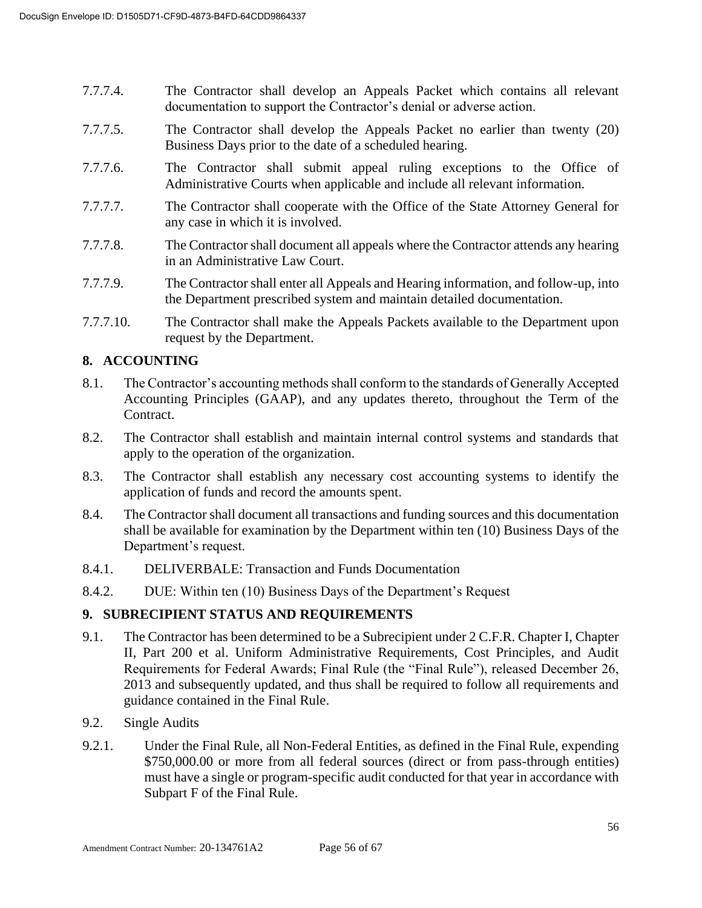7.7.7.4. The Contractor shall develop an Appeals Packet which contains all relevant documentation to support the Contractor's denial or adverse action.

7.7.7.5. The Contractor shall develop the Appeals Packet no earlier than twenty (20) Business Days prior to the date of a scheduled hearing.

7.7.7.6. The Contractor shall submit appeal ruling exceptions to the Office of Administrative Courts when applicable and include all relevant information.

7.7.7.7. The Contractor shall cooperate with the Office of the State Attorney General for any case in which it is involved.

7.7.7.8. The Contractor shall document all appeals where the Contractor attends any hearing in an Administrative Law Court.

7.7.7.9. The Contractor shall enter all Appeals and Hearing information, and follow-up, into the Department prescribed system and maintain detailed documentation.

7.7.7.10. The Contractor shall make the Appeals Packets available to the Department upon request by the Department.

## 8. ACCOUNTING

8.1. The Contractor's accounting methods shall conform to the standards of Generally Accepted Accounting Principles (GAAP), and any updates thereto, throughout the Term of the Contract.

8.2. The Contractor shall establish and maintain internal control systems and standards that apply to the operation of the organization.

8.3. The Contractor shall establish any necessary cost accounting systems to identify the application of funds and record the amounts spent.

8.4. The Contractor shall document all transactions and funding sources and this documentation shall be available for examination by the Department within ten (10) Business Days of the Department's request.

8.4.1. DELIVERBALE: Transaction and Funds Documentation

8.4.2. DUE: Within ten (10) Business Days of the Department's Request

## 9. SUBRECIPIENT STATUS AND REQUIREMENTS

9.1. The Contractor has been determined to be a Subrecipient under 2 C.F.R. Chapter I, Chapter II, Part 200 et al. Uniform Administrative Requirements, Cost Principles, and Audit Requirements for Federal Awards; Final Rule (the "Final Rule"), released December 26, 2013 and subsequently updated, and thus shall be required to follow all requirements and guidance contained in the Final Rule.

9.2. Single Audits

9.2.1. Under the Final Rule, all Non-Federal Entities, as defined in the Final Rule, expending $750,000.00 or more from all federal sources (direct or from pass-through entities) must have a single or program-specific audit conducted for that year in accordance with Subpart F of the Final Rule.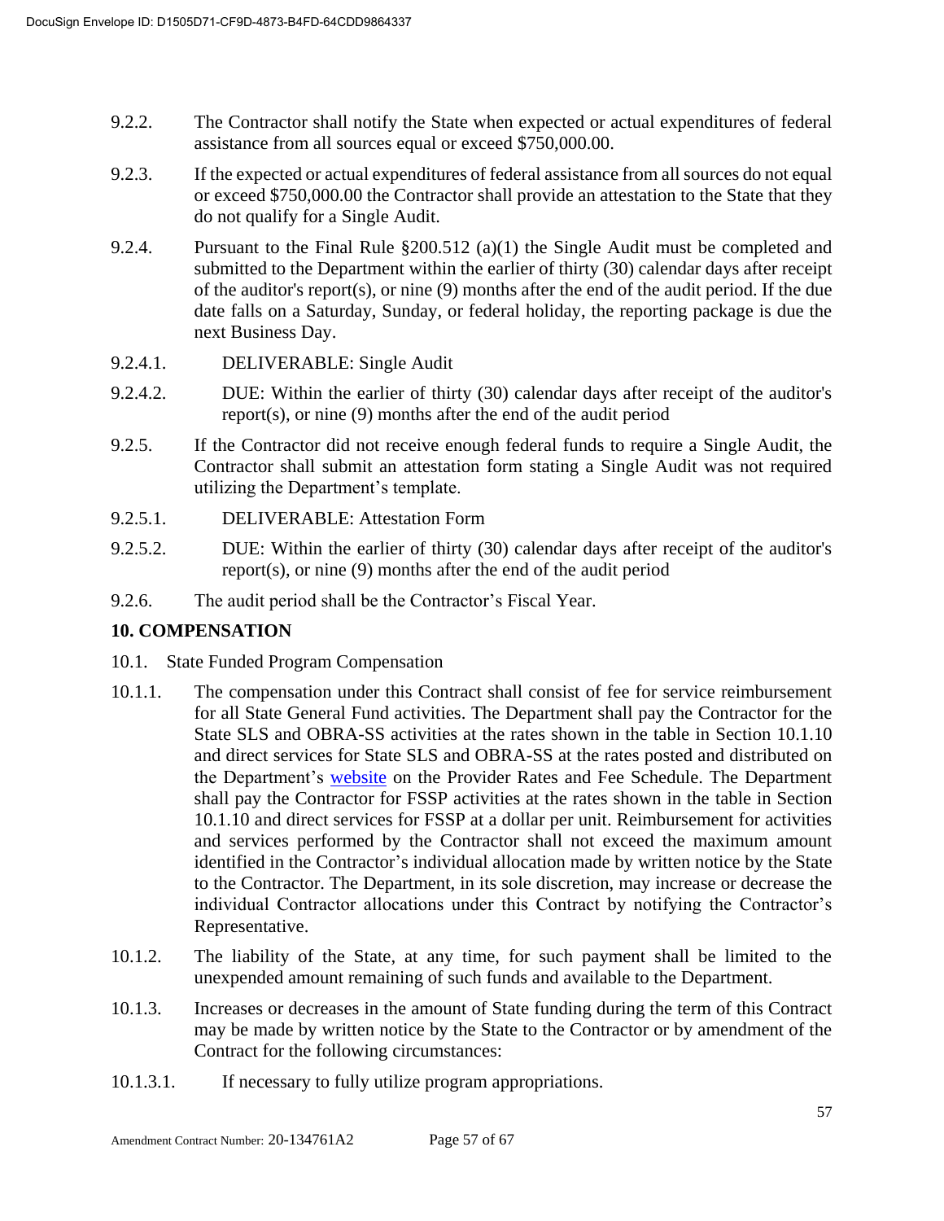9.2.2. The Contractor shall notify the State when expected or actual expenditures of federal assistance from all sources equal or exceed $750,000.00.

9.2.3. If the expected or actual expenditures of federal assistance from all sources do not equal or exceed $750,000.00 the Contractor shall provide an attestation to the State that they do not qualify for a Single Audit.

9.2.4. Pursuant to the Final Rule §200.512 (a)(1) the Single Audit must be completed and submitted to the Department within the earlier of thirty (30) calendar days after receipt of the auditor's report(s), or nine (9) months after the end of the audit period. If the due date falls on a Saturday, Sunday, or federal holiday, the reporting package is due the next Business Day.

9.2.4.1. DELIVERABLE: Single Audit

9.2.4.2. DUE: Within the earlier of thirty (30) calendar days after receipt of the auditor's report(s), or nine (9) months after the end of the audit period

9.2.5. If the Contractor did not receive enough federal funds to require a Single Audit, the Contractor shall submit an attestation form stating a Single Audit was not required utilizing the Department's template.

9.2.5.1. DELIVERABLE: Attestation Form

9.2.5.2. DUE: Within the earlier of thirty (30) calendar days after receipt of the auditor's report(s), or nine (9) months after the end of the audit period

9.2.6. The audit period shall be the Contractor's Fiscal Year.

## 10. COMPENSATION

10.1. State Funded Program Compensation

10.1.1. The compensation under this Contract shall consist of fee for service reimbursement for all State General Fund activities. The Department shall pay the Contractor for the State SLS and OBRA-SS activities at the rates shown in the table in Section 10.1.10 and direct services for State SLS and OBRA-SS at the rates posted and distributed on the Department's website on the Provider Rates and Fee Schedule. The Department shall pay the Contractor for FSSP activities at the rates shown in the table in Section 10.1.10 and direct services for FSSP at a dollar per unit. Reimbursement for activities and services performed by the Contractor shall not exceed the maximum amount identified in the Contractor's individual allocation made by written notice by the State to the Contractor. The Department, in its sole discretion, may increase or decrease the individual Contractor allocations under this Contract by notifying the Contractor's Representative.

10.1.2. The liability of the State, at any time, for such payment shall be limited to the unexpended amount remaining of such funds and available to the Department.

10.1.3. Increases or decreases in the amount of State funding during the term of this Contract may be made by written notice by the State to the Contractor or by amendment of the Contract for the following circumstances:

10.1.3.1. If necessary to fully utilize program appropriations.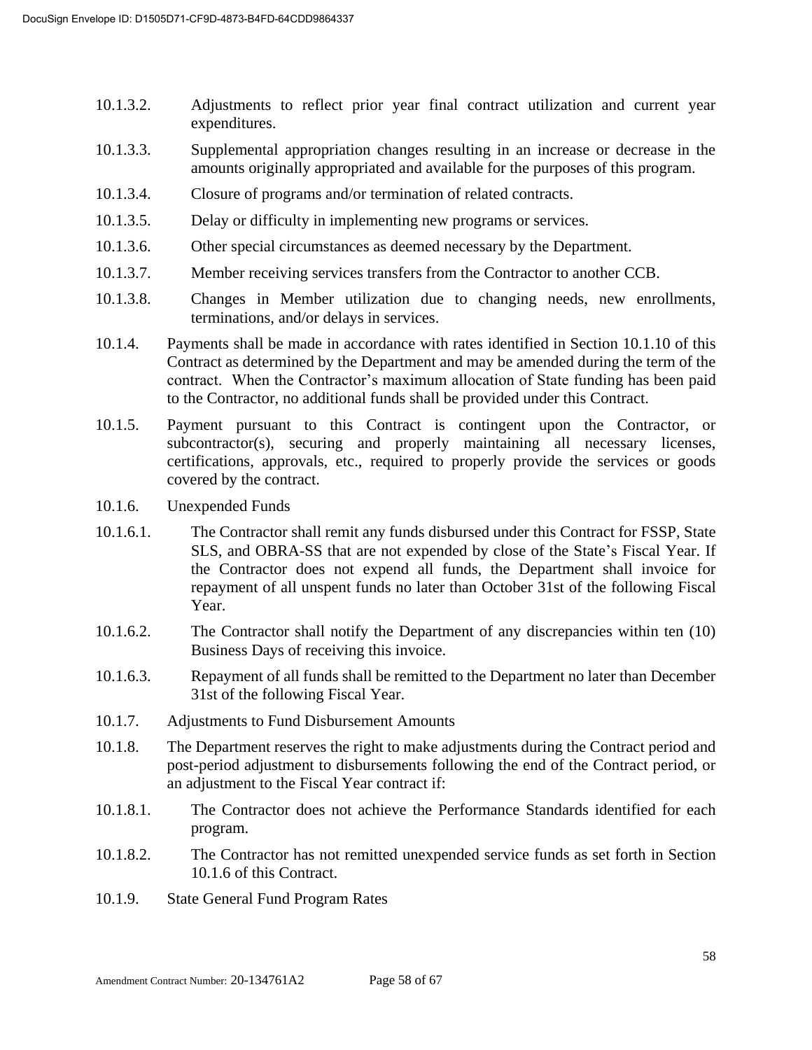10.1.3.2. Adjustments to reflect prior year final contract utilization and current year expenditures.

10.1.3.3. Supplemental appropriation changes resulting in an increase or decrease in the amounts originally appropriated and available for the purposes of this program.

10.1.3.4. Closure of programs and/or termination of related contracts.

10.1.3.5. Delay or difficulty in implementing new programs or services.

10.1.3.6. Other special circumstances as deemed necessary by the Department.

10.1.3.7. Member receiving services transfers from the Contractor to another CCB.

10.1.3.8. Changes in Member utilization due to changing needs, new enrollments, terminations, and/or delays in services.

10.1.4. Payments shall be made in accordance with rates identified in Section 10.1.10 of this Contract as determined by the Department and may be amended during the term of the contract. When the Contractor's maximum allocation of State funding has been paid to the Contractor, no additional funds shall be provided under this Contract.

10.1.5. Payment pursuant to this Contract is contingent upon the Contractor, or subcontractor(s), securing and properly maintaining all necessary licenses, certifications, approvals, etc., required to properly provide the services or goods covered by the contract.

10.1.6. Unexpended Funds

10.1.6.1. The Contractor shall remit any funds disbursed under this Contract for FSSP, State SLS, and OBRA-SS that are not expended by close of the State's Fiscal Year. If the Contractor does not expend all funds, the Department shall invoice for repayment of all unspent funds no later than October 31st of the following Fiscal Year.

10.1.6.2. The Contractor shall notify the Department of any discrepancies within ten (10) Business Days of receiving this invoice.

10.1.6.3. Repayment of all funds shall be remitted to the Department no later than December 31st of the following Fiscal Year.

10.1.7. Adjustments to Fund Disbursement Amounts

10.1.8. The Department reserves the right to make adjustments during the Contract period and post-period adjustment to disbursements following the end of the Contract period, or an adjustment to the Fiscal Year contract if:

10.1.8.1. The Contractor does not achieve the Performance Standards identified for each program.

10.1.8.2. The Contractor has not remitted unexpended service funds as set forth in Section 10.1.6 of this Contract.

10.1.9. State General Fund Program Rates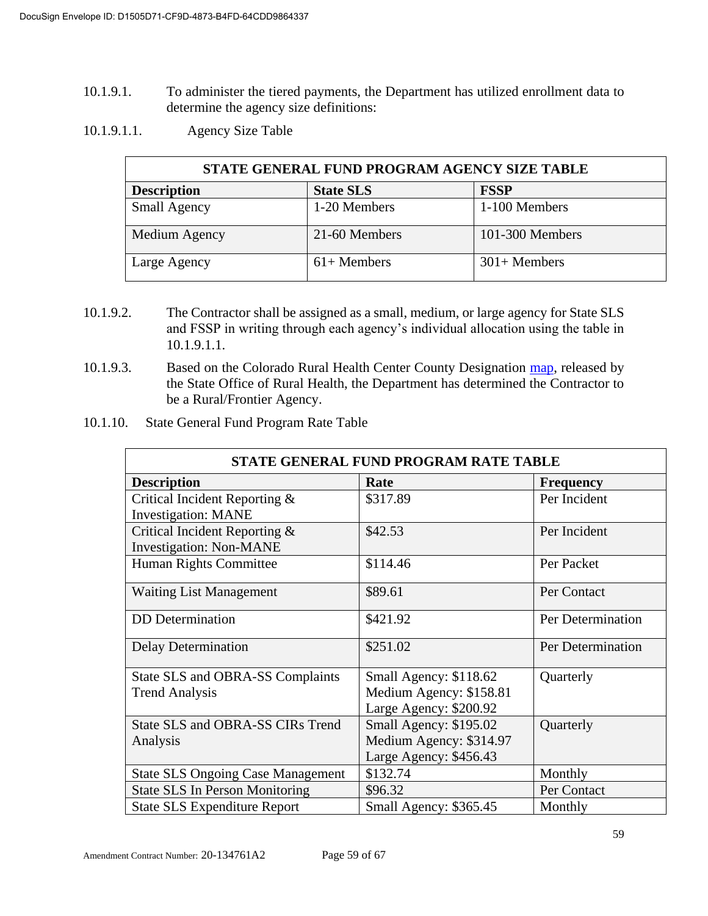10.1.9.1. To administer the tiered payments, the Department has utilized enrollment data to determine the agency size definitions:

10.1.9.1.1. Agency Size Table

| STATE GENERAL FUND PROGRAM AGENCY SIZE TABLE | | |
|---|---|---|
| **Description** | **State SLS** | **FSSP** |
| Small Agency | 1-20 Members | 1-100 Members |
| Medium Agency | 21-60 Members | 101-300 Members |
| Large Agency | 61+ Members | 301+ Members |

10.1.9.2. The Contractor shall be assigned as a small, medium, or large agency for State SLS and FSSP in writing through each agency's individual allocation using the table in 10.1.9.1.1.

10.1.9.3. Based on the Colorado Rural Health Center County Designation map, released by the State Office of Rural Health, the Department has determined the Contractor to be a Rural/Frontier Agency.

10.1.10. State General Fund Program Rate Table

| STATE GENERAL FUND PROGRAM RATE TABLE | | |
|---|---|---|
| **Description** | **Rate** | **Frequency** |
| Critical Incident Reporting & Investigation: MANE | $317.89 | Per Incident |
| Critical Incident Reporting & Investigation: Non-MANE | $42.53 | Per Incident |
| Human Rights Committee | $114.46 | Per Packet |
| Waiting List Management | $89.61 | Per Contact |
| DD Determination | $421.92 | Per Determination |
| Delay Determination | $251.02 | Per Determination |
| State SLS and OBRA-SS Complaints Trend Analysis | Small Agency: $118.62<br>Medium Agency: $158.81<br>Large Agency: $200.92 | Quarterly |
| State SLS and OBRA-SS CIRs Trend Analysis | Small Agency: $195.02<br>Medium Agency: $314.97<br>Large Agency: $456.43 | Quarterly |
| State SLS Ongoing Case Management | $132.74 | Monthly |
| State SLS In Person Monitoring | $96.32 | Per Contact |
| State SLS Expenditure Report | Small Agency: $365.45 | Monthly |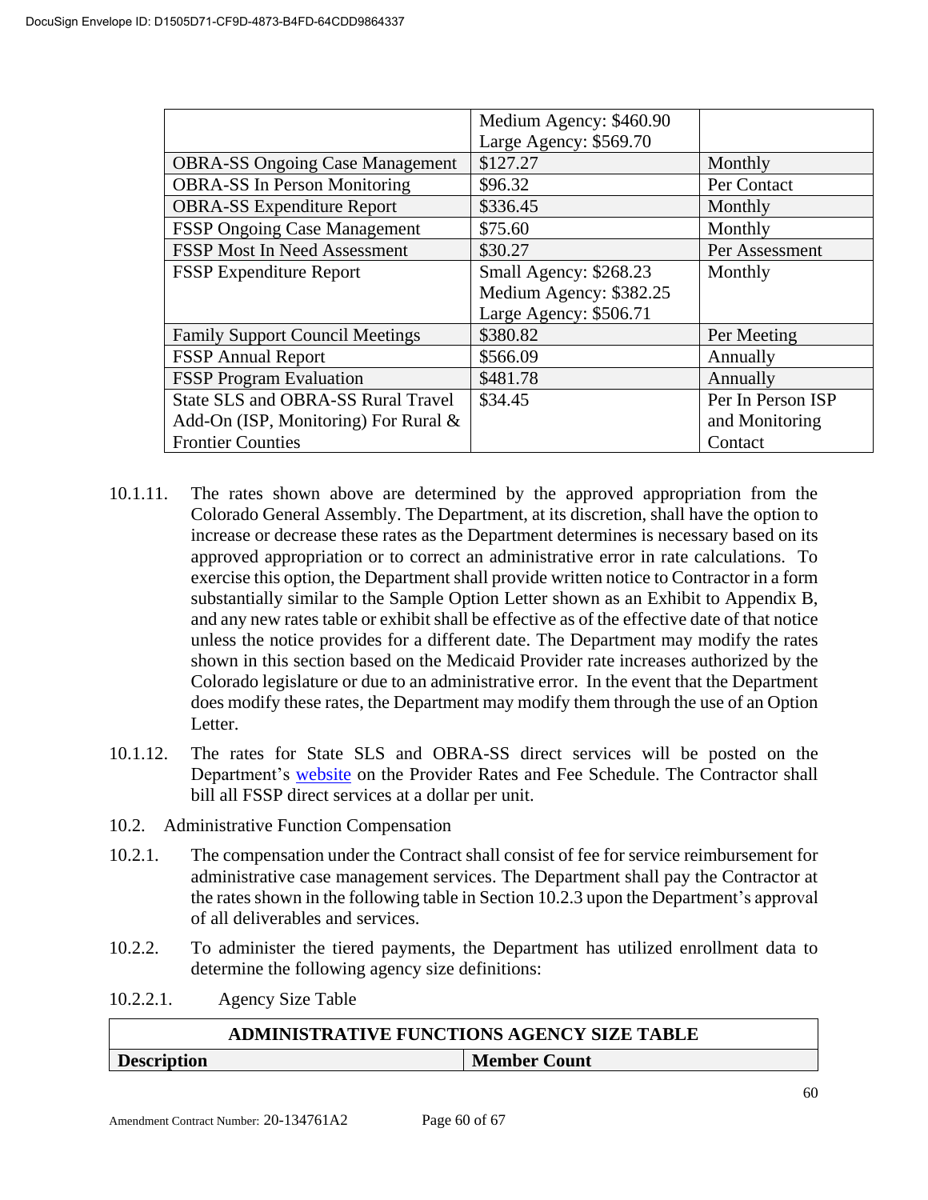| | | |
|---|---|---|
| | Medium Agency: $460.90<br>Large Agency: $569.70 | |
| OBRA-SS Ongoing Case Management | $127.27 | Monthly |
| OBRA-SS In Person Monitoring | $96.32 | Per Contact |
| OBRA-SS Expenditure Report | $336.45 | Monthly |
| FSSP Ongoing Case Management | $75.60 | Monthly |
| FSSP Most In Need Assessment | $30.27 | Per Assessment |
| FSSP Expenditure Report | Small Agency: $268.23<br>Medium Agency: $382.25<br>Large Agency: $506.71 | Monthly |
| Family Support Council Meetings | $380.82 | Per Meeting |
| FSSP Annual Report | $566.09 | Annually |
| FSSP Program Evaluation | $481.78 | Annually |
| State SLS and OBRA-SS Rural Travel Add-On (ISP, Monitoring) For Rural & Frontier Counties | $34.45 | Per In Person ISP and Monitoring Contact |

10.1.11. The rates shown above are determined by the approved appropriation from the Colorado General Assembly. The Department, at its discretion, shall have the option to increase or decrease these rates as the Department determines is necessary based on its approved appropriation or to correct an administrative error in rate calculations. To exercise this option, the Department shall provide written notice to Contractor in a form substantially similar to the Sample Option Letter shown as an Exhibit to Appendix B, and any new rates table or exhibit shall be effective as of the effective date of that notice unless the notice provides for a different date. The Department may modify the rates shown in this section based on the Medicaid Provider rate increases authorized by the Colorado legislature or due to an administrative error. In the event that the Department does modify these rates, the Department may modify them through the use of an Option Letter.

10.1.12. The rates for State SLS and OBRA-SS direct services will be posted on the Department's website on the Provider Rates and Fee Schedule. The Contractor shall bill all FSSP direct services at a dollar per unit.

10.2. Administrative Function Compensation

10.2.1. The compensation under the Contract shall consist of fee for service reimbursement for administrative case management services. The Department shall pay the Contractor at the rates shown in the following table in Section 10.2.3 upon the Department's approval of all deliverables and services.

10.2.2. To administer the tiered payments, the Department has utilized enrollment data to determine the following agency size definitions:

10.2.2.1. Agency Size Table

| ADMINISTRATIVE FUNCTIONS AGENCY SIZE TABLE | |
|---|---|
| **Description** | **Member Count** |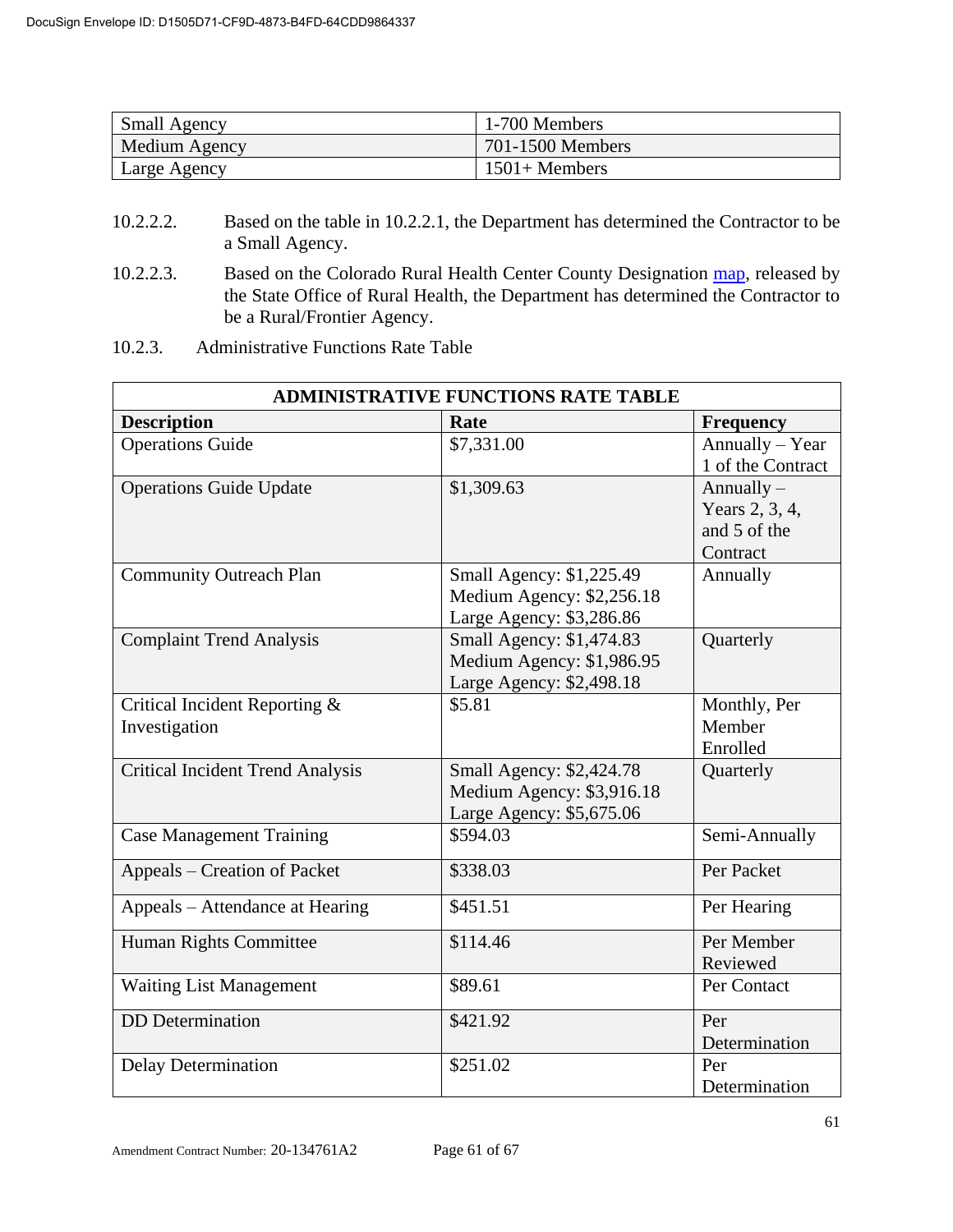| Small Agency | 1-700 Members |
|---|---|
| Medium Agency | 701-1500 Members |
| Large Agency | 1501+ Members |

10.2.2.2. Based on the table in 10.2.2.1, the Department has determined the Contractor to be a Small Agency.

10.2.2.3. Based on the Colorado Rural Health Center County Designation map, released by the State Office of Rural Health, the Department has determined the Contractor to be a Rural/Frontier Agency.

10.2.3. Administrative Functions Rate Table

| ADMINISTRATIVE FUNCTIONS RATE TABLE | | |
|---|---|---|
| **Description** | **Rate** | **Frequency** |
| Operations Guide | $7,331.00 | Annually – Year 1 of the Contract |
| Operations Guide Update | $1,309.63 | Annually – Years 2, 3, 4, and 5 of the Contract |
| Community Outreach Plan | Small Agency: $1,225.49<br>Medium Agency: $2,256.18<br>Large Agency: $3,286.86 | Annually |
| Complaint Trend Analysis | Small Agency: $1,474.83<br>Medium Agency: $1,986.95<br>Large Agency: $2,498.18 | Quarterly |
| Critical Incident Reporting & Investigation | $5.81 | Monthly, Per Member Enrolled |
| Critical Incident Trend Analysis | Small Agency: $2,424.78<br>Medium Agency: $3,916.18<br>Large Agency: $5,675.06 | Quarterly |
| Case Management Training | $594.03 | Semi-Annually |
| Appeals – Creation of Packet | $338.03 | Per Packet |
| Appeals – Attendance at Hearing | $451.51 | Per Hearing |
| Human Rights Committee | $114.46 | Per Member Reviewed |
| Waiting List Management | $89.61 | Per Contact |
| DD Determination | $421.92 | Per Determination |
| Delay Determination | $251.02 | Per Determination |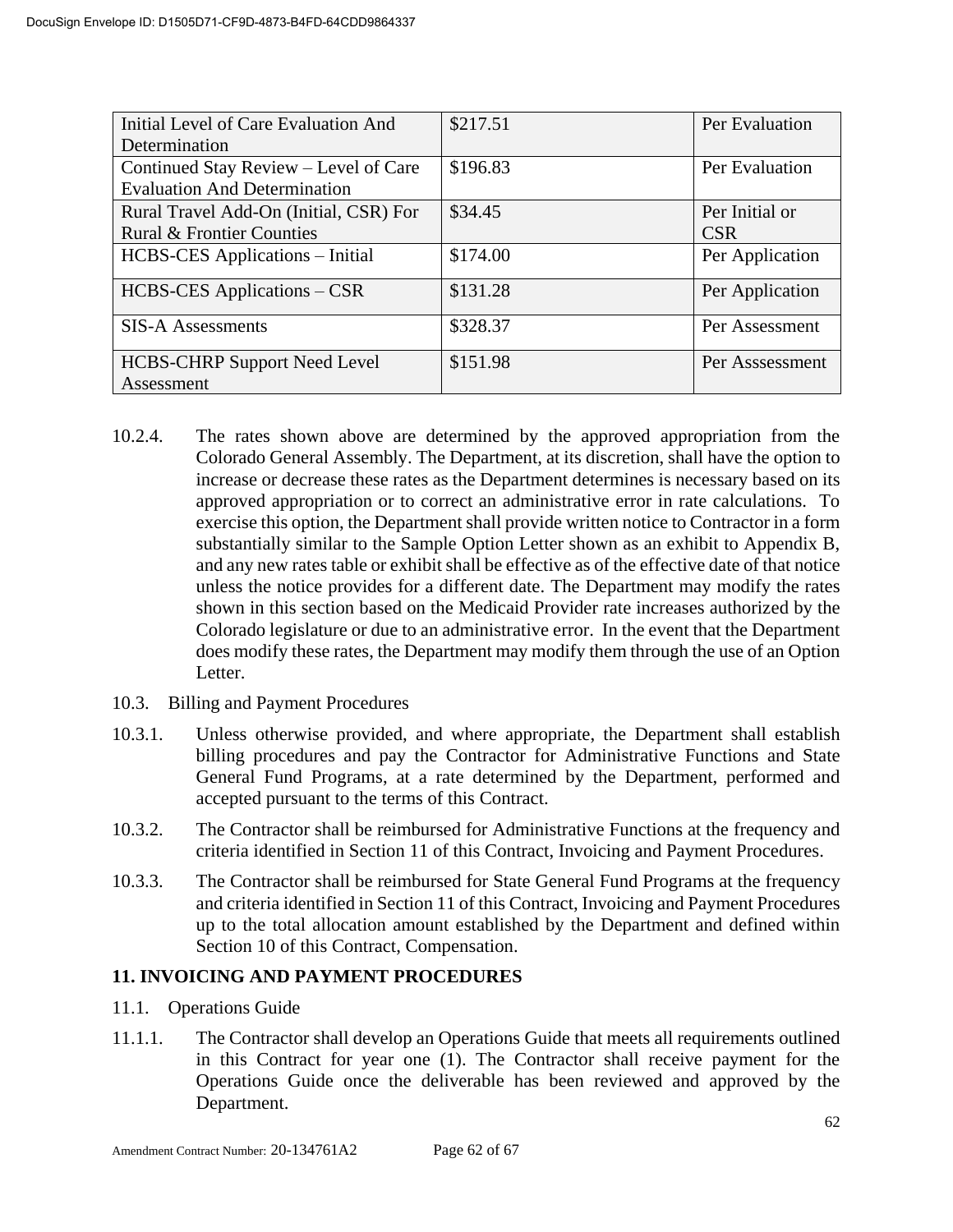| Initial Level of Care Evaluation And Determination | $217.51 | Per Evaluation |
|---|---|---|
| Continued Stay Review – Level of Care Evaluation And Determination | $196.83 | Per Evaluation |
| Rural Travel Add-On (Initial, CSR) For Rural & Frontier Counties | $34.45 | Per Initial or CSR |
| HCBS-CES Applications – Initial | $174.00 | Per Application |
| HCBS-CES Applications – CSR | $131.28 | Per Application |
| SIS-A Assessments | $328.37 | Per Assessment |
| HCBS-CHRP Support Need Level Assessment | $151.98 | Per Asssessment |

10.2.4. The rates shown above are determined by the approved appropriation from the Colorado General Assembly. The Department, at its discretion, shall have the option to increase or decrease these rates as the Department determines is necessary based on its approved appropriation or to correct an administrative error in rate calculations. To exercise this option, the Department shall provide written notice to Contractor in a form substantially similar to the Sample Option Letter shown as an exhibit to Appendix B, and any new rates table or exhibit shall be effective as of the effective date of that notice unless the notice provides for a different date. The Department may modify the rates shown in this section based on the Medicaid Provider rate increases authorized by the Colorado legislature or due to an administrative error. In the event that the Department does modify these rates, the Department may modify them through the use of an Option Letter.

10.3. Billing and Payment Procedures

10.3.1. Unless otherwise provided, and where appropriate, the Department shall establish billing procedures and pay the Contractor for Administrative Functions and State General Fund Programs, at a rate determined by the Department, performed and accepted pursuant to the terms of this Contract.

10.3.2. The Contractor shall be reimbursed for Administrative Functions at the frequency and criteria identified in Section 11 of this Contract, Invoicing and Payment Procedures.

10.3.3. The Contractor shall be reimbursed for State General Fund Programs at the frequency and criteria identified in Section 11 of this Contract, Invoicing and Payment Procedures up to the total allocation amount established by the Department and defined within Section 10 of this Contract, Compensation.

## 11. INVOICING AND PAYMENT PROCEDURES

11.1. Operations Guide

11.1.1. The Contractor shall develop an Operations Guide that meets all requirements outlined in this Contract for year one (1). The Contractor shall receive payment for the Operations Guide once the deliverable has been reviewed and approved by the Department.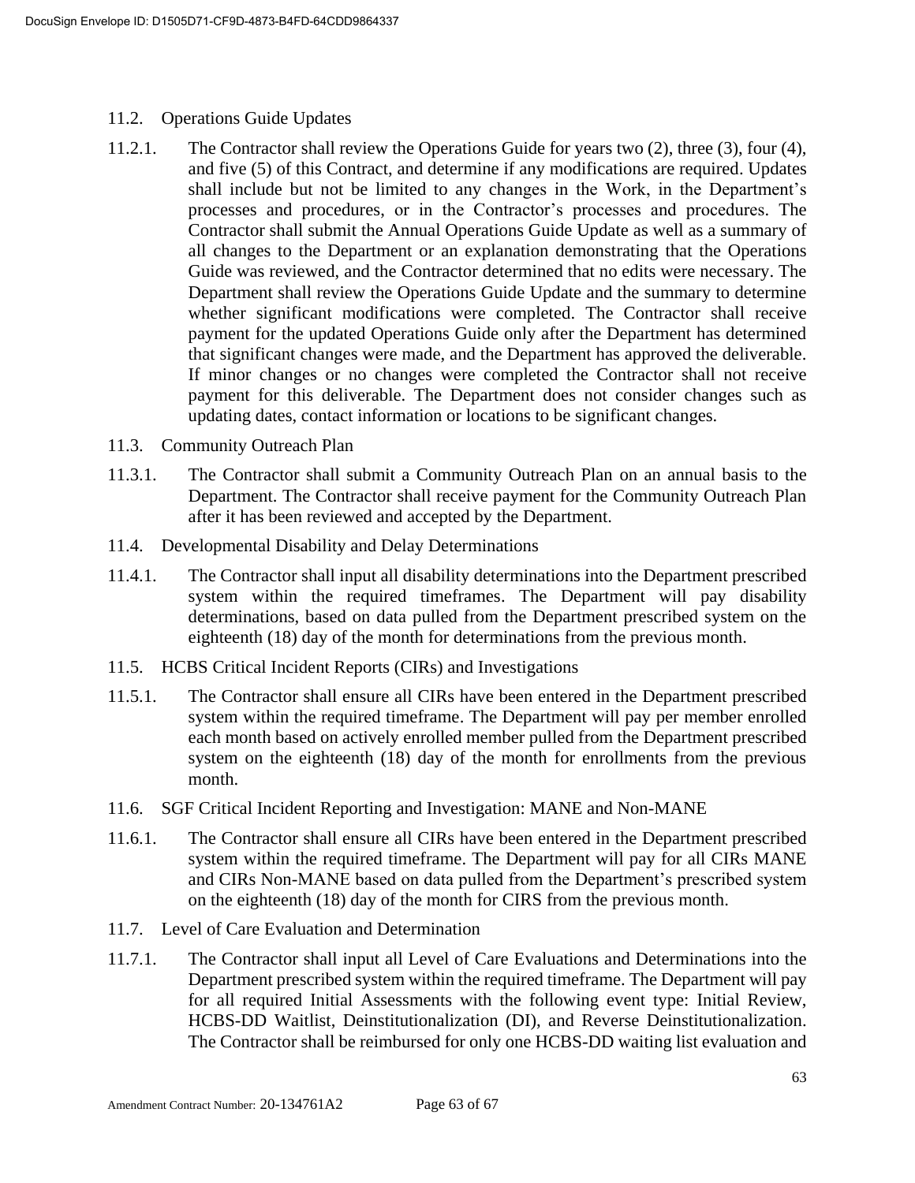11.2. Operations Guide Updates

11.2.1. The Contractor shall review the Operations Guide for years two (2), three (3), four (4), and five (5) of this Contract, and determine if any modifications are required. Updates shall include but not be limited to any changes in the Work, in the Department's processes and procedures, or in the Contractor's processes and procedures. The Contractor shall submit the Annual Operations Guide Update as well as a summary of all changes to the Department or an explanation demonstrating that the Operations Guide was reviewed, and the Contractor determined that no edits were necessary. The Department shall review the Operations Guide Update and the summary to determine whether significant modifications were completed. The Contractor shall receive payment for the updated Operations Guide only after the Department has determined that significant changes were made, and the Department has approved the deliverable. If minor changes or no changes were completed the Contractor shall not receive payment for this deliverable. The Department does not consider changes such as updating dates, contact information or locations to be significant changes.

11.3. Community Outreach Plan

11.3.1. The Contractor shall submit a Community Outreach Plan on an annual basis to the Department. The Contractor shall receive payment for the Community Outreach Plan after it has been reviewed and accepted by the Department.

11.4. Developmental Disability and Delay Determinations

11.4.1. The Contractor shall input all disability determinations into the Department prescribed system within the required timeframes. The Department will pay disability determinations, based on data pulled from the Department prescribed system on the eighteenth (18) day of the month for determinations from the previous month.

11.5. HCBS Critical Incident Reports (CIRs) and Investigations

11.5.1. The Contractor shall ensure all CIRs have been entered in the Department prescribed system within the required timeframe. The Department will pay per member enrolled each month based on actively enrolled member pulled from the Department prescribed system on the eighteenth (18) day of the month for enrollments from the previous month.

11.6. SGF Critical Incident Reporting and Investigation: MANE and Non-MANE

11.6.1. The Contractor shall ensure all CIRs have been entered in the Department prescribed system within the required timeframe. The Department will pay for all CIRs MANE and CIRs Non-MANE based on data pulled from the Department's prescribed system on the eighteenth (18) day of the month for CIRS from the previous month.

11.7. Level of Care Evaluation and Determination

11.7.1. The Contractor shall input all Level of Care Evaluations and Determinations into the Department prescribed system within the required timeframe. The Department will pay for all required Initial Assessments with the following event type: Initial Review, HCBS-DD Waitlist, Deinstitutionalization (DI), and Reverse Deinstitutionalization. The Contractor shall be reimbursed for only one HCBS-DD waiting list evaluation and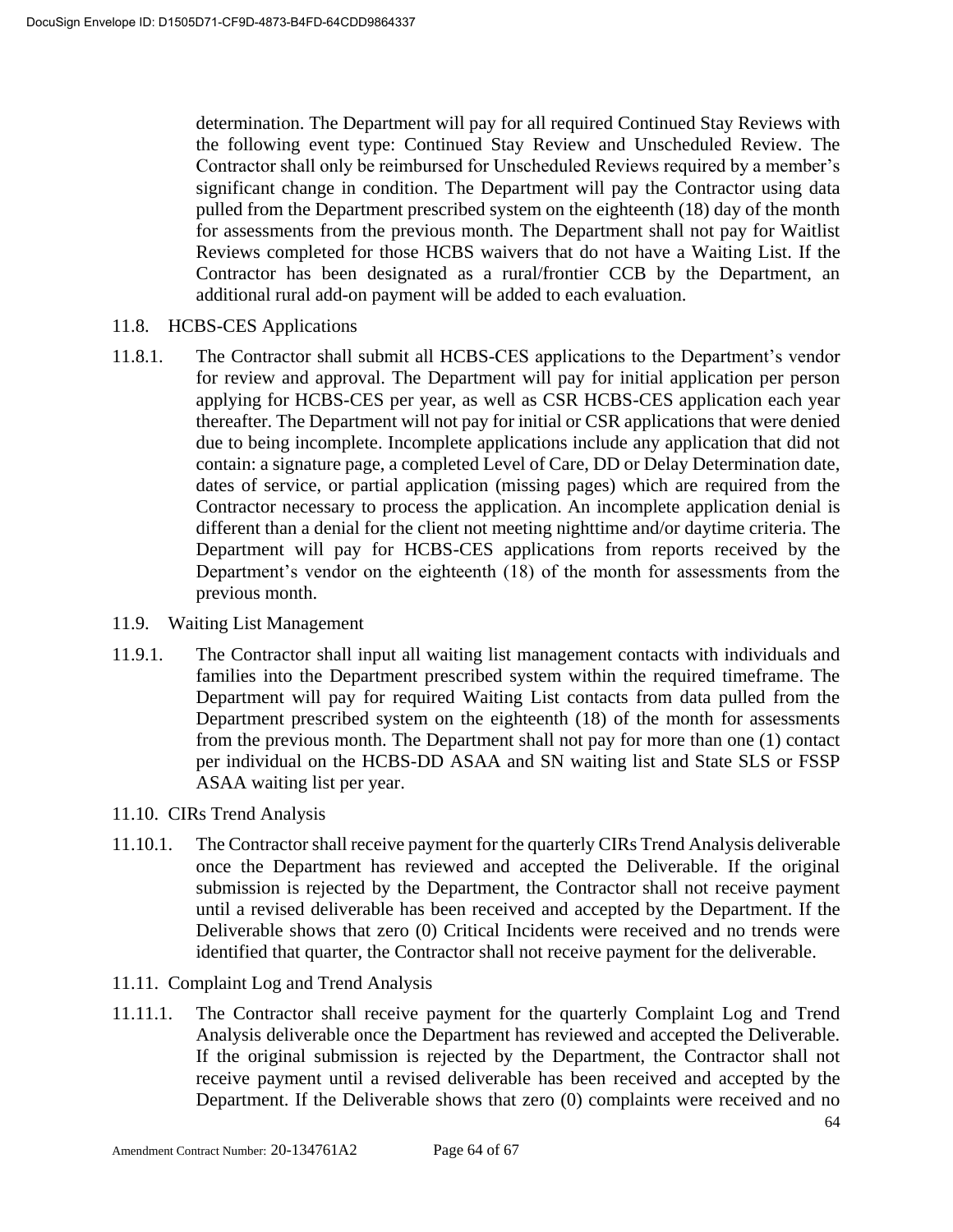determination. The Department will pay for all required Continued Stay Reviews with the following event type: Continued Stay Review and Unscheduled Review. The Contractor shall only be reimbursed for Unscheduled Reviews required by a member's significant change in condition. The Department will pay the Contractor using data pulled from the Department prescribed system on the eighteenth (18) day of the month for assessments from the previous month. The Department shall not pay for Waitlist Reviews completed for those HCBS waivers that do not have a Waiting List. If the Contractor has been designated as a rural/frontier CCB by the Department, an additional rural add-on payment will be added to each evaluation.

11.8. HCBS-CES Applications

11.8.1. The Contractor shall submit all HCBS-CES applications to the Department's vendor for review and approval. The Department will pay for initial application per person applying for HCBS-CES per year, as well as CSR HCBS-CES application each year thereafter. The Department will not pay for initial or CSR applications that were denied due to being incomplete. Incomplete applications include any application that did not contain: a signature page, a completed Level of Care, DD or Delay Determination date, dates of service, or partial application (missing pages) which are required from the Contractor necessary to process the application. An incomplete application denial is different than a denial for the client not meeting nighttime and/or daytime criteria. The Department will pay for HCBS-CES applications from reports received by the Department's vendor on the eighteenth (18) of the month for assessments from the previous month.

11.9. Waiting List Management

11.9.1. The Contractor shall input all waiting list management contacts with individuals and families into the Department prescribed system within the required timeframe. The Department will pay for required Waiting List contacts from data pulled from the Department prescribed system on the eighteenth (18) of the month for assessments from the previous month. The Department shall not pay for more than one (1) contact per individual on the HCBS-DD ASAA and SN waiting list and State SLS or FSSP ASAA waiting list per year.

11.10. CIRs Trend Analysis

11.10.1. The Contractor shall receive payment for the quarterly CIRs Trend Analysis deliverable once the Department has reviewed and accepted the Deliverable. If the original submission is rejected by the Department, the Contractor shall not receive payment until a revised deliverable has been received and accepted by the Department. If the Deliverable shows that zero (0) Critical Incidents were received and no trends were identified that quarter, the Contractor shall not receive payment for the deliverable.

11.11. Complaint Log and Trend Analysis

11.11.1. The Contractor shall receive payment for the quarterly Complaint Log and Trend Analysis deliverable once the Department has reviewed and accepted the Deliverable. If the original submission is rejected by the Department, the Contractor shall not receive payment until a revised deliverable has been received and accepted by the Department. If the Deliverable shows that zero (0) complaints were received and no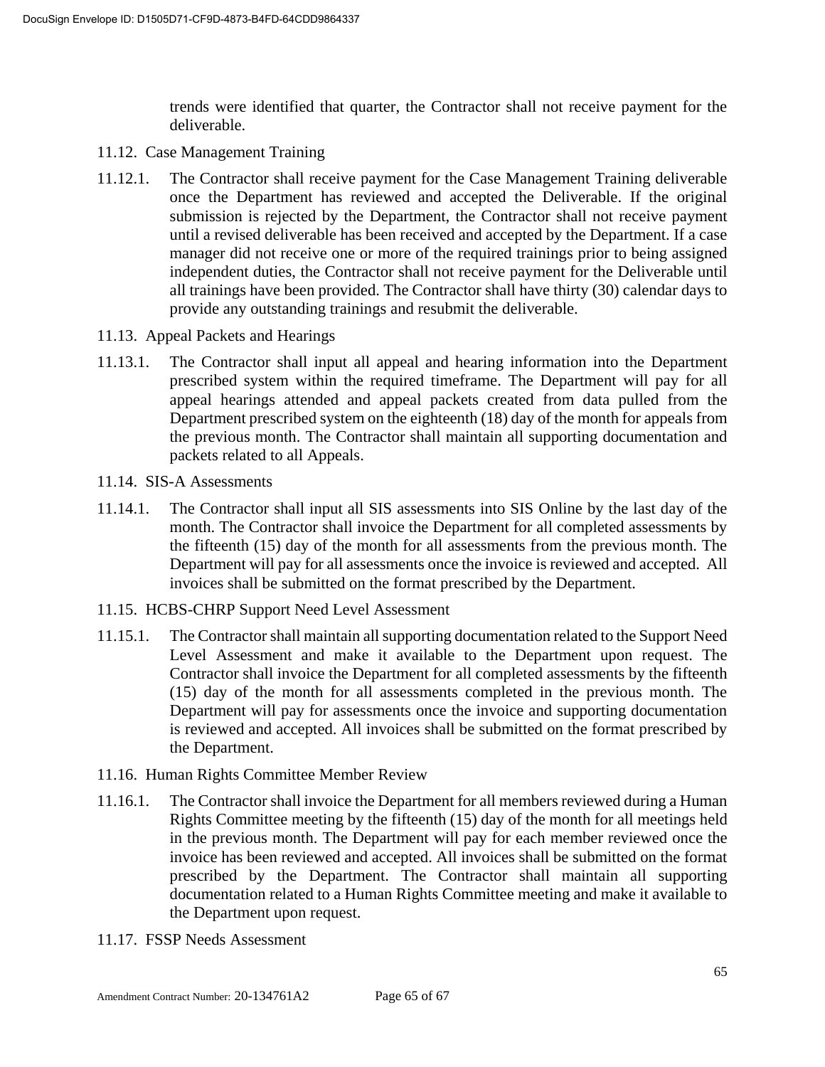trends were identified that quarter, the Contractor shall not receive payment for the deliverable.

11.12. Case Management Training

11.12.1. The Contractor shall receive payment for the Case Management Training deliverable once the Department has reviewed and accepted the Deliverable. If the original submission is rejected by the Department, the Contractor shall not receive payment until a revised deliverable has been received and accepted by the Department. If a case manager did not receive one or more of the required trainings prior to being assigned independent duties, the Contractor shall not receive payment for the Deliverable until all trainings have been provided. The Contractor shall have thirty (30) calendar days to provide any outstanding trainings and resubmit the deliverable.

11.13. Appeal Packets and Hearings

11.13.1. The Contractor shall input all appeal and hearing information into the Department prescribed system within the required timeframe. The Department will pay for all appeal hearings attended and appeal packets created from data pulled from the Department prescribed system on the eighteenth (18) day of the month for appeals from the previous month. The Contractor shall maintain all supporting documentation and packets related to all Appeals.

11.14. SIS-A Assessments

11.14.1. The Contractor shall input all SIS assessments into SIS Online by the last day of the month. The Contractor shall invoice the Department for all completed assessments by the fifteenth (15) day of the month for all assessments from the previous month. The Department will pay for all assessments once the invoice is reviewed and accepted. All invoices shall be submitted on the format prescribed by the Department.

11.15. HCBS-CHRP Support Need Level Assessment

11.15.1. The Contractor shall maintain all supporting documentation related to the Support Need Level Assessment and make it available to the Department upon request. The Contractor shall invoice the Department for all completed assessments by the fifteenth (15) day of the month for all assessments completed in the previous month. The Department will pay for assessments once the invoice and supporting documentation is reviewed and accepted. All invoices shall be submitted on the format prescribed by the Department.

11.16. Human Rights Committee Member Review

11.16.1. The Contractor shall invoice the Department for all members reviewed during a Human Rights Committee meeting by the fifteenth (15) day of the month for all meetings held in the previous month. The Department will pay for each member reviewed once the invoice has been reviewed and accepted. All invoices shall be submitted on the format prescribed by the Department. The Contractor shall maintain all supporting documentation related to a Human Rights Committee meeting and make it available to the Department upon request.

11.17. FSSP Needs Assessment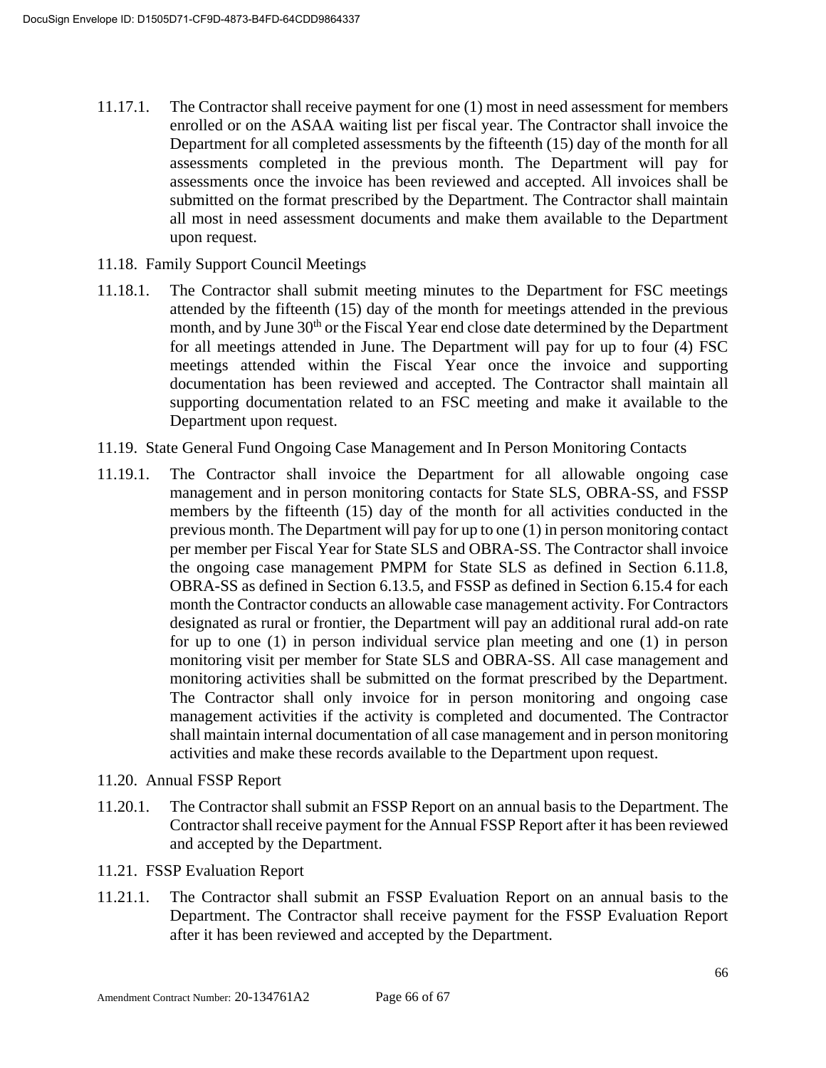11.17.1. The Contractor shall receive payment for one (1) most in need assessment for members enrolled or on the ASAA waiting list per fiscal year. The Contractor shall invoice the Department for all completed assessments by the fifteenth (15) day of the month for all assessments completed in the previous month. The Department will pay for assessments once the invoice has been reviewed and accepted. All invoices shall be submitted on the format prescribed by the Department. The Contractor shall maintain all most in need assessment documents and make them available to the Department upon request.

11.18. Family Support Council Meetings

11.18.1. The Contractor shall submit meeting minutes to the Department for FSC meetings attended by the fifteenth (15) day of the month for meetings attended in the previous month, and by June 30th or the Fiscal Year end close date determined by the Department for all meetings attended in June. The Department will pay for up to four (4) FSC meetings attended within the Fiscal Year once the invoice and supporting documentation has been reviewed and accepted. The Contractor shall maintain all supporting documentation related to an FSC meeting and make it available to the Department upon request.

11.19. State General Fund Ongoing Case Management and In Person Monitoring Contacts

11.19.1. The Contractor shall invoice the Department for all allowable ongoing case management and in person monitoring contacts for State SLS, OBRA-SS, and FSSP members by the fifteenth (15) day of the month for all activities conducted in the previous month. The Department will pay for up to one (1) in person monitoring contact per member per Fiscal Year for State SLS and OBRA-SS. The Contractor shall invoice the ongoing case management PMPM for State SLS as defined in Section 6.11.8, OBRA-SS as defined in Section 6.13.5, and FSSP as defined in Section 6.15.4 for each month the Contractor conducts an allowable case management activity. For Contractors designated as rural or frontier, the Department will pay an additional rural add-on rate for up to one (1) in person individual service plan meeting and one (1) in person monitoring visit per member for State SLS and OBRA-SS. All case management and monitoring activities shall be submitted on the format prescribed by the Department. The Contractor shall only invoice for in person monitoring and ongoing case management activities if the activity is completed and documented. The Contractor shall maintain internal documentation of all case management and in person monitoring activities and make these records available to the Department upon request.

11.20. Annual FSSP Report

11.20.1. The Contractor shall submit an FSSP Report on an annual basis to the Department. The Contractor shall receive payment for the Annual FSSP Report after it has been reviewed and accepted by the Department.

11.21. FSSP Evaluation Report

11.21.1. The Contractor shall submit an FSSP Evaluation Report on an annual basis to the Department. The Contractor shall receive payment for the FSSP Evaluation Report after it has been reviewed and accepted by the Department.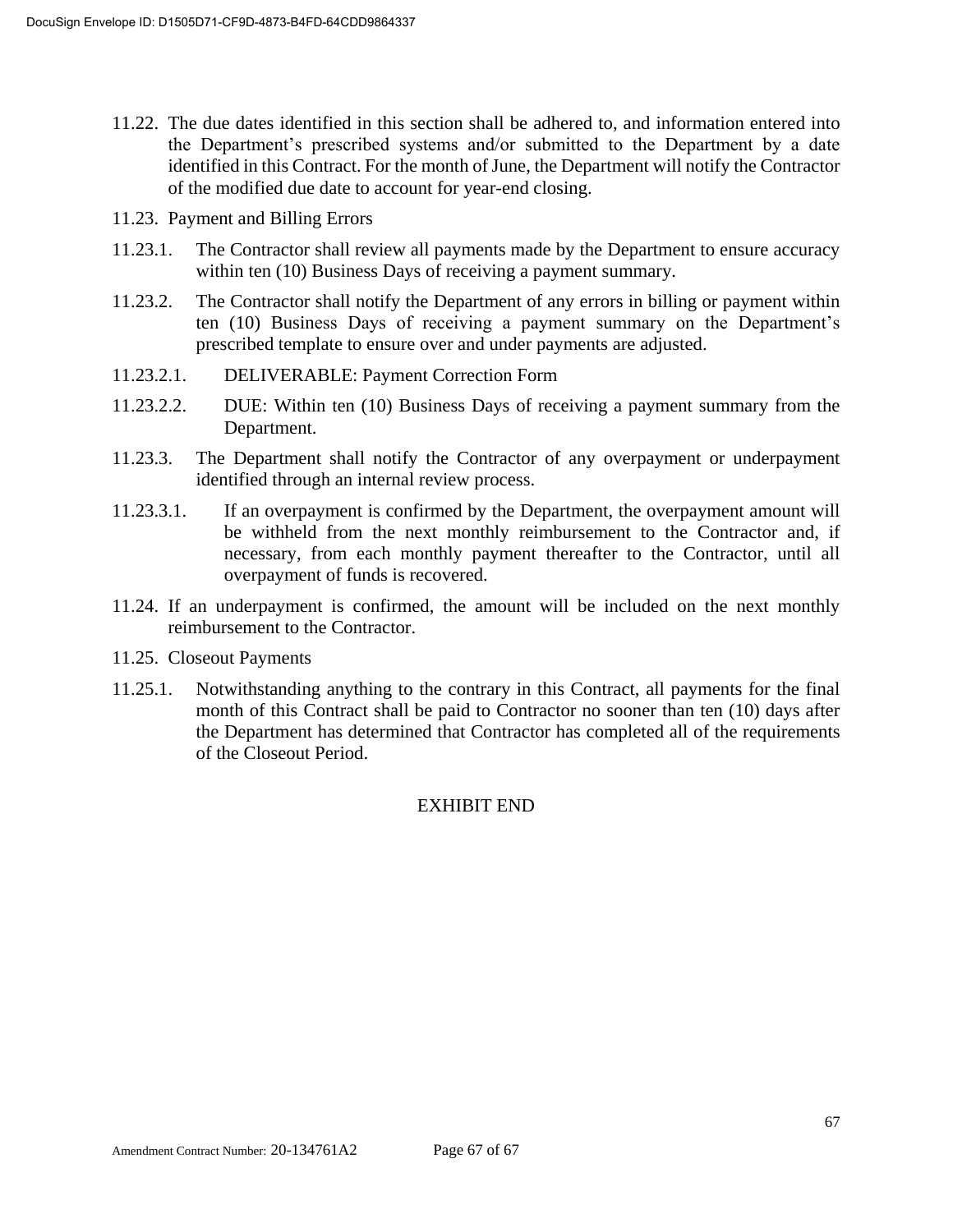11.22. The due dates identified in this section shall be adhered to, and information entered into the Department's prescribed systems and/or submitted to the Department by a date identified in this Contract. For the month of June, the Department will notify the Contractor of the modified due date to account for year-end closing.

11.23. Payment and Billing Errors

11.23.1. The Contractor shall review all payments made by the Department to ensure accuracy within ten (10) Business Days of receiving a payment summary.

11.23.2. The Contractor shall notify the Department of any errors in billing or payment within ten (10) Business Days of receiving a payment summary on the Department's prescribed template to ensure over and under payments are adjusted.

11.23.2.1. DELIVERABLE: Payment Correction Form

11.23.2.2. DUE: Within ten (10) Business Days of receiving a payment summary from the Department.

11.23.3. The Department shall notify the Contractor of any overpayment or underpayment identified through an internal review process.

11.23.3.1. If an overpayment is confirmed by the Department, the overpayment amount will be withheld from the next monthly reimbursement to the Contractor and, if necessary, from each monthly payment thereafter to the Contractor, until all overpayment of funds is recovered.

11.24. If an underpayment is confirmed, the amount will be included on the next monthly reimbursement to the Contractor.

11.25. Closeout Payments

11.25.1. Notwithstanding anything to the contrary in this Contract, all payments for the final month of this Contract shall be paid to Contractor no sooner than ten (10) days after the Department has determined that Contractor has completed all of the requirements of the Closeout Period.

EXHIBIT END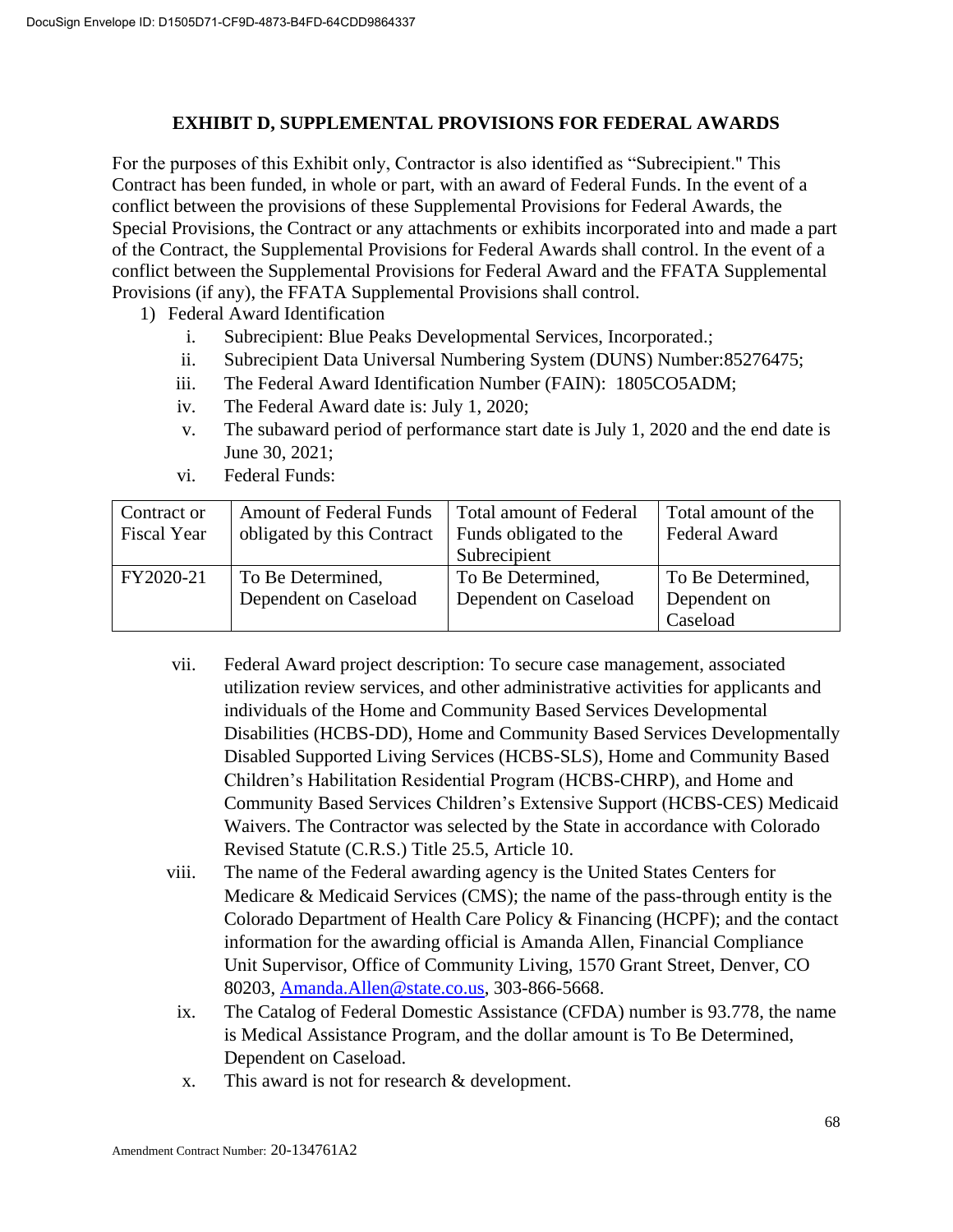## EXHIBIT D, SUPPLEMENTAL PROVISIONS FOR FEDERAL AWARDS

For the purposes of this Exhibit only, Contractor is also identified as "Subrecipient." This Contract has been funded, in whole or part, with an award of Federal Funds. In the event of a conflict between the provisions of these Supplemental Provisions for Federal Awards, the Special Provisions, the Contract or any attachments or exhibits incorporated into and made a part of the Contract, the Supplemental Provisions for Federal Awards shall control. In the event of a conflict between the Supplemental Provisions for Federal Award and the FFATA Supplemental Provisions (if any), the FFATA Supplemental Provisions shall control.

1) Federal Award Identification
   i. Subrecipient: Blue Peaks Developmental Services, Incorporated.;
   ii. Subrecipient Data Universal Numbering System (DUNS) Number:85276475;
   iii. The Federal Award Identification Number (FAIN): 1805CO5ADM;
   iv. The Federal Award date is: July 1, 2020;
   v. The subaward period of performance start date is July 1, 2020 and the end date is June 30, 2021;
   vi. Federal Funds:

| Contract or Fiscal Year | Amount of Federal Funds obligated by this Contract | Total amount of Federal Funds obligated to the Subrecipient | Total amount of the Federal Award |
|---|---|---|---|
| FY2020-21 | To Be Determined, Dependent on Caseload | To Be Determined, Dependent on Caseload | To Be Determined, Dependent on Caseload |

   vii. Federal Award project description: To secure case management, associated utilization review services, and other administrative activities for applicants and individuals of the Home and Community Based Services Developmental Disabilities (HCBS-DD), Home and Community Based Services Developmentally Disabled Supported Living Services (HCBS-SLS), Home and Community Based Children's Habilitation Residential Program (HCBS-CHRP), and Home and Community Based Services Children's Extensive Support (HCBS-CES) Medicaid Waivers. The Contractor was selected by the State in accordance with Colorado Revised Statute (C.R.S.) Title 25.5, Article 10.
   viii. The name of the Federal awarding agency is the United States Centers for Medicare & Medicaid Services (CMS); the name of the pass-through entity is the Colorado Department of Health Care Policy & Financing (HCPF); and the contact information for the awarding official is Amanda Allen, Financial Compliance Unit Supervisor, Office of Community Living, 1570 Grant Street, Denver, CO 80203, Amanda.Allen@state.co.us, 303-866-5668.
   ix. The Catalog of Federal Domestic Assistance (CFDA) number is 93.778, the name is Medical Assistance Program, and the dollar amount is To Be Determined, Dependent on Caseload.
   x. This award is not for research & development.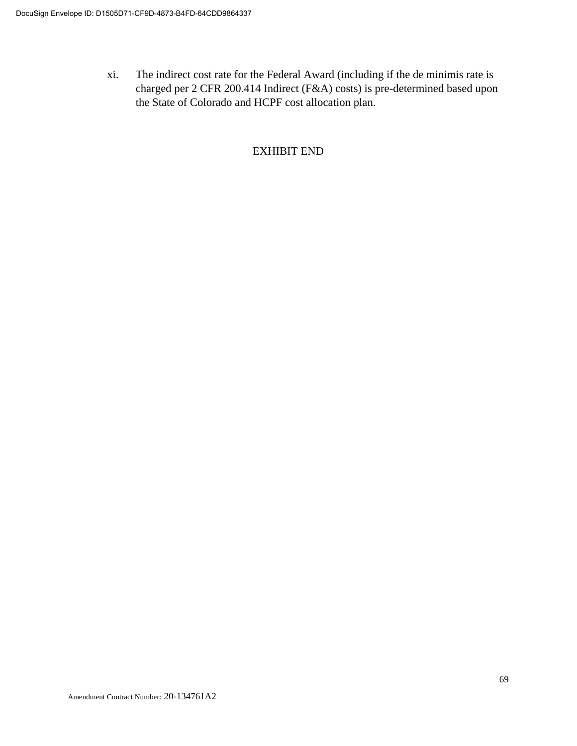xi. The indirect cost rate for the Federal Award (including if the de minimis rate is charged per 2 CFR 200.414 Indirect (F&A) costs) is pre-determined based upon the State of Colorado and HCPF cost allocation plan.

EXHIBIT END